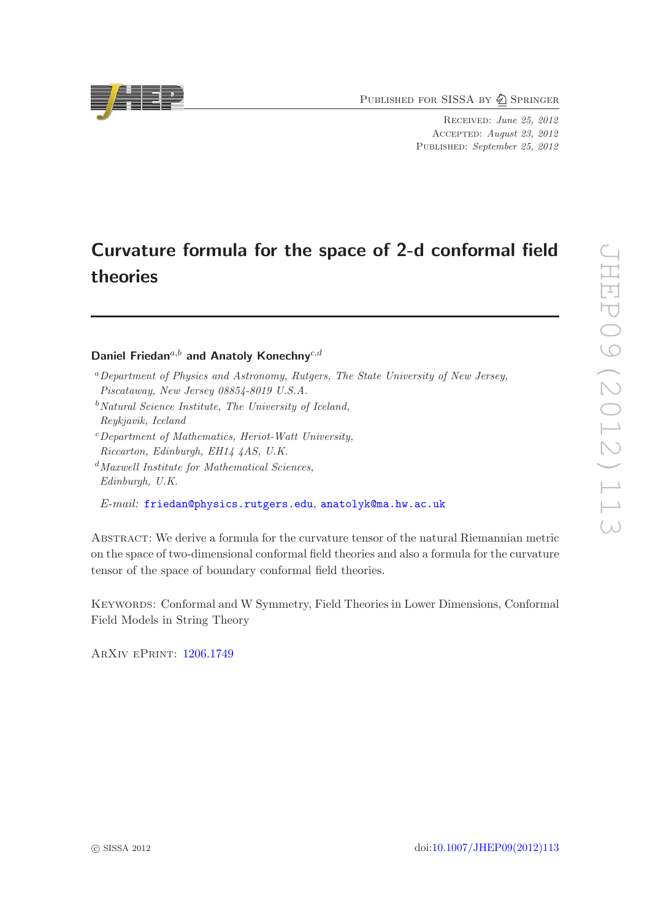Published for SISSA by Springer

Received: *June 25, 2012*
Accepted: *August 23, 2012*
Published: *September 25, 2012*

# Curvature formula for the space of 2-d conformal field theories

**Daniel Friedan[a,b] and Anatoly Konechny[c,d]**

[a] *Department of Physics and Astronomy, Rutgers, The State University of New Jersey, Piscataway, New Jersey 08854-8019 U.S.A.*

[b] *Natural Science Institute, The University of Iceland, Reykjavik, Iceland*

[c] *Department of Mathematics, Heriot-Watt University, Riccarton, Edinburgh, EH14 4AS, U.K.*

[d] *Maxwell Institute for Mathematical Sciences, Edinburgh, U.K.*

*E-mail:* friedan@physics.rutgers.edu, anatolyk@ma.hw.ac.uk

Abstract: We derive a formula for the curvature tensor of the natural Riemannian metric on the space of two-dimensional conformal field theories and also a formula for the curvature tensor of the space of boundary conformal field theories.

Keywords: Conformal and W Symmetry, Field Theories in Lower Dimensions, Conformal Field Models in String Theory

ArXiv ePrint: 1206.1749

© SISSA 2012

doi:10.1007/JHEP09(2012)113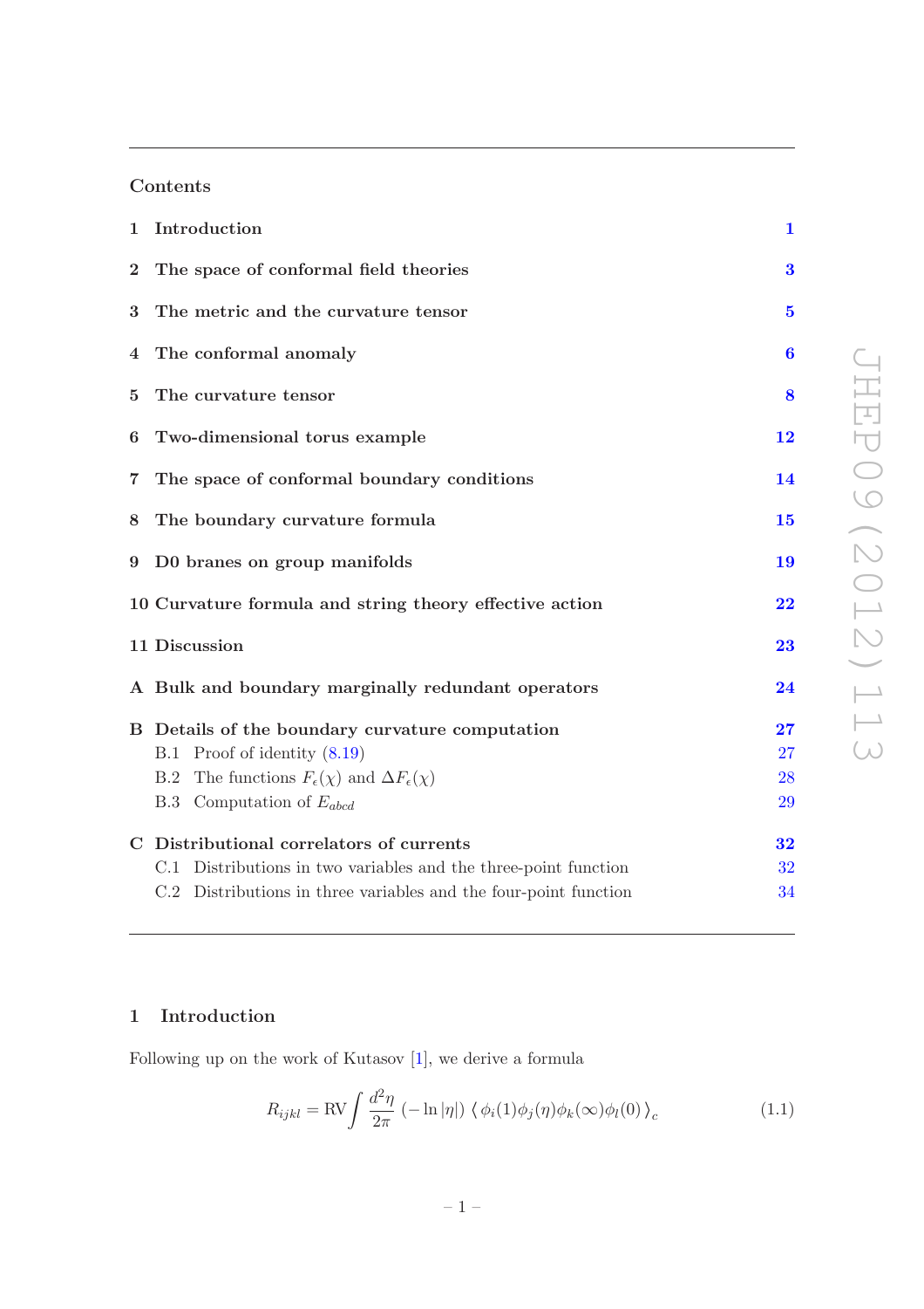## Contents

| | | |
|---|---|---|
| 1 | Introduction | 1 |
| 2 | The space of conformal field theories | 3 |
| 3 | The metric and the curvature tensor | 5 |
| 4 | The conformal anomaly | 6 |
| 5 | The curvature tensor | 8 |
| 6 | Two-dimensional torus example | 12 |
| 7 | The space of conformal boundary conditions | 14 |
| 8 | The boundary curvature formula | 15 |
| 9 | D0 branes on group manifolds | 19 |
| 10 | Curvature formula and string theory effective action | 22 |
| 11 | Discussion | 23 |
| A | Bulk and boundary marginally redundant operators | 24 |
| B | Details of the boundary curvature computation | 27 |
| | B.1 Proof of identity (8.19) | 27 |
| | B.2 The functions $F_\epsilon(\chi)$ and $\Delta F_\epsilon(\chi)$ | 28 |
| | B.3 Computation of $E_{abcd}$ | 29 |
| C | Distributional correlators of currents | 32 |
| | C.1 Distributions in two variables and the three-point function | 32 |
| | C.2 Distributions in three variables and the four-point function | 34 |

## 1 Introduction

Following up on the work of Kutasov [1], we derive a formula

$$R_{ijkl} = \mathrm{RV}\int \frac{d^2\eta}{2\pi}\,(-\ln|\eta|)\,\langle\,\phi_i(1)\phi_j(\eta)\phi_k(\infty)\phi_l(0)\,\rangle_c \tag{1.1}$$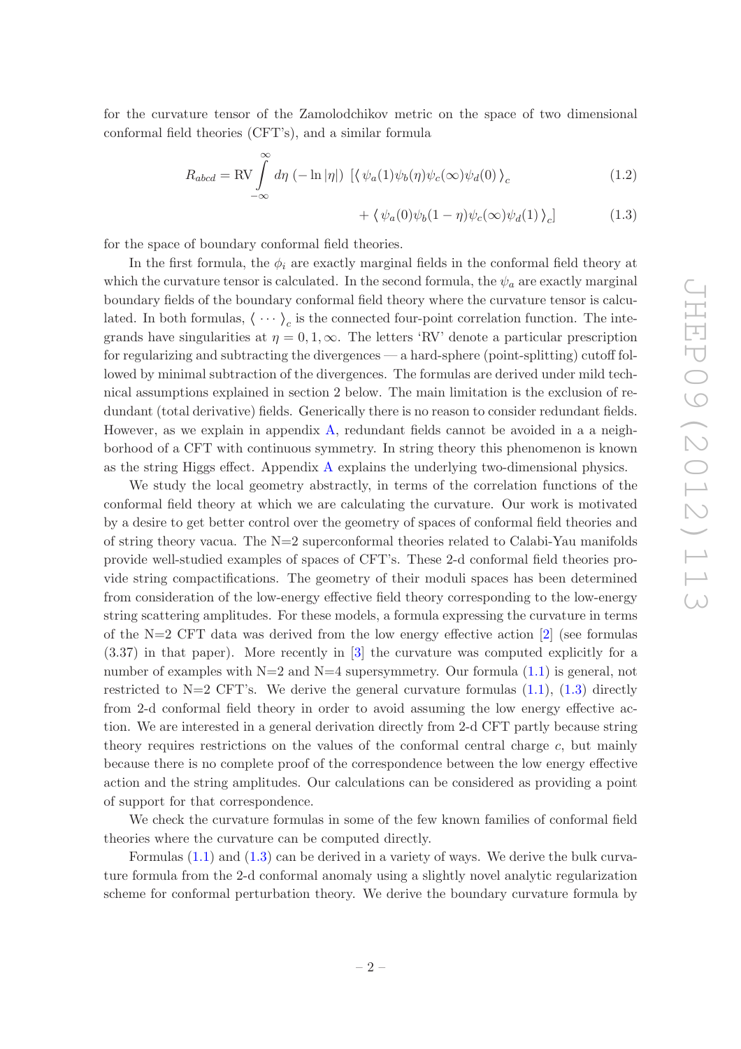for the curvature tensor of the Zamolodchikov metric on the space of two dimensional conformal field theories (CFT's), and a similar formula

$$R_{abcd} = \mathrm{RV}\int_{-\infty}^{\infty} d\eta\, (-\ln|\eta|)\ \big[\langle\, \psi_a(1)\psi_b(\eta)\psi_c(\infty)\psi_d(0)\,\rangle_c \tag{1.2}$$

$$+ \langle\, \psi_a(0)\psi_b(1-\eta)\psi_c(\infty)\psi_d(1)\,\rangle_c\big] \tag{1.3}$$

for the space of boundary conformal field theories.

In the first formula, the $\phi_i$ are exactly marginal fields in the conformal field theory at which the curvature tensor is calculated. In the second formula, the $\psi_a$ are exactly marginal boundary fields of the boundary conformal field theory where the curvature tensor is calculated. In both formulas, $\langle \cdots \rangle_c$ is the connected four-point correlation function. The integrands have singularities at $\eta = 0, 1, \infty$. The letters 'RV' denote a particular prescription for regularizing and subtracting the divergences — a hard-sphere (point-splitting) cutoff followed by minimal subtraction of the divergences. The formulas are derived under mild technical assumptions explained in section 2 below. The main limitation is the exclusion of redundant (total derivative) fields. Generically there is no reason to consider redundant fields. However, as we explain in appendix A, redundant fields cannot be avoided in a a neighborhood of a CFT with continuous symmetry. In string theory this phenomenon is known as the string Higgs effect. Appendix A explains the underlying two-dimensional physics.

We study the local geometry abstractly, in terms of the correlation functions of the conformal field theory at which we are calculating the curvature. Our work is motivated by a desire to get better control over the geometry of spaces of conformal field theories and of string theory vacua. The N=2 superconformal theories related to Calabi-Yau manifolds provide well-studied examples of spaces of CFT's. These 2-d conformal field theories provide string compactifications. The geometry of their moduli spaces has been determined from consideration of the low-energy effective field theory corresponding to the low-energy string scattering amplitudes. For these models, a formula expressing the curvature in terms of the N=2 CFT data was derived from the low energy effective action [2] (see formulas (3.37) in that paper). More recently in [3] the curvature was computed explicitly for a number of examples with N=2 and N=4 supersymmetry. Our formula (1.1) is general, not restricted to N=2 CFT's. We derive the general curvature formulas (1.1), (1.3) directly from 2-d conformal field theory in order to avoid assuming the low energy effective action. We are interested in a general derivation directly from 2-d CFT partly because string theory requires restrictions on the values of the conformal central charge $c$, but mainly because there is no complete proof of the correspondence between the low energy effective action and the string amplitudes. Our calculations can be considered as providing a point of support for that correspondence.

We check the curvature formulas in some of the few known families of conformal field theories where the curvature can be computed directly.

Formulas (1.1) and (1.3) can be derived in a variety of ways. We derive the bulk curvature formula from the 2-d conformal anomaly using a slightly novel analytic regularization scheme for conformal perturbation theory. We derive the boundary curvature formula by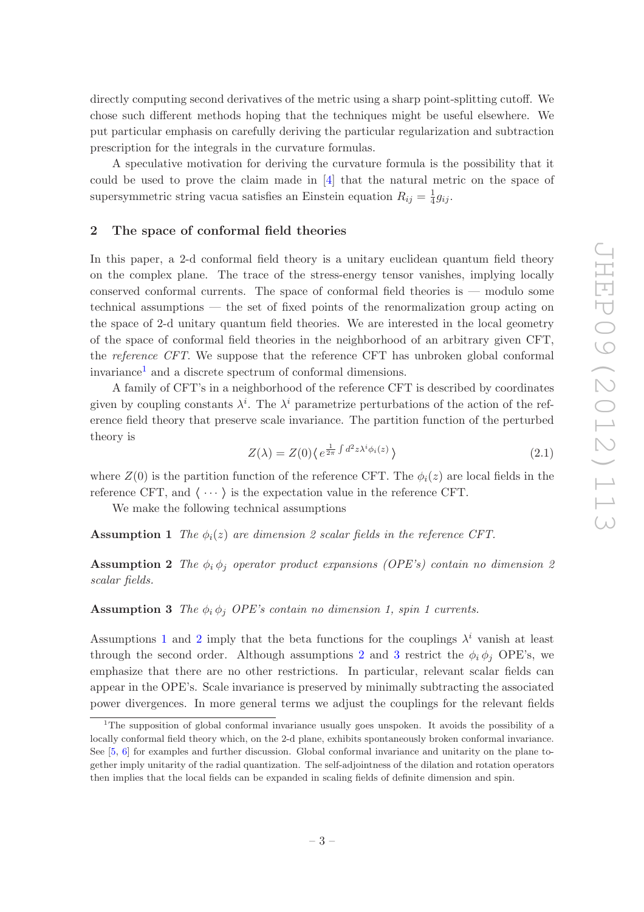directly computing second derivatives of the metric using a sharp point-splitting cutoff. We chose such different methods hoping that the techniques might be useful elsewhere. We put particular emphasis on carefully deriving the particular regularization and subtraction prescription for the integrals in the curvature formulas.

A speculative motivation for deriving the curvature formula is the possibility that it could be used to prove the claim made in [4] that the natural metric on the space of supersymmetric string vacua satisfies an Einstein equation $R_{ij} = \frac{1}{4} g_{ij}$.

## 2 The space of conformal field theories

In this paper, a 2-d conformal field theory is a unitary euclidean quantum field theory on the complex plane. The trace of the stress-energy tensor vanishes, implying locally conserved conformal currents. The space of conformal field theories is — modulo some technical assumptions — the set of fixed points of the renormalization group acting on the space of 2-d unitary quantum field theories. We are interested in the local geometry of the space of conformal field theories in the neighborhood of an arbitrary given CFT, the *reference CFT*. We suppose that the reference CFT has unbroken global conformal invariance[1] and a discrete spectrum of conformal dimensions.

A family of CFT's in a neighborhood of the reference CFT is described by coordinates given by coupling constants $\lambda^i$. The $\lambda^i$ parametrize perturbations of the action of the reference field theory that preserve scale invariance. The partition function of the perturbed theory is

$$Z(\lambda) = Z(0) \langle \, e^{\frac{1}{2\pi} \int d^2 z \lambda^i \phi_i(z)} \, \rangle \tag{2.1}$$

where $Z(0)$ is the partition function of the reference CFT. The $\phi_i(z)$ are local fields in the reference CFT, and $\langle \cdots \rangle$ is the expectation value in the reference CFT.

We make the following technical assumptions

**Assumption 1** *The $\phi_i(z)$ are dimension 2 scalar fields in the reference CFT.*

**Assumption 2** *The $\phi_i \, \phi_j$ operator product expansions (OPE's) contain no dimension 2 scalar fields.*

**Assumption 3** *The $\phi_i \, \phi_j$ OPE's contain no dimension 1, spin 1 currents.*

Assumptions 1 and 2 imply that the beta functions for the couplings $\lambda^i$ vanish at least through the second order. Although assumptions 2 and 3 restrict the $\phi_i \, \phi_j$ OPE's, we emphasize that there are no other restrictions. In particular, relevant scalar fields can appear in the OPE's. Scale invariance is preserved by minimally subtracting the associated power divergences. In more general terms we adjust the couplings for the relevant fields

[1] The supposition of global conformal invariance usually goes unspoken. It avoids the possibility of a locally conformal field theory which, on the 2-d plane, exhibits spontaneously broken conformal invariance. See [5, 6] for examples and further discussion. Global conformal invariance and unitarity on the plane together imply unitarity of the radial quantization. The self-adjointness of the dilation and rotation operators then implies that the local fields can be expanded in scaling fields of definite dimension and spin.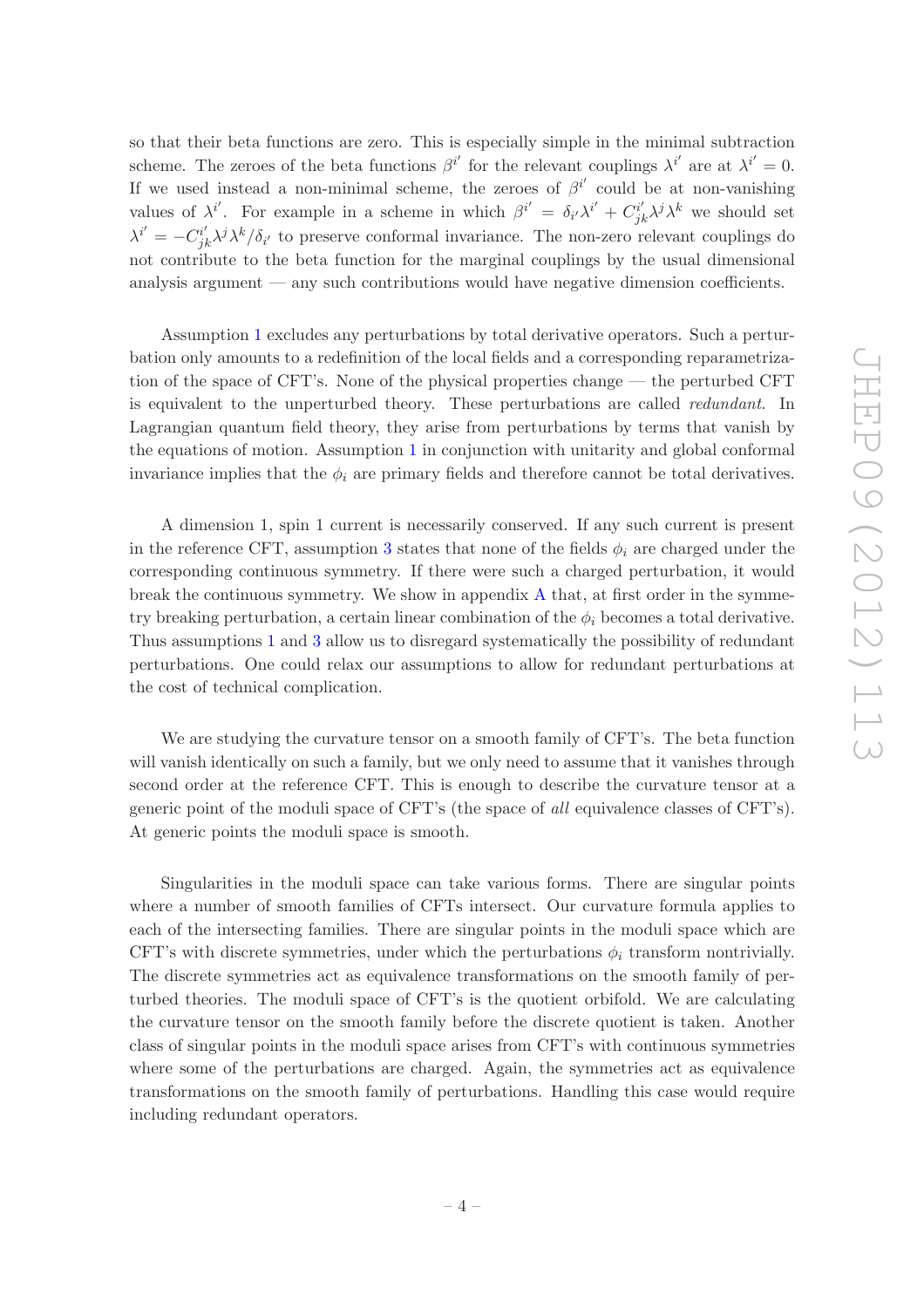so that their beta functions are zero. This is especially simple in the minimal subtraction scheme. The zeroes of the beta functions $\beta^{i'}$ for the relevant couplings $\lambda^{i'}$ are at $\lambda^{i'} = 0$. If we used instead a non-minimal scheme, the zeroes of $\beta^{i'}$ could be at non-vanishing values of $\lambda^{i'}$. For example in a scheme in which $\beta^{i'} = \delta_{i'}\lambda^{i'} + C^{i'}_{jk}\lambda^j\lambda^k$ we should set $\lambda^{i'} = -C^{i'}_{jk}\lambda^j\lambda^k/\delta_{i'}$ to preserve conformal invariance. The non-zero relevant couplings do not contribute to the beta function for the marginal couplings by the usual dimensional analysis argument — any such contributions would have negative dimension coefficients.

Assumption 1 excludes any perturbations by total derivative operators. Such a perturbation only amounts to a redefinition of the local fields and a corresponding reparametrization of the space of CFT's. None of the physical properties change — the perturbed CFT is equivalent to the unperturbed theory. These perturbations are called *redundant*. In Lagrangian quantum field theory, they arise from perturbations by terms that vanish by the equations of motion. Assumption 1 in conjunction with unitarity and global conformal invariance implies that the $\phi_i$ are primary fields and therefore cannot be total derivatives.

A dimension 1, spin 1 current is necessarily conserved. If any such current is present in the reference CFT, assumption 3 states that none of the fields $\phi_i$ are charged under the corresponding continuous symmetry. If there were such a charged perturbation, it would break the continuous symmetry. We show in appendix A that, at first order in the symmetry breaking perturbation, a certain linear combination of the $\phi_i$ becomes a total derivative. Thus assumptions 1 and 3 allow us to disregard systematically the possibility of redundant perturbations. One could relax our assumptions to allow for redundant perturbations at the cost of technical complication.

We are studying the curvature tensor on a smooth family of CFT's. The beta function will vanish identically on such a family, but we only need to assume that it vanishes through second order at the reference CFT. This is enough to describe the curvature tensor at a generic point of the moduli space of CFT's (the space of *all* equivalence classes of CFT's). At generic points the moduli space is smooth.

Singularities in the moduli space can take various forms. There are singular points where a number of smooth families of CFTs intersect. Our curvature formula applies to each of the intersecting families. There are singular points in the moduli space which are CFT's with discrete symmetries, under which the perturbations $\phi_i$ transform nontrivially. The discrete symmetries act as equivalence transformations on the smooth family of perturbed theories. The moduli space of CFT's is the quotient orbifold. We are calculating the curvature tensor on the smooth family before the discrete quotient is taken. Another class of singular points in the moduli space arises from CFT's with continuous symmetries where some of the perturbations are charged. Again, the symmetries act as equivalence transformations on the smooth family of perturbations. Handling this case would require including redundant operators.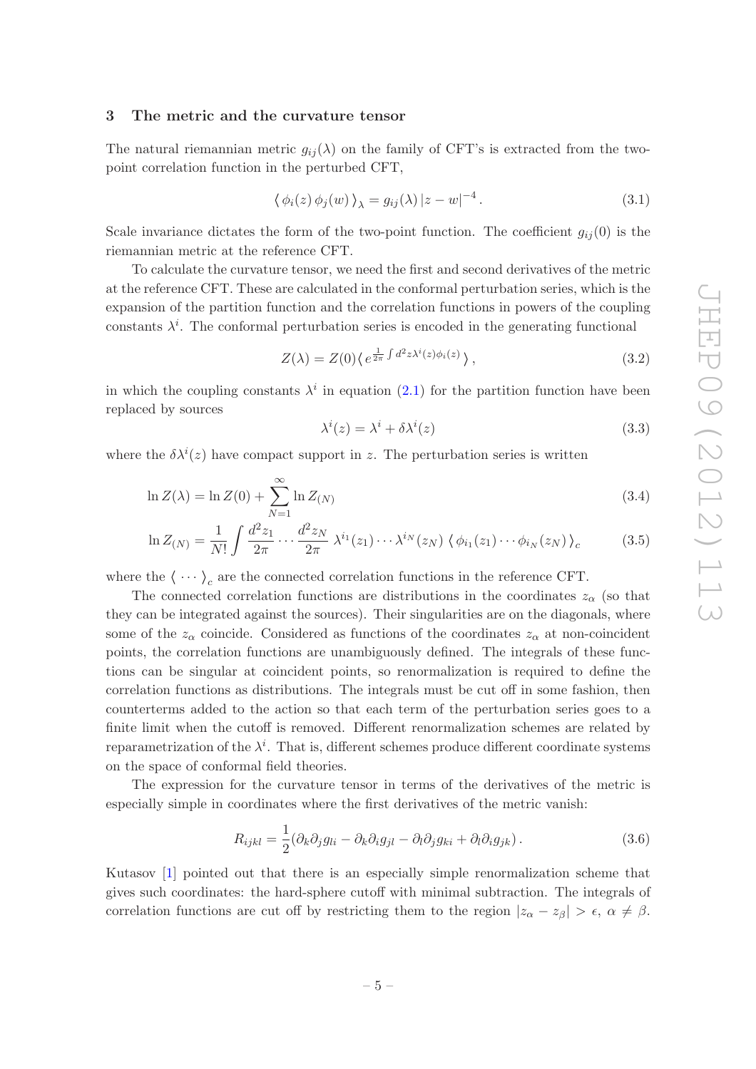## 3 The metric and the curvature tensor

The natural riemannian metric $g_{ij}(\lambda)$ on the family of CFT's is extracted from the two-point correlation function in the perturbed CFT,

$$\langle \phi_i(z)\, \phi_j(w) \rangle_\lambda = g_{ij}(\lambda)\, |z-w|^{-4} \,. \tag{3.1}$$

Scale invariance dictates the form of the two-point function. The coefficient $g_{ij}(0)$ is the riemannian metric at the reference CFT.

To calculate the curvature tensor, we need the first and second derivatives of the metric at the reference CFT. These are calculated in the conformal perturbation series, which is the expansion of the partition function and the correlation functions in powers of the coupling constants $\lambda^i$. The conformal perturbation series is encoded in the generating functional

$$Z(\lambda) = Z(0) \langle\, e^{\frac{1}{2\pi}\int d^2z \lambda^i(z)\phi_i(z)} \,\rangle \,, \tag{3.2}$$

in which the coupling constants $\lambda^i$ in equation (2.1) for the partition function have been replaced by sources

$$\lambda^i(z) = \lambda^i + \delta\lambda^i(z) \tag{3.3}$$

where the $\delta\lambda^i(z)$ have compact support in $z$. The perturbation series is written

$$\ln Z(\lambda) = \ln Z(0) + \sum_{N=1}^{\infty} \ln Z_{(N)} \tag{3.4}$$

$$\ln Z_{(N)} = \frac{1}{N!} \int \frac{d^2 z_1}{2\pi} \cdots \frac{d^2 z_N}{2\pi}\; \lambda^{i_1}(z_1) \cdots \lambda^{i_N}(z_N)\; \langle\, \phi_{i_1}(z_1) \cdots \phi_{i_N}(z_N) \,\rangle_c \tag{3.5}$$

where the $\langle \cdots \rangle_c$ are the connected correlation functions in the reference CFT.

The connected correlation functions are distributions in the coordinates $z_\alpha$ (so that they can be integrated against the sources). Their singularities are on the diagonals, where some of the $z_\alpha$ coincide. Considered as functions of the coordinates $z_\alpha$ at non-coincident points, the correlation functions are unambiguously defined. The integrals of these functions can be singular at coincident points, so renormalization is required to define the correlation functions as distributions. The integrals must be cut off in some fashion, then counterterms added to the action so that each term of the perturbation series goes to a finite limit when the cutoff is removed. Different renormalization schemes are related by reparametrization of the $\lambda^i$. That is, different schemes produce different coordinate systems on the space of conformal field theories.

The expression for the curvature tensor in terms of the derivatives of the metric is especially simple in coordinates where the first derivatives of the metric vanish:

$$R_{ijkl} = \frac{1}{2}(\partial_k\partial_j g_{li} - \partial_k\partial_i g_{jl} - \partial_l\partial_j g_{ki} + \partial_l\partial_i g_{jk}) \,. \tag{3.6}$$

Kutasov [1] pointed out that there is an especially simple renormalization scheme that gives such coordinates: the hard-sphere cutoff with minimal subtraction. The integrals of correlation functions are cut off by restricting them to the region $|z_\alpha - z_\beta| > \epsilon$, $\alpha \neq \beta$.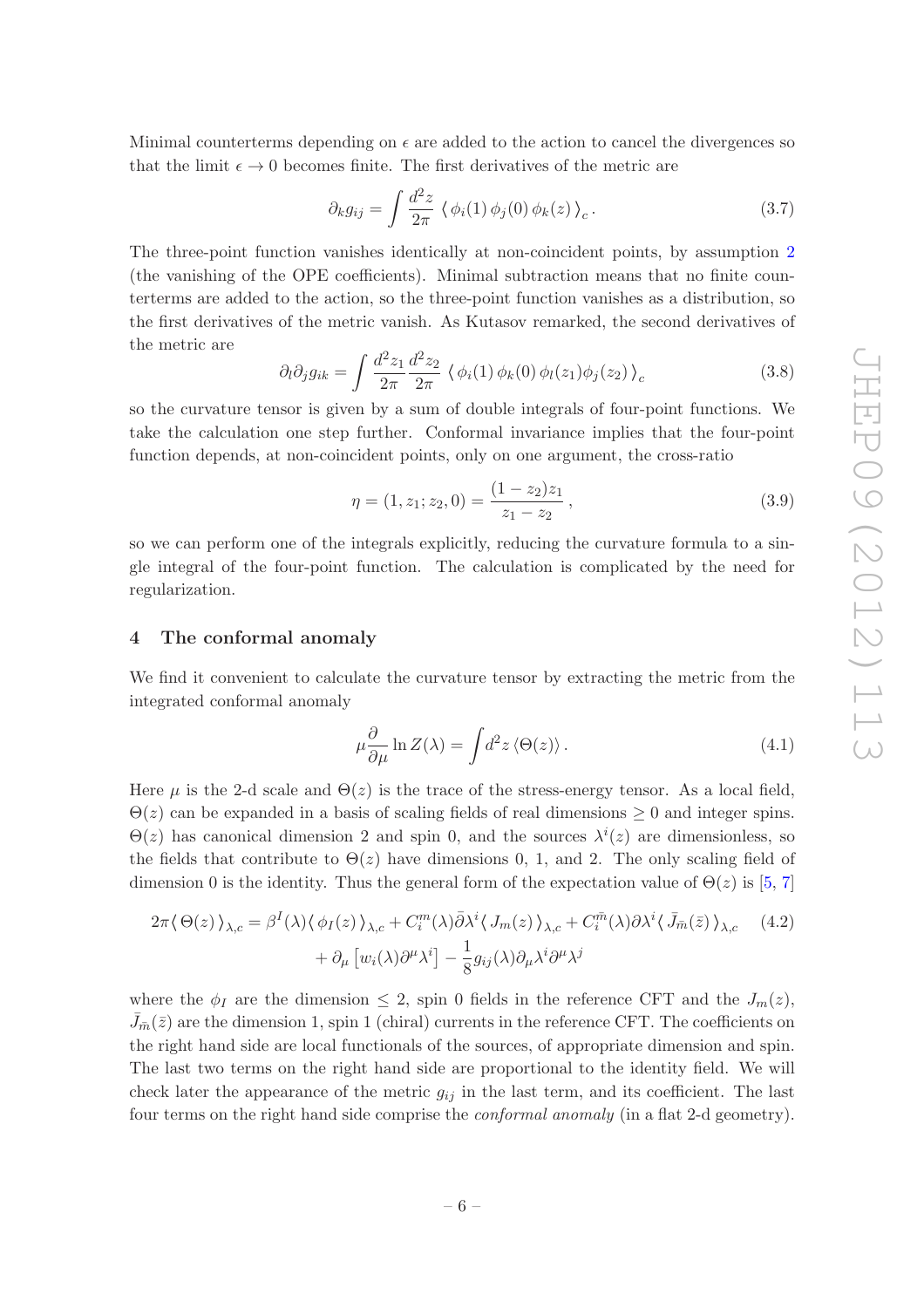Minimal counterterms depending on $\epsilon$ are added to the action to cancel the divergences so that the limit $\epsilon \to 0$ becomes finite. The first derivatives of the metric are

$$\partial_k g_{ij} = \int \frac{d^2 z}{2\pi} \, \langle \, \phi_i(1) \, \phi_j(0) \, \phi_k(z) \, \rangle_c \, . \tag{3.7}$$

The three-point function vanishes identically at non-coincident points, by assumption 2 (the vanishing of the OPE coefficients). Minimal subtraction means that no finite counterterms are added to the action, so the three-point function vanishes as a distribution, so the first derivatives of the metric vanish. As Kutasov remarked, the second derivatives of the metric are

$$\partial_l \partial_j g_{ik} = \int \frac{d^2 z_1}{2\pi} \frac{d^2 z_2}{2\pi} \, \langle \, \phi_i(1) \, \phi_k(0) \, \phi_l(z_1) \phi_j(z_2) \, \rangle_c \tag{3.8}$$

so the curvature tensor is given by a sum of double integrals of four-point functions. We take the calculation one step further. Conformal invariance implies that the four-point function depends, at non-coincident points, only on one argument, the cross-ratio

$$\eta = (1, z_1; z_2, 0) = \frac{(1 - z_2) z_1}{z_1 - z_2} \, , \tag{3.9}$$

so we can perform one of the integrals explicitly, reducing the curvature formula to a single integral of the four-point function. The calculation is complicated by the need for regularization.

## 4 The conformal anomaly

We find it convenient to calculate the curvature tensor by extracting the metric from the integrated conformal anomaly

$$\mu \frac{\partial}{\partial \mu} \ln Z(\lambda) = \int d^2 z \, \langle \Theta(z) \rangle \, . \tag{4.1}$$

Here $\mu$ is the 2-d scale and $\Theta(z)$ is the trace of the stress-energy tensor. As a local field, $\Theta(z)$ can be expanded in a basis of scaling fields of real dimensions $\geq 0$ and integer spins. $\Theta(z)$ has canonical dimension 2 and spin 0, and the sources $\lambda^i(z)$ are dimensionless, so the fields that contribute to $\Theta(z)$ have dimensions 0, 1, and 2. The only scaling field of dimension 0 is the identity. Thus the general form of the expectation value of $\Theta(z)$ is [5, 7]

$$\begin{aligned} 2\pi \langle \, \Theta(z) \, \rangle_{\lambda,c} = \beta^I(\lambda) \langle \, \phi_I(z) \, \rangle_{\lambda,c} + C_i^m(\lambda) \bar{\partial} \lambda^i \langle \, J_m(z) \, \rangle_{\lambda,c} + C_i^{\bar{m}}(\lambda) \partial \lambda^i \langle \, \bar{J}_{\bar{m}}(\bar{z}) \, \rangle_{\lambda,c} \\ + \partial_\mu \left[ w_i(\lambda) \partial^\mu \lambda^i \right] - \frac{1}{8} g_{ij}(\lambda) \partial_\mu \lambda^i \partial^\mu \lambda^j \end{aligned} \tag{4.2}$$

where the $\phi_I$ are the dimension $\leq 2$, spin 0 fields in the reference CFT and the $J_m(z)$, $\bar{J}_{\bar{m}}(\bar{z})$ are the dimension 1, spin 1 (chiral) currents in the reference CFT. The coefficients on the right hand side are local functionals of the sources, of appropriate dimension and spin. The last two terms on the right hand side are proportional to the identity field. We will check later the appearance of the metric $g_{ij}$ in the last term, and its coefficient. The last four terms on the right hand side comprise the *conformal anomaly* (in a flat 2-d geometry).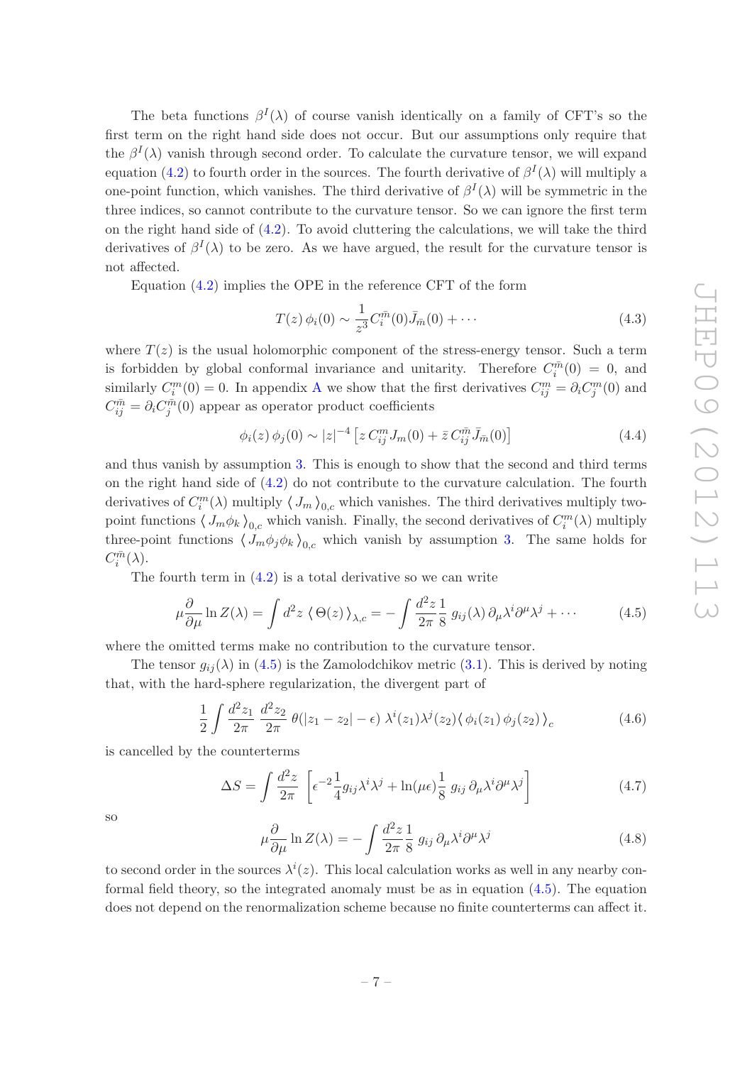The beta functions $\beta^I(\lambda)$ of course vanish identically on a family of CFT's so the first term on the right hand side does not occur. But our assumptions only require that the $\beta^I(\lambda)$ vanish through second order. To calculate the curvature tensor, we will expand equation (4.2) to fourth order in the sources. The fourth derivative of $\beta^I(\lambda)$ will multiply a one-point function, which vanishes. The third derivative of $\beta^I(\lambda)$ will be symmetric in the three indices, so cannot contribute to the curvature tensor. So we can ignore the first term on the right hand side of (4.2). To avoid cluttering the calculations, we will take the third derivatives of $\beta^I(\lambda)$ to be zero. As we have argued, the result for the curvature tensor is not affected.

Equation (4.2) implies the OPE in the reference CFT of the form

$$T(z)\,\phi_i(0) \sim \frac{1}{z^3} C_i^{\bar{m}}(0) \bar{J}_{\bar{m}}(0) + \cdots \tag{4.3}$$

where $T(z)$ is the usual holomorphic component of the stress-energy tensor. Such a term is forbidden by global conformal invariance and unitarity. Therefore $C_i^{\bar{m}}(0) = 0$, and similarly $C_i^m(0) = 0$. In appendix A we show that the first derivatives $C_{ij}^m = \partial_i C_j^m(0)$ and $C_{ij}^{\bar{m}} = \partial_i C_j^{\bar{m}}(0)$ appear as operator product coefficients

$$\phi_i(z)\,\phi_j(0) \sim |z|^{-4}\left[z\, C_{ij}^m J_m(0) + \bar{z}\, C_{ij}^{\bar{m}} \bar{J}_{\bar{m}}(0)\right] \tag{4.4}$$

and thus vanish by assumption 3. This is enough to show that the second and third terms on the right hand side of (4.2) do not contribute to the curvature calculation. The fourth derivatives of $C_i^m(\lambda)$ multiply $\langle\, J_m \,\rangle_{0,c}$ which vanishes. The third derivatives multiply two-point functions $\langle\, J_m \phi_k \,\rangle_{0,c}$ which vanish. Finally, the second derivatives of $C_i^m(\lambda)$ multiply three-point functions $\langle\, J_m \phi_j \phi_k \,\rangle_{0,c}$ which vanish by assumption 3. The same holds for $C_i^{\bar{m}}(\lambda)$.

The fourth term in (4.2) is a total derivative so we can write

$$\mu\frac{\partial}{\partial\mu} \ln Z(\lambda) = \int d^2z\, \langle\, \Theta(z) \,\rangle_{\lambda,c} = -\int \frac{d^2z}{2\pi}\frac{1}{8}\, g_{ij}(\lambda)\, \partial_\mu \lambda^i \partial^\mu \lambda^j + \cdots \tag{4.5}$$

where the omitted terms make no contribution to the curvature tensor.

The tensor $g_{ij}(\lambda)$ in (4.5) is the Zamolodchikov metric (3.1). This is derived by noting that, with the hard-sphere regularization, the divergent part of

$$\frac{1}{2}\int \frac{d^2z_1}{2\pi}\,\frac{d^2z_2}{2\pi}\,\theta(|z_1 - z_2| - \epsilon)\,\lambda^i(z_1)\lambda^j(z_2)\langle\, \phi_i(z_1)\,\phi_j(z_2)\,\rangle_c \tag{4.6}$$

is cancelled by the counterterms

$$\Delta S = \int \frac{d^2z}{2\pi}\left[\epsilon^{-2}\frac{1}{4} g_{ij}\lambda^i\lambda^j + \ln(\mu\epsilon)\frac{1}{8}\, g_{ij}\,\partial_\mu\lambda^i\partial^\mu\lambda^j\right] \tag{4.7}$$

so

$$\mu\frac{\partial}{\partial\mu}\ln Z(\lambda) = -\int \frac{d^2z}{2\pi}\frac{1}{8}\, g_{ij}\,\partial_\mu\lambda^i\partial^\mu\lambda^j \tag{4.8}$$

to second order in the sources $\lambda^i(z)$. This local calculation works as well in any nearby conformal field theory, so the integrated anomaly must be as in equation (4.5). The equation does not depend on the renormalization scheme because no finite counterterms can affect it.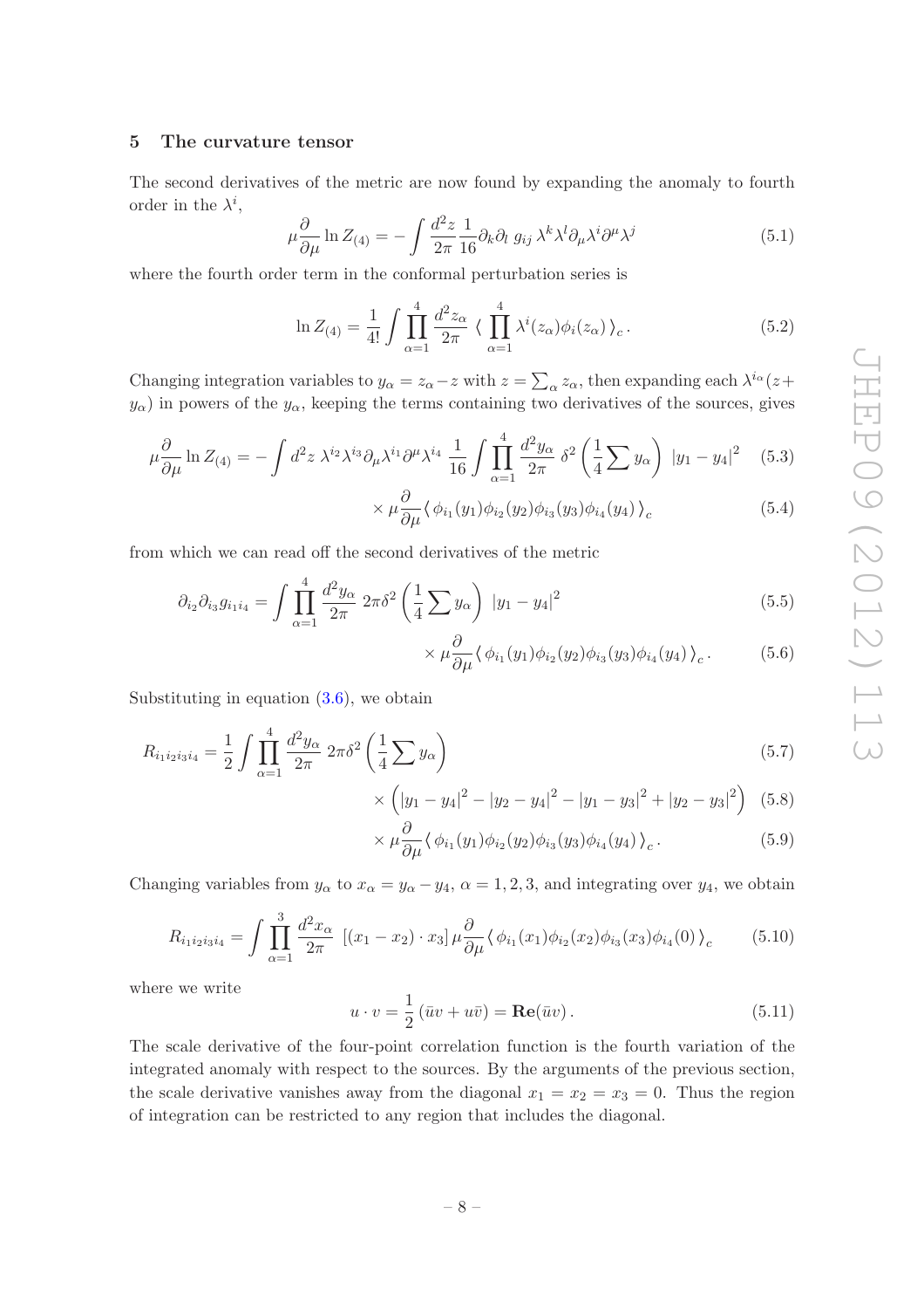## 5 The curvature tensor

The second derivatives of the metric are now found by expanding the anomaly to fourth order in the $\lambda^i$,

$$\mu \frac{\partial}{\partial \mu} \ln Z_{(4)} = - \int \frac{d^2 z}{2\pi} \frac{1}{16} \partial_k \partial_l \, g_{ij} \, \lambda^k \lambda^l \partial_\mu \lambda^i \partial^\mu \lambda^j \tag{5.1}$$

where the fourth order term in the conformal perturbation series is

$$\ln Z_{(4)} = \frac{1}{4!} \int \prod_{\alpha=1}^{4} \frac{d^2 z_\alpha}{2\pi} \, \langle \, \prod_{\alpha=1}^{4} \lambda^i(z_\alpha) \phi_i(z_\alpha) \, \rangle_c \, . \tag{5.2}$$

Changing integration variables to $y_\alpha = z_\alpha - z$ with $z = \sum_\alpha z_\alpha$, then expanding each $\lambda^{i_\alpha}(z + y_\alpha)$ in powers of the $y_\alpha$, keeping the terms containing two derivatives of the sources, gives

$$\mu \frac{\partial}{\partial \mu} \ln Z_{(4)} = - \int d^2 z \; \lambda^{i_2} \lambda^{i_3} \partial_\mu \lambda^{i_1} \partial^\mu \lambda^{i_4} \; \frac{1}{16} \int \prod_{\alpha=1}^{4} \frac{d^2 y_\alpha}{2\pi} \; \delta^2\left( \frac{1}{4} \sum y_\alpha \right) \; |y_1 - y_4|^2 \tag{5.3}$$

$$\times \, \mu \frac{\partial}{\partial \mu} \langle \, \phi_{i_1}(y_1) \phi_{i_2}(y_2) \phi_{i_3}(y_3) \phi_{i_4}(y_4) \, \rangle_c \tag{5.4}$$

from which we can read off the second derivatives of the metric

$$\partial_{i_2} \partial_{i_3} g_{i_1 i_4} = \int \prod_{\alpha=1}^{4} \frac{d^2 y_\alpha}{2\pi} \; 2\pi \delta^2\left( \frac{1}{4} \sum y_\alpha \right) \; |y_1 - y_4|^2 \tag{5.5}$$

$$\times \, \mu \frac{\partial}{\partial \mu} \langle \, \phi_{i_1}(y_1) \phi_{i_2}(y_2) \phi_{i_3}(y_3) \phi_{i_4}(y_4) \, \rangle_c \, . \tag{5.6}$$

Substituting in equation (3.6), we obtain

$$R_{i_1 i_2 i_3 i_4} = \frac{1}{2} \int \prod_{\alpha=1}^{4} \frac{d^2 y_\alpha}{2\pi} \; 2\pi \delta^2\left( \frac{1}{4} \sum y_\alpha \right) \tag{5.7}$$

$$\times \left( |y_1 - y_4|^2 - |y_2 - y_4|^2 - |y_1 - y_3|^2 + |y_2 - y_3|^2 \right) \tag{5.8}$$

$$\times \, \mu \frac{\partial}{\partial \mu} \langle \, \phi_{i_1}(y_1) \phi_{i_2}(y_2) \phi_{i_3}(y_3) \phi_{i_4}(y_4) \, \rangle_c \, . \tag{5.9}$$

Changing variables from $y_\alpha$ to $x_\alpha = y_\alpha - y_4$, $\alpha = 1, 2, 3$, and integrating over $y_4$, we obtain

$$R_{i_1 i_2 i_3 i_4} = \int \prod_{\alpha=1}^{3} \frac{d^2 x_\alpha}{2\pi} \; \left[ (x_1 - x_2) \cdot x_3 \right] \mu \frac{\partial}{\partial \mu} \langle \, \phi_{i_1}(x_1) \phi_{i_2}(x_2) \phi_{i_3}(x_3) \phi_{i_4}(0) \, \rangle_c \tag{5.10}$$

where we write

$$u \cdot v = \frac{1}{2} \left( \bar{u} v + u \bar{v} \right) = \mathbf{Re}(\bar{u} v) \, . \tag{5.11}$$

The scale derivative of the four-point correlation function is the fourth variation of the integrated anomaly with respect to the sources. By the arguments of the previous section, the scale derivative vanishes away from the diagonal $x_1 = x_2 = x_3 = 0$. Thus the region of integration can be restricted to any region that includes the diagonal.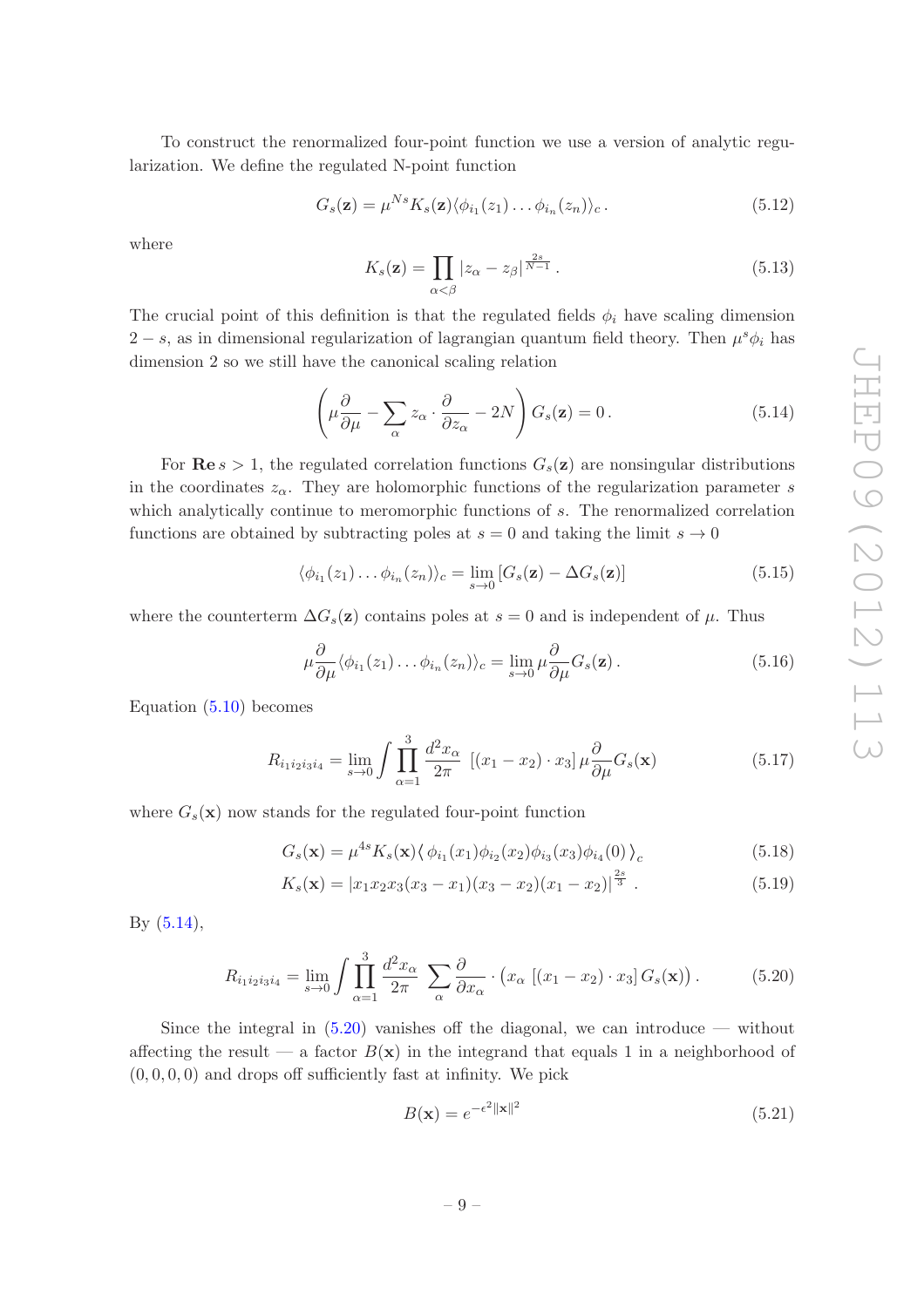To construct the renormalized four-point function we use a version of analytic regularization. We define the regulated N-point function

$$G_s(\mathbf{z}) = \mu^{Ns} K_s(\mathbf{z}) \langle \phi_{i_1}(z_1) \dots \phi_{i_n}(z_n) \rangle_c \,. \tag{5.12}$$

where

$$K_s(\mathbf{z}) = \prod_{\alpha<\beta} |z_\alpha - z_\beta|^{\frac{2s}{N-1}} \,. \tag{5.13}$$

The crucial point of this definition is that the regulated fields $\phi_i$ have scaling dimension $2-s$, as in dimensional regularization of lagrangian quantum field theory. Then $\mu^s \phi_i$ has dimension 2 so we still have the canonical scaling relation

$$\left( \mu \frac{\partial}{\partial \mu} - \sum_\alpha z_\alpha \cdot \frac{\partial}{\partial z_\alpha} - 2N \right) G_s(\mathbf{z}) = 0 \,. \tag{5.14}$$

For $\mathbf{Re}\, s > 1$, the regulated correlation functions $G_s(\mathbf{z})$ are nonsingular distributions in the coordinates $z_\alpha$. They are holomorphic functions of the regularization parameter $s$ which analytically continue to meromorphic functions of $s$. The renormalized correlation functions are obtained by subtracting poles at $s=0$ and taking the limit $s \to 0$

$$\langle \phi_{i_1}(z_1) \dots \phi_{i_n}(z_n) \rangle_c = \lim_{s \to 0} \left[ G_s(\mathbf{z}) - \Delta G_s(\mathbf{z}) \right] \tag{5.15}$$

where the counterterm $\Delta G_s(\mathbf{z})$ contains poles at $s=0$ and is independent of $\mu$. Thus

$$\mu \frac{\partial}{\partial \mu} \langle \phi_{i_1}(z_1) \dots \phi_{i_n}(z_n) \rangle_c = \lim_{s \to 0} \mu \frac{\partial}{\partial \mu} G_s(\mathbf{z}) \,. \tag{5.16}$$

Equation (5.10) becomes

$$R_{i_1 i_2 i_3 i_4} = \lim_{s \to 0} \int \prod_{\alpha=1}^{3} \frac{d^2 x_\alpha}{2\pi} \; \left[ (x_1 - x_2) \cdot x_3 \right] \mu \frac{\partial}{\partial \mu} G_s(\mathbf{x}) \tag{5.17}$$

where $G_s(\mathbf{x})$ now stands for the regulated four-point function

$$G_s(\mathbf{x}) = \mu^{4s} K_s(\mathbf{x}) \left\langle \phi_{i_1}(x_1) \phi_{i_2}(x_2) \phi_{i_3}(x_3) \phi_{i_4}(0) \right\rangle_c \tag{5.18}$$

$$K_s(\mathbf{x}) = |x_1 x_2 x_3 (x_3 - x_1)(x_3 - x_2)(x_1 - x_2)|^{\frac{2s}{3}} \,. \tag{5.19}$$

By (5.14),

$$R_{i_1 i_2 i_3 i_4} = \lim_{s \to 0} \int \prod_{\alpha=1}^{3} \frac{d^2 x_\alpha}{2\pi} \; \sum_\alpha \frac{\partial}{\partial x_\alpha} \cdot \left( x_\alpha \left[ (x_1 - x_2) \cdot x_3 \right] G_s(\mathbf{x}) \right) . \tag{5.20}$$

Since the integral in (5.20) vanishes off the diagonal, we can introduce — without affecting the result — a factor $B(\mathbf{x})$ in the integrand that equals 1 in a neighborhood of $(0,0,0,0)$ and drops off sufficiently fast at infinity. We pick

$$B(\mathbf{x}) = e^{-\epsilon^2 \|\mathbf{x}\|^2} \tag{5.21}$$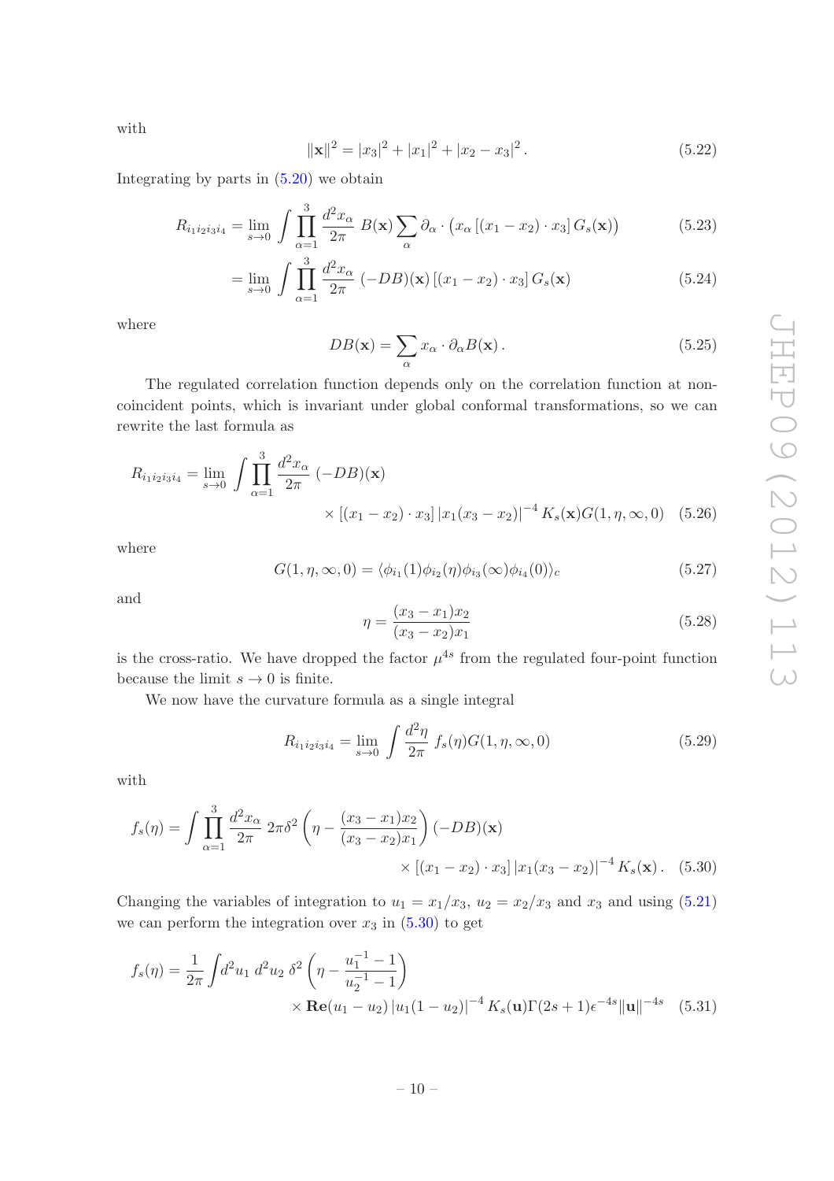with

$$\|\mathbf{x}\|^2 = |x_3|^2 + |x_1|^2 + |x_2 - x_3|^2 \,. \tag{5.22}$$

Integrating by parts in (5.20) we obtain

$$R_{i_1 i_2 i_3 i_4} = \lim_{s\to 0} \int \prod_{\alpha=1}^{3} \frac{d^2 x_\alpha}{2\pi} \; B(\mathbf{x}) \sum_\alpha \partial_\alpha \cdot \left( x_\alpha \left[ (x_1 - x_2)\cdot x_3 \right] G_s(\mathbf{x}) \right) \tag{5.23}$$

$$= \lim_{s\to 0} \int \prod_{\alpha=1}^{3} \frac{d^2 x_\alpha}{2\pi} \; (-DB)(\mathbf{x}) \left[ (x_1 - x_2)\cdot x_3 \right] G_s(\mathbf{x}) \tag{5.24}$$

where

$$DB(\mathbf{x}) = \sum_\alpha x_\alpha \cdot \partial_\alpha B(\mathbf{x}) \,. \tag{5.25}$$

The regulated correlation function depends only on the correlation function at non-coincident points, which is invariant under global conformal transformations, so we can rewrite the last formula as

$$R_{i_1 i_2 i_3 i_4} = \lim_{s\to 0} \int \prod_{\alpha=1}^{3} \frac{d^2 x_\alpha}{2\pi} \; (-DB)(\mathbf{x}) \\ \times \left[ (x_1 - x_2)\cdot x_3 \right] |x_1(x_3 - x_2)|^{-4} \, K_s(\mathbf{x}) G(1, \eta, \infty, 0) \tag{5.26}$$

where

$$G(1, \eta, \infty, 0) = \langle \phi_{i_1}(1) \phi_{i_2}(\eta) \phi_{i_3}(\infty) \phi_{i_4}(0) \rangle_c \tag{5.27}$$

and

$$\eta = \frac{(x_3 - x_1)x_2}{(x_3 - x_2)x_1} \tag{5.28}$$

is the cross-ratio. We have dropped the factor $\mu^{4s}$ from the regulated four-point function because the limit $s \to 0$ is finite.

We now have the curvature formula as a single integral

$$R_{i_1 i_2 i_3 i_4} = \lim_{s\to 0} \int \frac{d^2\eta}{2\pi} \; f_s(\eta) G(1, \eta, \infty, 0) \tag{5.29}$$

with

$$f_s(\eta) = \int \prod_{\alpha=1}^{3} \frac{d^2 x_\alpha}{2\pi} \; 2\pi \delta^2 \left( \eta - \frac{(x_3 - x_1)x_2}{(x_3 - x_2)x_1} \right) (-DB)(\mathbf{x}) \\ \times \left[ (x_1 - x_2)\cdot x_3 \right] |x_1(x_3 - x_2)|^{-4} \, K_s(\mathbf{x}) \,. \tag{5.30}$$

Changing the variables of integration to $u_1 = x_1/x_3$, $u_2 = x_2/x_3$ and $x_3$ and using (5.21) we can perform the integration over $x_3$ in (5.30) to get

$$f_s(\eta) = \frac{1}{2\pi} \int d^2 u_1 \, d^2 u_2 \; \delta^2 \left( \eta - \frac{u_1^{-1} - 1}{u_2^{-1} - 1} \right) \\ \times \mathbf{Re}(u_1 - u_2) \, |u_1(1 - u_2)|^{-4} \, K_s(\mathbf{u}) \Gamma(2s+1) \epsilon^{-4s} \|\mathbf{u}\|^{-4s} \tag{5.31}$$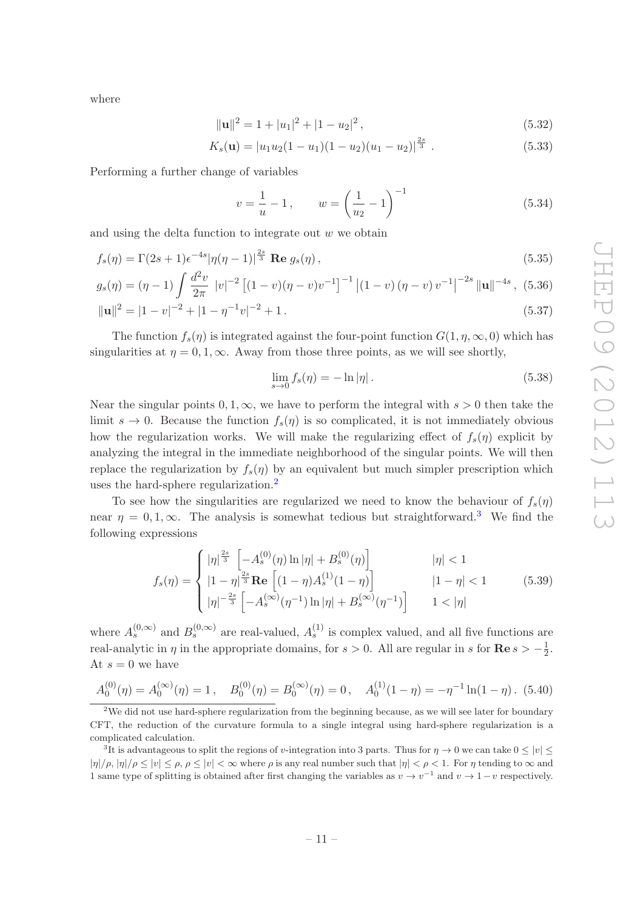where

$$
\|\mathbf{u}\|^2 = 1 + |u_1|^2 + |1-u_2|^2 \,, \tag{5.32}
$$

$$
K_s(\mathbf{u}) = |u_1 u_2 (1-u_1)(1-u_2)(u_1-u_2)|^{\frac{2s}{3}} \,. \tag{5.33}
$$

Performing a further change of variables

$$
v = \frac{1}{u} - 1 \,, \qquad w = \left(\frac{1}{u_2} - 1\right)^{-1} \tag{5.34}
$$

and using the delta function to integrate out $w$ we obtain

$$
f_s(\eta) = \Gamma(2s+1)\epsilon^{-4s} |\eta(\eta-1)|^{\frac{2s}{3}} \, \mathbf{Re}\, g_s(\eta) \,, \tag{5.35}
$$

$$
g_s(\eta) = (\eta-1)\int \frac{d^2v}{2\pi} \; |v|^{-2} \left[(1-v)(\eta-v)v^{-1}\right]^{-1} \left|(1-v)\,(\eta-v)\,v^{-1}\right|^{-2s} \|\mathbf{u}\|^{-4s} \,, \tag{5.36}
$$

$$
\|\mathbf{u}\|^2 = |1-v|^{-2} + |1-\eta^{-1}v|^{-2} + 1 \,. \tag{5.37}
$$

The function $f_s(\eta)$ is integrated against the four-point function $G(1,\eta,\infty,0)$ which has singularities at $\eta = 0, 1, \infty$. Away from those three points, as we will see shortly,

$$
\lim_{s\to 0} f_s(\eta) = -\ln|\eta| \,. \tag{5.38}
$$

Near the singular points $0, 1, \infty$, we have to perform the integral with $s > 0$ then take the limit $s \to 0$. Because the function $f_s(\eta)$ is so complicated, it is not immediately obvious how the regularization works. We will make the regularizing effect of $f_s(\eta)$ explicit by analyzing the integral in the immediate neighborhood of the singular points. We will then replace the regularization by $f_s(\eta)$ by an equivalent but much simpler prescription which uses the hard-sphere regularization.[2]

To see how the singularities are regularized we need to know the behaviour of $f_s(\eta)$ near $\eta = 0, 1, \infty$. The analysis is somewhat tedious but straightforward.[3] We find the following expressions

$$
f_s(\eta) = \begin{cases} |\eta|^{\frac{2s}{3}} \left[-A_s^{(0)}(\eta)\ln|\eta| + B_s^{(0)}(\eta)\right] & |\eta| < 1 \\ |1-\eta|^{\frac{2s}{3}} \mathbf{Re}\left[(1-\eta)A_s^{(1)}(1-\eta)\right] & |1-\eta| < 1 \\ |\eta|^{-\frac{2s}{3}} \left[-A_s^{(\infty)}(\eta^{-1})\ln|\eta| + B_s^{(\infty)}(\eta^{-1})\right] & 1 < |\eta| \end{cases} \tag{5.39}
$$

where $A_s^{(0,\infty)}$ and $B_s^{(0,\infty)}$ are real-valued, $A_s^{(1)}$ is complex valued, and all five functions are real-analytic in $\eta$ in the appropriate domains, for $s > 0$. All are regular in $s$ for $\mathbf{Re}\, s > -\frac{1}{2}$. At $s = 0$ we have

$$
A_0^{(0)}(\eta) = A_0^{(\infty)}(\eta) = 1 \,, \quad B_0^{(0)}(\eta) = B_0^{(\infty)}(\eta) = 0 \,, \quad A_0^{(1)}(1-\eta) = -\eta^{-1}\ln(1-\eta) \,. \tag{5.40}
$$

[2] We did not use hard-sphere regularization from the beginning because, as we will see later for boundary CFT, the reduction of the curvature formula to a single integral using hard-sphere regularization is a complicated calculation.

[3] It is advantageous to split the regions of $v$-integration into 3 parts. Thus for $\eta \to 0$ we can take $0 \le |v| \le |\eta|/\rho$, $|\eta|/\rho \le |v| \le \rho$, $\rho \le |v| < \infty$ where $\rho$ is any real number such that $|\eta| < \rho < 1$. For $\eta$ tending to $\infty$ and 1 same type of splitting is obtained after first changing the variables as $v \to v^{-1}$ and $v \to 1-v$ respectively.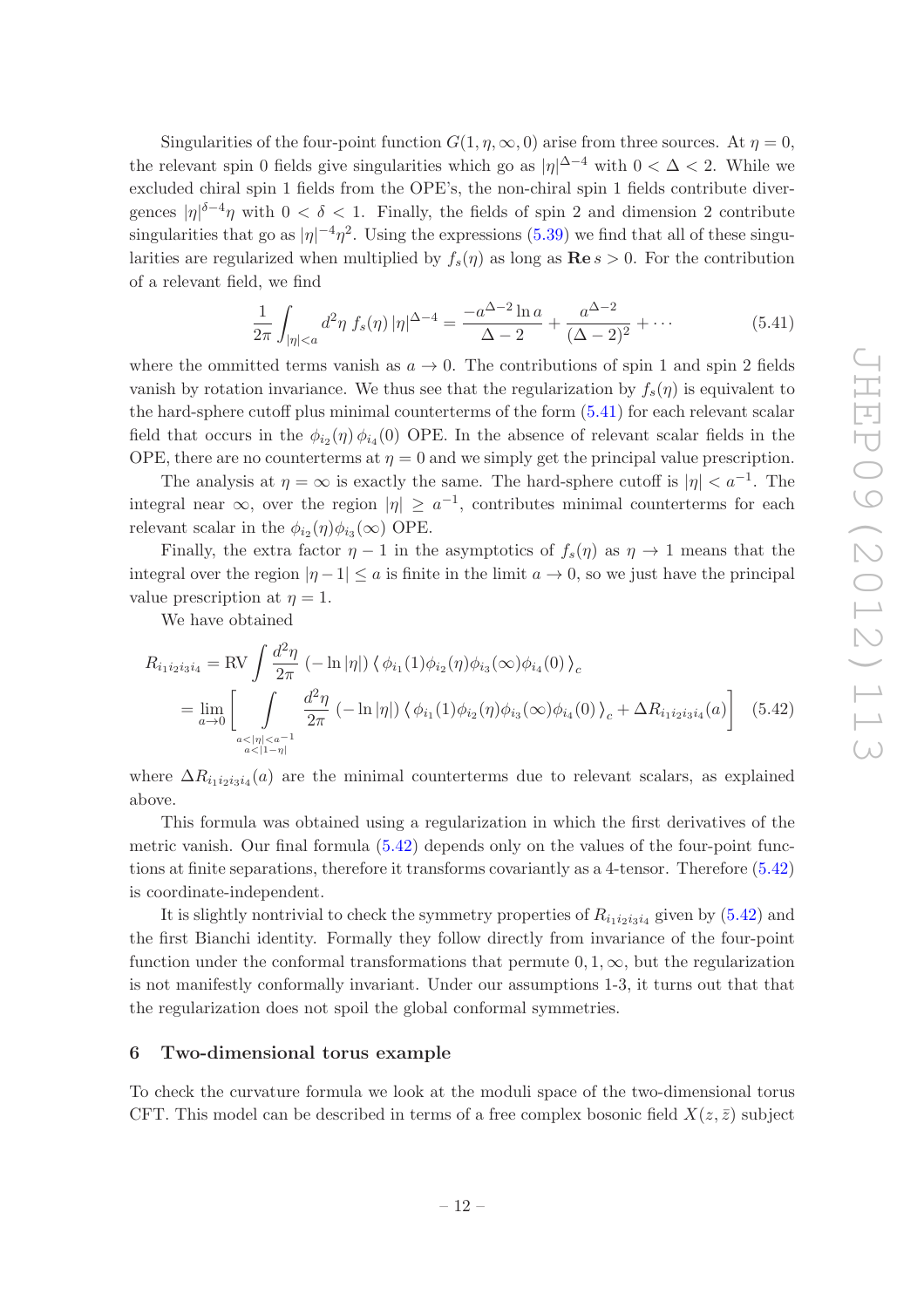Singularities of the four-point function $G(1, \eta, \infty, 0)$ arise from three sources. At $\eta = 0$, the relevant spin 0 fields give singularities which go as $|\eta|^{\Delta-4}$ with $0 < \Delta < 2$. While we excluded chiral spin 1 fields from the OPE's, the non-chiral spin 1 fields contribute divergences $|\eta|^{\delta-4}\eta$ with $0 < \delta < 1$. Finally, the fields of spin 2 and dimension 2 contribute singularities that go as $|\eta|^{-4}\eta^2$. Using the expressions (5.39) we find that all of these singularities are regularized when multiplied by $f_s(\eta)$ as long as $\mathbf{Re}\, s > 0$. For the contribution of a relevant field, we find

$$\frac{1}{2\pi}\int_{|\eta|<a} d^2\eta\; f_s(\eta)\,|\eta|^{\Delta-4} = \frac{-a^{\Delta-2}\ln a}{\Delta-2} + \frac{a^{\Delta-2}}{(\Delta-2)^2} + \cdots \tag{5.41}$$

where the ommitted terms vanish as $a \to 0$. The contributions of spin 1 and spin 2 fields vanish by rotation invariance. We thus see that the regularization by $f_s(\eta)$ is equivalent to the hard-sphere cutoff plus minimal counterterms of the form (5.41) for each relevant scalar field that occurs in the $\phi_{i_2}(\eta)\,\phi_{i_4}(0)$ OPE. In the absence of relevant scalar fields in the OPE, there are no counterterms at $\eta = 0$ and we simply get the principal value prescription.

The analysis at $\eta = \infty$ is exactly the same. The hard-sphere cutoff is $|\eta| < a^{-1}$. The integral near $\infty$, over the region $|\eta| \geq a^{-1}$, contributes minimal counterterms for each relevant scalar in the $\phi_{i_2}(\eta)\phi_{i_3}(\infty)$ OPE.

Finally, the extra factor $\eta - 1$ in the asymptotics of $f_s(\eta)$ as $\eta \to 1$ means that the integral over the region $|\eta - 1| \leq a$ is finite in the limit $a \to 0$, so we just have the principal value prescription at $\eta = 1$.

We have obtained

$$\begin{aligned}
R_{i_1 i_2 i_3 i_4} &= \mathrm{RV}\int \frac{d^2\eta}{2\pi}\,(-\ln|\eta|)\,\langle\, \phi_{i_1}(1)\phi_{i_2}(\eta)\phi_{i_3}(\infty)\phi_{i_4}(0)\,\rangle_c \\
&= \lim_{a\to 0}\Bigg[\int\limits_{\substack{a<|\eta|<a^{-1}\\ a<|1-\eta|}} \frac{d^2\eta}{2\pi}\,(-\ln|\eta|)\,\langle\, \phi_{i_1}(1)\phi_{i_2}(\eta)\phi_{i_3}(\infty)\phi_{i_4}(0)\,\rangle_c + \Delta R_{i_1 i_2 i_3 i_4}(a)\Bigg]
\end{aligned} \tag{5.42}$$

where $\Delta R_{i_1 i_2 i_3 i_4}(a)$ are the minimal counterterms due to relevant scalars, as explained above.

This formula was obtained using a regularization in which the first derivatives of the metric vanish. Our final formula (5.42) depends only on the values of the four-point functions at finite separations, therefore it transforms covariantly as a 4-tensor. Therefore (5.42) is coordinate-independent.

It is slightly nontrivial to check the symmetry properties of $R_{i_1 i_2 i_3 i_4}$ given by (5.42) and the first Bianchi identity. Formally they follow directly from invariance of the four-point function under the conformal transformations that permute $0, 1, \infty$, but the regularization is not manifestly conformally invariant. Under our assumptions 1-3, it turns out that that the regularization does not spoil the global conformal symmetries.

## 6 Two-dimensional torus example

To check the curvature formula we look at the moduli space of the two-dimensional torus CFT. This model can be described in terms of a free complex bosonic field $X(z, \bar{z})$ subject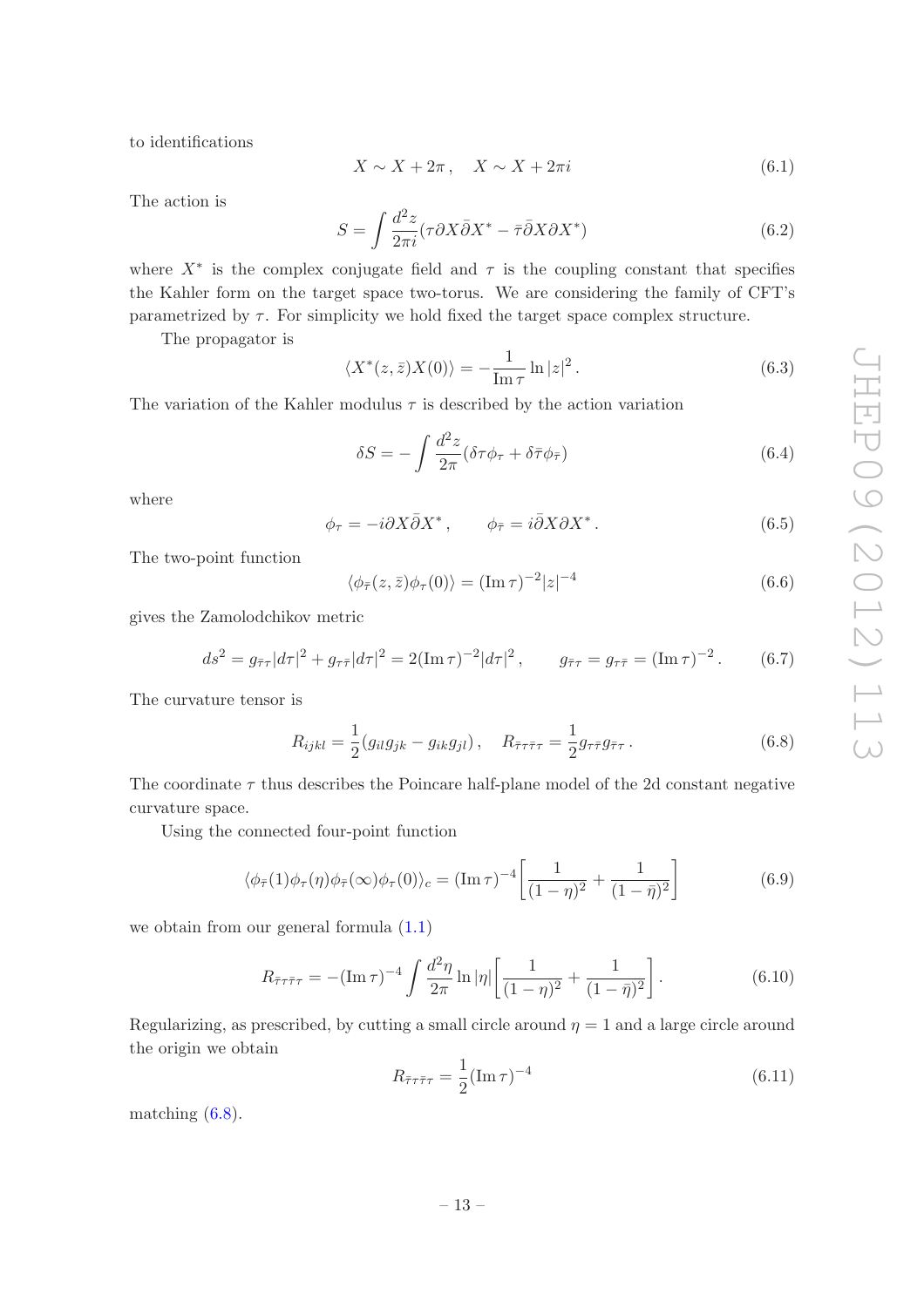to identifications

$$X \sim X + 2\pi\,, \quad X \sim X + 2\pi i \tag{6.1}$$

The action is

$$S = \int \frac{d^2 z}{2\pi i}(\tau \partial X \bar{\partial} X^* - \bar{\tau}\bar{\partial} X \partial X^*) \tag{6.2}$$

where $X^*$ is the complex conjugate field and $\tau$ is the coupling constant that specifies the Kahler form on the target space two-torus. We are considering the family of CFT's parametrized by $\tau$. For simplicity we hold fixed the target space complex structure.

The propagator is

$$\langle X^*(z,\bar{z})X(0)\rangle = -\frac{1}{\operatorname{Im}\tau}\ln|z|^2\,. \tag{6.3}$$

The variation of the Kahler modulus $\tau$ is described by the action variation

$$\delta S = -\int \frac{d^2 z}{2\pi}(\delta\tau\phi_\tau + \delta\bar{\tau}\phi_{\bar{\tau}}) \tag{6.4}$$

where

$$\phi_\tau = -i\partial X\bar{\partial} X^*\,, \qquad \phi_{\bar{\tau}} = i\bar{\partial} X \partial X^*\,. \tag{6.5}$$

The two-point function

$$\langle \phi_{\bar{\tau}}(z,\bar{z})\phi_\tau(0)\rangle = (\operatorname{Im}\tau)^{-2}|z|^{-4} \tag{6.6}$$

gives the Zamolodchikov metric

$$ds^2 = g_{\bar{\tau}\tau}|d\tau|^2 + g_{\tau\bar{\tau}}|d\tau|^2 = 2(\operatorname{Im}\tau)^{-2}|d\tau|^2\,, \qquad g_{\bar{\tau}\tau} = g_{\tau\bar{\tau}} = (\operatorname{Im}\tau)^{-2}\,. \tag{6.7}$$

The curvature tensor is

$$R_{ijkl} = \frac{1}{2}(g_{il}g_{jk} - g_{ik}g_{jl})\,, \quad R_{\bar{\tau}\tau\bar{\tau}\tau} = \frac{1}{2}g_{\tau\bar{\tau}}g_{\bar{\tau}\tau}\,. \tag{6.8}$$

The coordinate $\tau$ thus describes the Poincare half-plane model of the 2d constant negative curvature space.

Using the connected four-point function

$$\langle \phi_{\bar{\tau}}(1)\phi_\tau(\eta)\phi_{\bar{\tau}}(\infty)\phi_\tau(0)\rangle_c = (\operatorname{Im}\tau)^{-4}\left[\frac{1}{(1-\eta)^2} + \frac{1}{(1-\bar{\eta})^2}\right] \tag{6.9}$$

we obtain from our general formula (1.1)

$$R_{\bar{\tau}\tau\bar{\tau}\tau} = -(\operatorname{Im}\tau)^{-4}\int \frac{d^2\eta}{2\pi}\ln|\eta|\left[\frac{1}{(1-\eta)^2} + \frac{1}{(1-\bar{\eta})^2}\right]. \tag{6.10}$$

Regularizing, as prescribed, by cutting a small circle around $\eta = 1$ and a large circle around the origin we obtain

$$R_{\bar{\tau}\tau\bar{\tau}\tau} = \frac{1}{2}(\operatorname{Im}\tau)^{-4} \tag{6.11}$$

matching (6.8).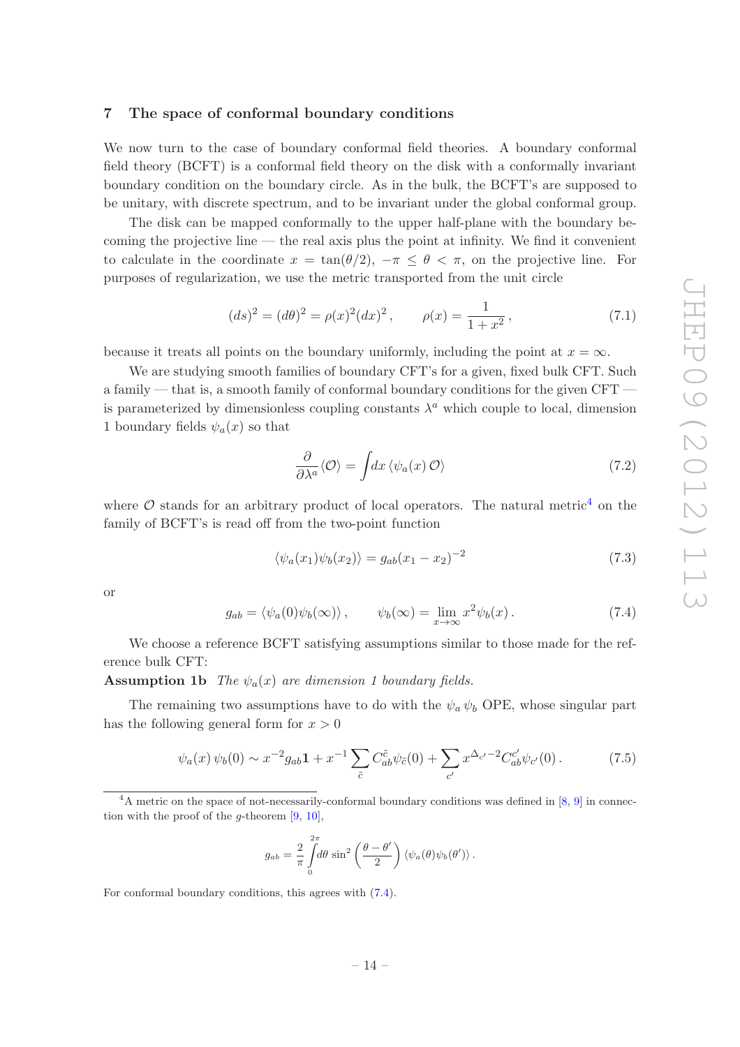## 7 The space of conformal boundary conditions

We now turn to the case of boundary conformal field theories. A boundary conformal field theory (BCFT) is a conformal field theory on the disk with a conformally invariant boundary condition on the boundary circle. As in the bulk, the BCFT's are supposed to be unitary, with discrete spectrum, and to be invariant under the global conformal group.

The disk can be mapped conformally to the upper half-plane with the boundary becoming the projective line — the real axis plus the point at infinity. We find it convenient to calculate in the coordinate $x = \tan(\theta/2)$, $-\pi \leq \theta < \pi$, on the projective line. For purposes of regularization, we use the metric transported from the unit circle

$$(ds)^2 = (d\theta)^2 = \rho(x)^2 (dx)^2 \,, \qquad \rho(x) = \frac{1}{1+x^2} \,, \tag{7.1}$$

because it treats all points on the boundary uniformly, including the point at $x = \infty$.

We are studying smooth families of boundary CFT's for a given, fixed bulk CFT. Such a family — that is, a smooth family of conformal boundary conditions for the given CFT — is parameterized by dimensionless coupling constants $\lambda^a$ which couple to local, dimension 1 boundary fields $\psi_a(x)$ so that

$$\frac{\partial}{\partial \lambda^a} \langle \mathcal{O} \rangle = \int dx \, \langle \psi_a(x) \, \mathcal{O} \rangle \tag{7.2}$$

where $\mathcal{O}$ stands for an arbitrary product of local operators. The natural metric[4] on the family of BCFT's is read off from the two-point function

$$\langle \psi_a(x_1) \psi_b(x_2) \rangle = g_{ab} (x_1 - x_2)^{-2} \tag{7.3}$$

or

$$g_{ab} = \langle \psi_a(0) \psi_b(\infty) \rangle \,, \qquad \psi_b(\infty) = \lim_{x \to \infty} x^2 \psi_b(x) \,. \tag{7.4}$$

We choose a reference BCFT satisfying assumptions similar to those made for the reference bulk CFT:

**Assumption 1b** *The $\psi_a(x)$ are dimension 1 boundary fields.*

The remaining two assumptions have to do with the $\psi_a \, \psi_b$ OPE, whose singular part has the following general form for $x > 0$

$$\psi_a(x) \, \psi_b(0) \sim x^{-2} g_{ab} \mathbf{1} + x^{-1} \sum_{\tilde{c}} C_{ab}^{\tilde{c}} \psi_{\tilde{c}}(0) + \sum_{c'} x^{\Delta_{c'} - 2} C_{ab}^{c'} \psi_{c'}(0) \,. \tag{7.5}$$

[4] A metric on the space of not-necessarily-conformal boundary conditions was defined in [8, 9] in connection with the proof of the $g$-theorem [9, 10],

$$g_{ab} = \frac{2}{\pi} \int_0^{2\pi} d\theta \, \sin^2 \left( \frac{\theta - \theta'}{2} \right) \langle \psi_a(\theta) \psi_b(\theta') \rangle \,.$$

For conformal boundary conditions, this agrees with (7.4).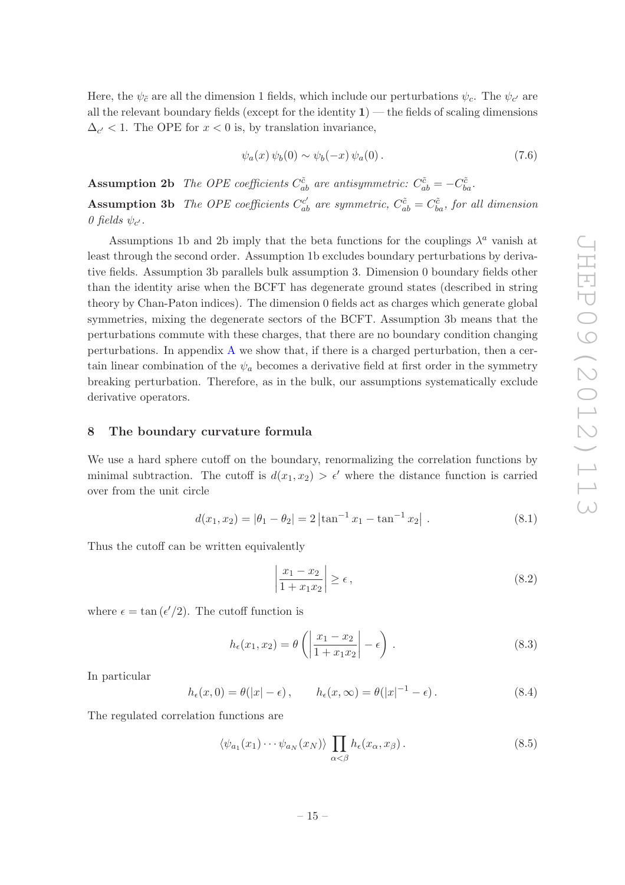Here, the $\psi_{\tilde{c}}$ are all the dimension 1 fields, which include our perturbations $\psi_c$. The $\psi_{c'}$ are all the relevant boundary fields (except for the identity $\mathbf{1}$) — the fields of scaling dimensions $\Delta_{c'} < 1$. The OPE for $x < 0$ is, by translation invariance,

$$\psi_a(x)\,\psi_b(0) \sim \psi_b(-x)\,\psi_a(0)\,. \tag{7.6}$$

**Assumption 2b** *The OPE coefficients $C^{\tilde{c}}_{ab}$ are antisymmetric: $C^{\tilde{c}}_{ab} = -C^{\tilde{c}}_{ba}$.*

**Assumption 3b** *The OPE coefficients $C^{c'}_{ab}$ are symmetric, $C^{\tilde{c}}_{ab} = C^{\tilde{c}}_{ba}$, for all dimension 0 fields $\psi_{c'}$.*

Assumptions 1b and 2b imply that the beta functions for the couplings $\lambda^a$ vanish at least through the second order. Assumption 1b excludes boundary perturbations by derivative fields. Assumption 3b parallels bulk assumption 3. Dimension 0 boundary fields other than the identity arise when the BCFT has degenerate ground states (described in string theory by Chan-Paton indices). The dimension 0 fields act as charges which generate global symmetries, mixing the degenerate sectors of the BCFT. Assumption 3b means that the perturbations commute with these charges, that there are no boundary condition changing perturbations. In appendix A we show that, if there is a charged perturbation, then a certain linear combination of the $\psi_a$ becomes a derivative field at first order in the symmetry breaking perturbation. Therefore, as in the bulk, our assumptions systematically exclude derivative operators.

## 8 The boundary curvature formula

We use a hard sphere cutoff on the boundary, renormalizing the correlation functions by minimal subtraction. The cutoff is $d(x_1, x_2) > \epsilon'$ where the distance function is carried over from the unit circle

$$d(x_1, x_2) = |\theta_1 - \theta_2| = 2\left|\tan^{-1} x_1 - \tan^{-1} x_2\right|\,. \tag{8.1}$$

Thus the cutoff can be written equivalently

$$\left|\frac{x_1 - x_2}{1 + x_1 x_2}\right| \geq \epsilon\,, \tag{8.2}$$

where $\epsilon = \tan(\epsilon'/2)$. The cutoff function is

$$h_\epsilon(x_1, x_2) = \theta\left(\left|\frac{x_1 - x_2}{1 + x_1 x_2}\right| - \epsilon\right)\,. \tag{8.3}$$

In particular

$$h_\epsilon(x, 0) = \theta(|x| - \epsilon)\,, \qquad h_\epsilon(x, \infty) = \theta(|x|^{-1} - \epsilon)\,. \tag{8.4}$$

The regulated correlation functions are

$$\langle \psi_{a_1}(x_1) \cdots \psi_{a_N}(x_N) \rangle \prod_{\alpha < \beta} h_\epsilon(x_\alpha, x_\beta)\,. \tag{8.5}$$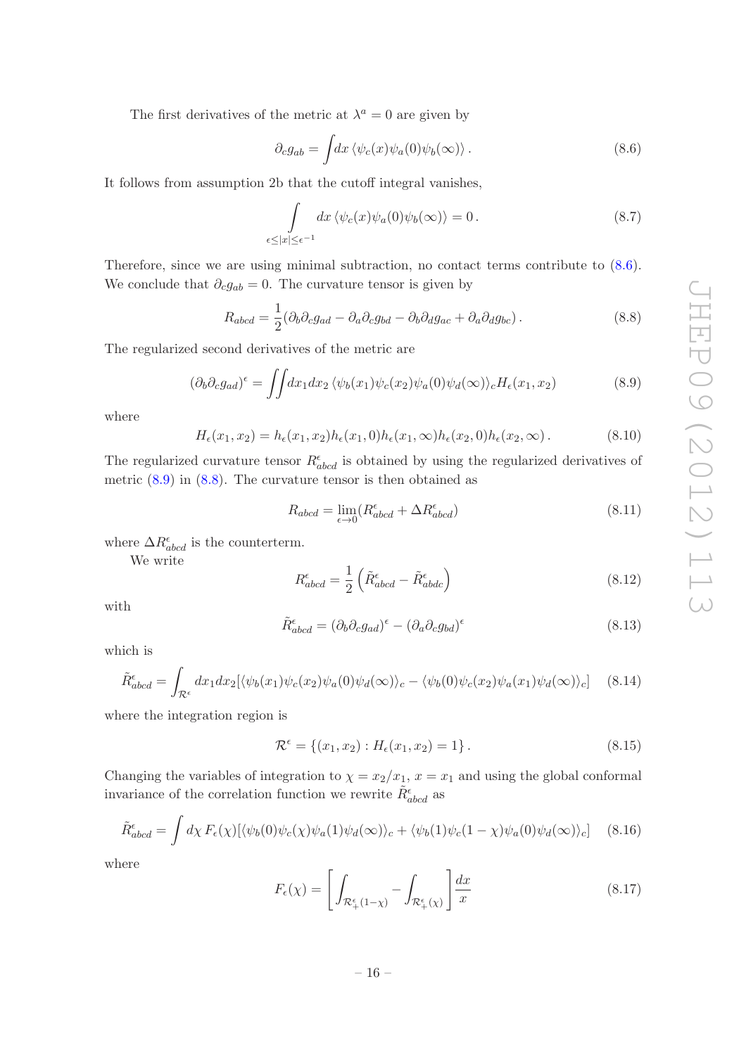The first derivatives of the metric at $\lambda^a = 0$ are given by

$$\partial_c g_{ab} = \int dx \, \langle \psi_c(x) \psi_a(0) \psi_b(\infty) \rangle \, . \tag{8.6}$$

It follows from assumption 2b that the cutoff integral vanishes,

$$\int\limits_{\epsilon \leq |x| \leq \epsilon^{-1}} dx \, \langle \psi_c(x) \psi_a(0) \psi_b(\infty) \rangle = 0 \, . \tag{8.7}$$

Therefore, since we are using minimal subtraction, no contact terms contribute to (8.6). We conclude that $\partial_c g_{ab} = 0$. The curvature tensor is given by

$$R_{abcd} = \frac{1}{2}(\partial_b \partial_c g_{ad} - \partial_a \partial_c g_{bd} - \partial_b \partial_d g_{ac} + \partial_a \partial_d g_{bc}) \, . \tag{8.8}$$

The regularized second derivatives of the metric are

$$(\partial_b \partial_c g_{ad})^\epsilon = \iint dx_1 dx_2 \, \langle \psi_b(x_1) \psi_c(x_2) \psi_a(0) \psi_d(\infty) \rangle_c H_\epsilon(x_1, x_2) \tag{8.9}$$

where

$$H_\epsilon(x_1, x_2) = h_\epsilon(x_1, x_2) h_\epsilon(x_1, 0) h_\epsilon(x_1, \infty) h_\epsilon(x_2, 0) h_\epsilon(x_2, \infty) \, . \tag{8.10}$$

The regularized curvature tensor $R^\epsilon_{abcd}$ is obtained by using the regularized derivatives of metric (8.9) in (8.8). The curvature tensor is then obtained as

$$R_{abcd} = \lim_{\epsilon \to 0} (R^\epsilon_{abcd} + \Delta R^\epsilon_{abcd}) \tag{8.11}$$

where $\Delta R^\epsilon_{abcd}$ is the counterterm.

We write

$$R^\epsilon_{abcd} = \frac{1}{2} \left( \tilde{R}^\epsilon_{abcd} - \tilde{R}^\epsilon_{abdc} \right) \tag{8.12}$$

with

$$\tilde{R}^\epsilon_{abcd} = (\partial_b \partial_c g_{ad})^\epsilon - (\partial_a \partial_c g_{bd})^\epsilon \tag{8.13}$$

which is

$$\tilde{R}^\epsilon_{abcd} = \int_{\mathcal{R}^\epsilon} dx_1 dx_2 [\langle \psi_b(x_1) \psi_c(x_2) \psi_a(0) \psi_d(\infty) \rangle_c - \langle \psi_b(0) \psi_c(x_2) \psi_a(x_1) \psi_d(\infty) \rangle_c] \tag{8.14}$$

where the integration region is

$$\mathcal{R}^\epsilon = \{(x_1, x_2) : H_\epsilon(x_1, x_2) = 1\} \, . \tag{8.15}$$

Changing the variables of integration to $\chi = x_2/x_1$, $x = x_1$ and using the global conformal invariance of the correlation function we rewrite $\tilde{R}^\epsilon_{abcd}$ as

$$\tilde{R}^\epsilon_{abcd} = \int d\chi \, F_\epsilon(\chi) [\langle \psi_b(0) \psi_c(\chi) \psi_a(1) \psi_d(\infty) \rangle_c + \langle \psi_b(1) \psi_c(1 - \chi) \psi_a(0) \psi_d(\infty) \rangle_c] \tag{8.16}$$

where

$$F_\epsilon(\chi) = \left[ \int_{\mathcal{R}^\epsilon_+(1-\chi)} - \int_{\mathcal{R}^\epsilon_+(\chi)} \right] \frac{dx}{x} \tag{8.17}$$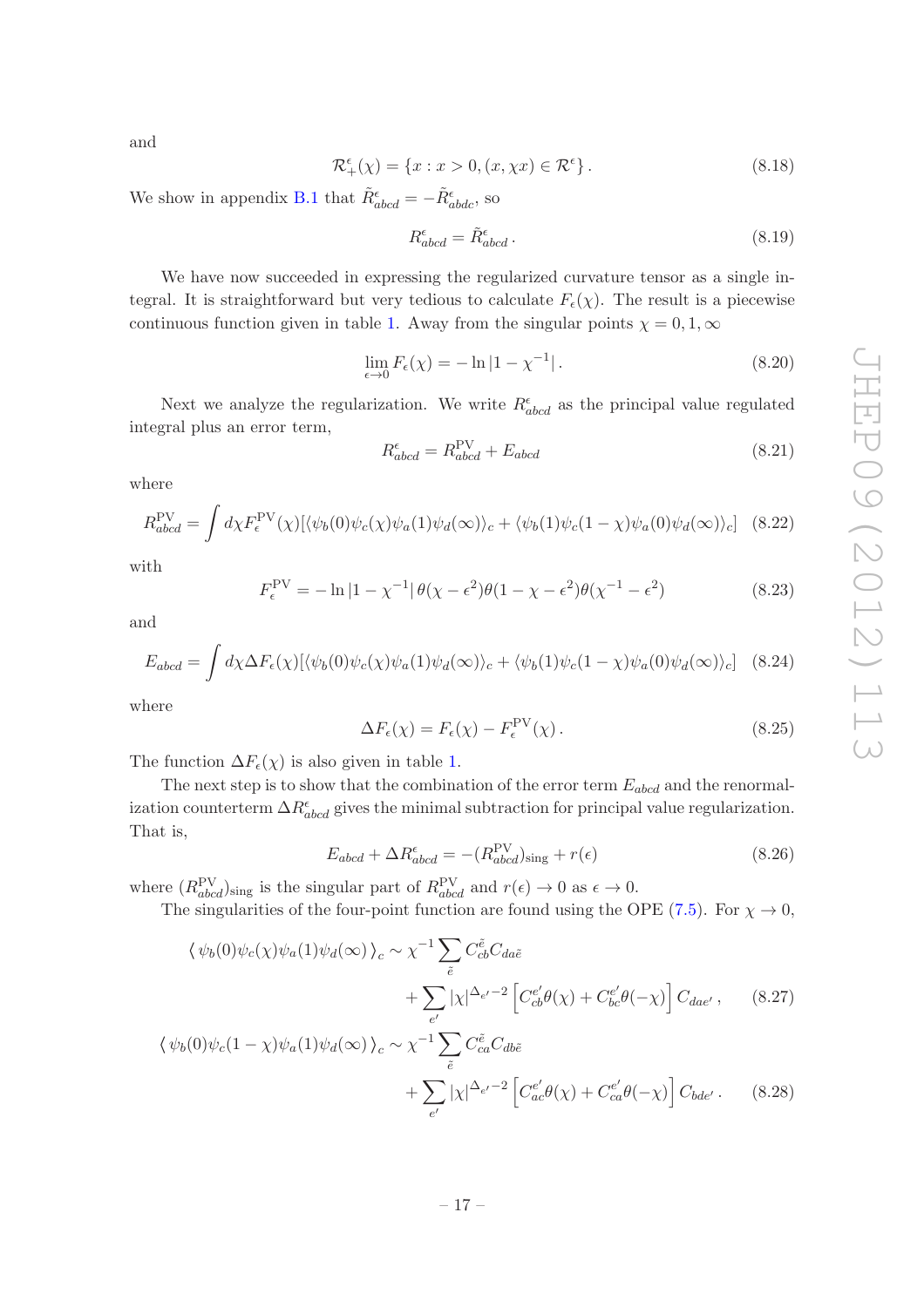and

$$\mathcal{R}_+^\epsilon(\chi) = \{x : x > 0, (x, \chi x) \in \mathcal{R}^\epsilon\}\,. \tag{8.18}$$

We show in appendix B.1 that $\tilde{R}^\epsilon_{abcd} = -\tilde{R}^\epsilon_{abdc}$, so

$$R^\epsilon_{abcd} = \tilde{R}^\epsilon_{abcd}\,. \tag{8.19}$$

We have now succeeded in expressing the regularized curvature tensor as a single integral. It is straightforward but very tedious to calculate $F_\epsilon(\chi)$. The result is a piecewise continuous function given in table 1. Away from the singular points $\chi = 0, 1, \infty$

$$\lim_{\epsilon \to 0} F_\epsilon(\chi) = -\ln|1 - \chi^{-1}|\,. \tag{8.20}$$

Next we analyze the regularization. We write $R^\epsilon_{abcd}$ as the principal value regulated integral plus an error term,

$$R^\epsilon_{abcd} = R^{\mathrm{PV}}_{abcd} + E_{abcd} \tag{8.21}$$

where

$$R^{\mathrm{PV}}_{abcd} = \int d\chi F^{\mathrm{PV}}_\epsilon(\chi)[\langle\psi_b(0)\psi_c(\chi)\psi_a(1)\psi_d(\infty)\rangle_c + \langle\psi_b(1)\psi_c(1-\chi)\psi_a(0)\psi_d(\infty)\rangle_c] \tag{8.22}$$

with

$$F^{\mathrm{PV}}_\epsilon = -\ln|1-\chi^{-1}|\,\theta(\chi - \epsilon^2)\theta(1-\chi-\epsilon^2)\theta(\chi^{-1} - \epsilon^2) \tag{8.23}$$

and

$$E_{abcd} = \int d\chi \Delta F_\epsilon(\chi)[\langle\psi_b(0)\psi_c(\chi)\psi_a(1)\psi_d(\infty)\rangle_c + \langle\psi_b(1)\psi_c(1-\chi)\psi_a(0)\psi_d(\infty)\rangle_c] \tag{8.24}$$

where

$$\Delta F_\epsilon(\chi) = F_\epsilon(\chi) - F^{\mathrm{PV}}_\epsilon(\chi)\,. \tag{8.25}$$

The function $\Delta F_\epsilon(\chi)$ is also given in table 1.

The next step is to show that the combination of the error term $E_{abcd}$ and the renormalization counterterm $\Delta R^\epsilon_{abcd}$ gives the minimal subtraction for principal value regularization. That is,

$$E_{abcd} + \Delta R^\epsilon_{abcd} = -(R^{\mathrm{PV}}_{abcd})_{\mathrm{sing}} + r(\epsilon) \tag{8.26}$$

where $(R^{\mathrm{PV}}_{abcd})_{\mathrm{sing}}$ is the singular part of $R^{\mathrm{PV}}_{abcd}$ and $r(\epsilon) \to 0$ as $\epsilon \to 0$.

The singularities of the four-point function are found using the OPE (7.5). For $\chi \to 0$,

$$\begin{aligned}
\langle\,\psi_b(0)\psi_c(\chi)\psi_a(1)\psi_d(\infty)\,\rangle_c &\sim \chi^{-1}\sum_{\tilde{e}} C^{\tilde{e}}_{cb} C_{da\tilde{e}} \\
&\quad + \sum_{e'} |\chi|^{\Delta_{e'}-2}\left[C^{e'}_{cb}\theta(\chi) + C^{e'}_{bc}\theta(-\chi)\right] C_{dae'}\,, \qquad (8.27)\\
\langle\,\psi_b(0)\psi_c(1-\chi)\psi_a(1)\psi_d(\infty)\,\rangle_c &\sim \chi^{-1}\sum_{\tilde{e}} C^{\tilde{e}}_{ca} C_{db\tilde{e}} \\
&\quad + \sum_{e'} |\chi|^{\Delta_{e'}-2}\left[C^{e'}_{ac}\theta(\chi) + C^{e'}_{ca}\theta(-\chi)\right] C_{bde'}\,. \qquad (8.28)
\end{aligned}$$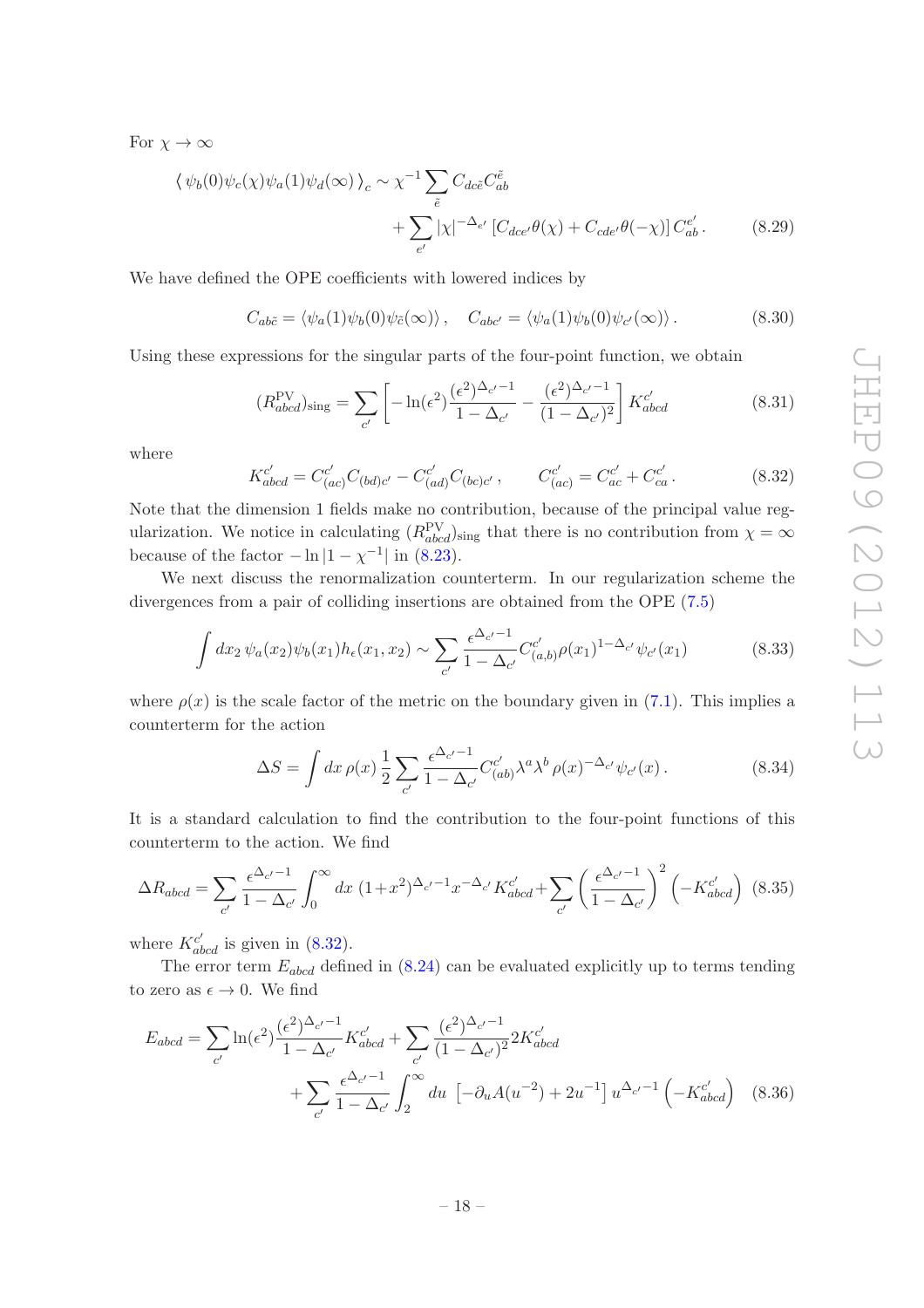For $\chi \to \infty$

$$
\begin{aligned}
\langle\, \psi_b(0)\psi_c(\chi)\psi_a(1)\psi_d(\infty)\,\rangle_c \sim \chi^{-1} \sum_{\tilde{e}} C_{dc\tilde{e}} C^{\tilde{e}}_{ab} \\
+ \sum_{e'} |\chi|^{-\Delta_{e'}} \left[ C_{dce'}\theta(\chi) + C_{cde'}\theta(-\chi) \right] C^{e'}_{ab} \,.
\end{aligned} \tag{8.29}
$$

We have defined the OPE coefficients with lowered indices by

$$
C_{ab\tilde{c}} = \langle \psi_a(1)\psi_b(0)\psi_{\tilde{c}}(\infty)\rangle \,, \quad C_{abc'} = \langle \psi_a(1)\psi_b(0)\psi_{c'}(\infty)\rangle \,. \tag{8.30}
$$

Using these expressions for the singular parts of the four-point function, we obtain

$$
(R^{\rm PV}_{abcd})_{\rm sing} = \sum_{c'} \left[ -\ln(\epsilon^2) \frac{(\epsilon^2)^{\Delta_{c'}-1}}{1-\Delta_{c'}} - \frac{(\epsilon^2)^{\Delta_{c'}-1}}{(1-\Delta_{c'})^2} \right] K^{c'}_{abcd} \tag{8.31}
$$

where

$$
K^{c'}_{abcd} = C^{c'}_{(ac)} C_{(bd)c'} - C^{c'}_{(ad)} C_{(bc)c'} \,, \qquad C^{c'}_{(ac)} = C^{c'}_{ac} + C^{c'}_{ca} \,. \tag{8.32}
$$

Note that the dimension 1 fields make no contribution, because of the principal value regularization. We notice in calculating $(R^{\rm PV}_{abcd})_{\rm sing}$ that there is no contribution from $\chi = \infty$ because of the factor $-\ln|1-\chi^{-1}|$ in (8.23).

We next discuss the renormalization counterterm. In our regularization scheme the divergences from a pair of colliding insertions are obtained from the OPE (7.5)

$$
\int dx_2\, \psi_a(x_2)\psi_b(x_1) h_\epsilon(x_1,x_2) \sim \sum_{c'} \frac{\epsilon^{\Delta_{c'}-1}}{1-\Delta_{c'}} C^{c'}_{(a,b)} \rho(x_1)^{1-\Delta_{c'}} \psi_{c'}(x_1) \tag{8.33}
$$

where $\rho(x)$ is the scale factor of the metric on the boundary given in (7.1). This implies a counterterm for the action

$$
\Delta S = \int dx\, \rho(x)\, \frac{1}{2} \sum_{c'} \frac{\epsilon^{\Delta_{c'}-1}}{1-\Delta_{c'}} C^{c'}_{(ab)} \lambda^a \lambda^b\, \rho(x)^{-\Delta_{c'}} \psi_{c'}(x) \,. \tag{8.34}
$$

It is a standard calculation to find the contribution to the four-point functions of this counterterm to the action. We find

$$
\Delta R_{abcd} = \sum_{c'} \frac{\epsilon^{\Delta_{c'}-1}}{1-\Delta_{c'}} \int_0^\infty dx\, (1+x^2)^{\Delta_{c'}-1} x^{-\Delta_{c'}} K^{c'}_{abcd} + \sum_{c'} \left( \frac{\epsilon^{\Delta_{c'}-1}}{1-\Delta_{c'}} \right)^2 \left( -K^{c'}_{abcd} \right) \tag{8.35}
$$

where $K^{c'}_{abcd}$ is given in (8.32).

The error term $E_{abcd}$ defined in (8.24) can be evaluated explicitly up to terms tending to zero as $\epsilon \to 0$. We find

$$
\begin{aligned}
E_{abcd} = \sum_{c'} \ln(\epsilon^2) \frac{(\epsilon^2)^{\Delta_{c'}-1}}{1-\Delta_{c'}} K^{c'}_{abcd} + \sum_{c'} \frac{(\epsilon^2)^{\Delta_{c'}-1}}{(1-\Delta_{c'})^2} 2K^{c'}_{abcd} \\
+ \sum_{c'} \frac{\epsilon^{\Delta_{c'}-1}}{1-\Delta_{c'}} \int_2^\infty du\, \left[ -\partial_u A(u^{-2}) + 2u^{-1} \right] u^{\Delta_{c'}-1} \left( -K^{c'}_{abcd} \right)
\end{aligned} \tag{8.36}
$$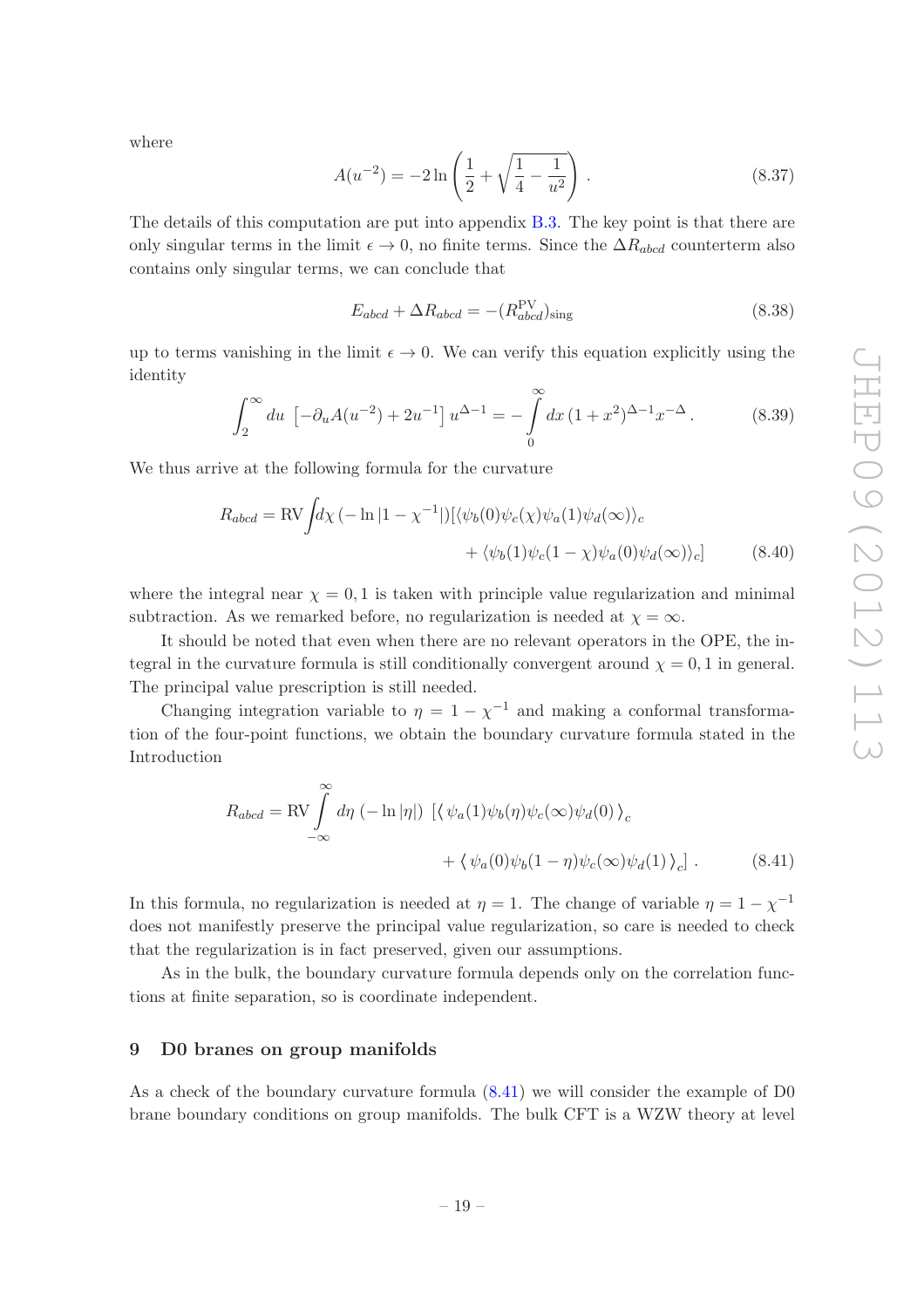where

$$A(u^{-2}) = -2\ln\left(\frac{1}{2} + \sqrt{\frac{1}{4} - \frac{1}{u^2}}\right). \tag{8.37}$$

The details of this computation are put into appendix B.3. The key point is that there are only singular terms in the limit $\epsilon \to 0$, no finite terms. Since the $\Delta R_{abcd}$ counterterm also contains only singular terms, we can conclude that

$$E_{abcd} + \Delta R_{abcd} = -(R^{\mathrm{PV}}_{abcd})_{\mathrm{sing}} \tag{8.38}$$

up to terms vanishing in the limit $\epsilon \to 0$. We can verify this equation explicitly using the identity

$$\int_2^\infty du\ \left[-\partial_u A(u^{-2}) + 2u^{-1}\right] u^{\Delta-1} = -\int_0^\infty dx\,(1+x^2)^{\Delta-1} x^{-\Delta}\,. \tag{8.39}$$

We thus arrive at the following formula for the curvature

$$\begin{aligned} R_{abcd} = \mathrm{RV}\int d\chi\,(-\ln|1-\chi^{-1}|)[&\langle\psi_b(0)\psi_c(\chi)\psi_a(1)\psi_d(\infty)\rangle_c \\ &+ \langle\psi_b(1)\psi_c(1-\chi)\psi_a(0)\psi_d(\infty)\rangle_c] \end{aligned} \tag{8.40}$$

where the integral near $\chi = 0, 1$ is taken with principle value regularization and minimal subtraction. As we remarked before, no regularization is needed at $\chi = \infty$.

It should be noted that even when there are no relevant operators in the OPE, the integral in the curvature formula is still conditionally convergent around $\chi = 0, 1$ in general. The principal value prescription is still needed.

Changing integration variable to $\eta = 1 - \chi^{-1}$ and making a conformal transformation of the four-point functions, we obtain the boundary curvature formula stated in the Introduction

$$\begin{aligned} R_{abcd} = \mathrm{RV}\int_{-\infty}^{\infty} d\eta\,(-\ln|\eta|)\ [&\langle\,\psi_a(1)\psi_b(\eta)\psi_c(\infty)\psi_d(0)\,\rangle_c \\ &+ \langle\,\psi_a(0)\psi_b(1-\eta)\psi_c(\infty)\psi_d(1)\,\rangle_c]\,. \end{aligned} \tag{8.41}$$

In this formula, no regularization is needed at $\eta = 1$. The change of variable $\eta = 1 - \chi^{-1}$ does not manifestly preserve the principal value regularization, so care is needed to check that the regularization is in fact preserved, given our assumptions.

As in the bulk, the boundary curvature formula depends only on the correlation functions at finite separation, so is coordinate independent.

## 9 D0 branes on group manifolds

As a check of the boundary curvature formula (8.41) we will consider the example of D0 brane boundary conditions on group manifolds. The bulk CFT is a WZW theory at level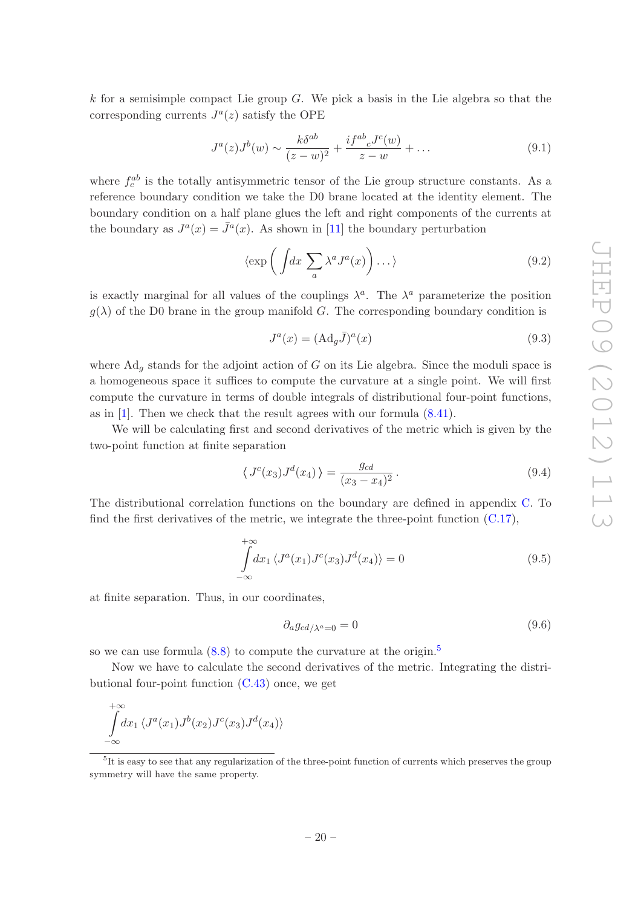$k$ for a semisimple compact Lie group $G$. We pick a basis in the Lie algebra so that the corresponding currents $J^a(z)$ satisfy the OPE

$$J^a(z)J^b(w) \sim \frac{k\delta^{ab}}{(z-w)^2} + \frac{if^{ab}{}_c J^c(w)}{z-w} + \dots \tag{9.1}$$

where $f^{ab}_c$ is the totally antisymmetric tensor of the Lie group structure constants. As a reference boundary condition we take the D0 brane located at the identity element. The boundary condition on a half plane glues the left and right components of the currents at the boundary as $J^a(x) = \bar{J}^a(x)$. As shown in [11] the boundary perturbation

$$\langle \exp\left( \int dx \sum_a \lambda^a J^a(x) \right) \dots \rangle \tag{9.2}$$

is exactly marginal for all values of the couplings $\lambda^a$. The $\lambda^a$ parameterize the position $g(\lambda)$ of the D0 brane in the group manifold $G$. The corresponding boundary condition is

$$J^a(x) = (\mathrm{Ad}_g \bar{J})^a(x) \tag{9.3}$$

where $\mathrm{Ad}_g$ stands for the adjoint action of $G$ on its Lie algebra. Since the moduli space is a homogeneous space it suffices to compute the curvature at a single point. We will first compute the curvature in terms of double integrals of distributional four-point functions, as in [1]. Then we check that the result agrees with our formula (8.41).

We will be calculating first and second derivatives of the metric which is given by the two-point function at finite separation

$$\langle\, J^c(x_3) J^d(x_4)\,\rangle = \frac{g_{cd}}{(x_3 - x_4)^2}\,. \tag{9.4}$$

The distributional correlation functions on the boundary are defined in appendix C. To find the first derivatives of the metric, we integrate the three-point function (C.17),

$$\int_{-\infty}^{+\infty} dx_1\, \langle J^a(x_1) J^c(x_3) J^d(x_4)\rangle = 0 \tag{9.5}$$

at finite separation. Thus, in our coordinates,

$$\partial_a g_{cd/\lambda^a=0} = 0 \tag{9.6}$$

so we can use formula (8.8) to compute the curvature at the origin.[5]

Now we have to calculate the second derivatives of the metric. Integrating the distributional four-point function (C.43) once, we get

$$\int_{-\infty}^{+\infty} dx_1\, \langle J^a(x_1) J^b(x_2) J^c(x_3) J^d(x_4)\rangle$$

[5] It is easy to see that any regularization of the three-point function of currents which preserves the group symmetry will have the same property.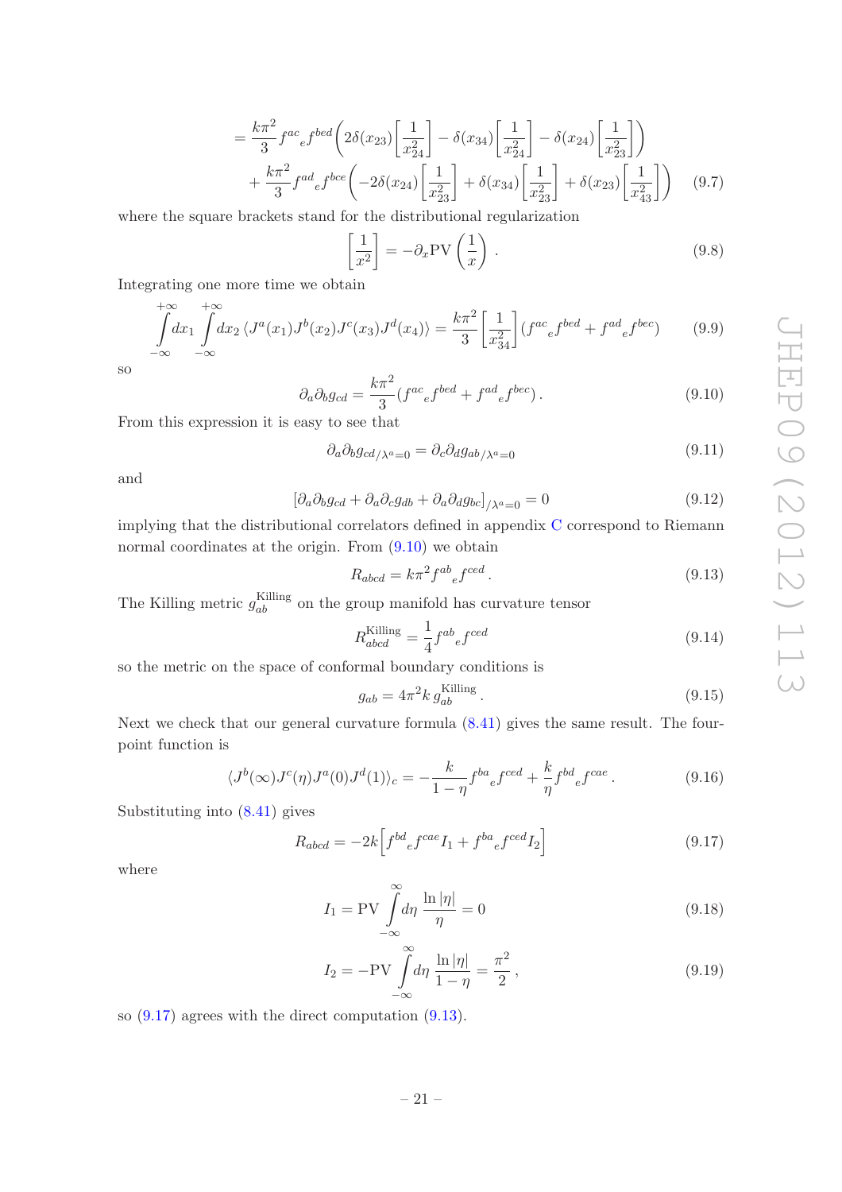$$= \frac{k\pi^2}{3} f^{ac}{}_e f^{bed} \left( 2\delta(x_{23}) \left[ \frac{1}{x_{24}^2} \right] - \delta(x_{34}) \left[ \frac{1}{x_{24}^2} \right] - \delta(x_{24}) \left[ \frac{1}{x_{23}^2} \right] \right)$$
$$+ \frac{k\pi^2}{3} f^{ad}{}_e f^{bce} \left( -2\delta(x_{24}) \left[ \frac{1}{x_{23}^2} \right] + \delta(x_{34}) \left[ \frac{1}{x_{23}^2} \right] + \delta(x_{23}) \left[ \frac{1}{x_{43}^2} \right] \right) \tag{9.7}$$

where the square brackets stand for the distributional regularization

$$\left[ \frac{1}{x^2} \right] = -\partial_x \mathrm{PV} \left( \frac{1}{x} \right) . \tag{9.8}$$

Integrating one more time we obtain

$$\int_{-\infty}^{+\infty} dx_1 \int_{-\infty}^{+\infty} dx_2 \, \langle J^a(x_1) J^b(x_2) J^c(x_3) J^d(x_4) \rangle = \frac{k\pi^2}{3} \left[ \frac{1}{x_{34}^2} \right] (f^{ac}{}_e f^{bed} + f^{ad}{}_e f^{bec}) \tag{9.9}$$

so

$$\partial_a \partial_b g_{cd} = \frac{k\pi^2}{3} (f^{ac}{}_e f^{bed} + f^{ad}{}_e f^{bec}) . \tag{9.10}$$

From this expression it is easy to see that

$$\partial_a \partial_b g_{cd/\lambda^a=0} = \partial_c \partial_d g_{ab/\lambda^a=0} \tag{9.11}$$

and

$$[\partial_a \partial_b g_{cd} + \partial_a \partial_c g_{db} + \partial_a \partial_d g_{bc}]_{/\lambda^a=0} = 0 \tag{9.12}$$

implying that the distributional correlators defined in appendix C correspond to Riemann normal coordinates at the origin. From (9.10) we obtain

$$R_{abcd} = k\pi^2 f^{ab}{}_e f^{ced} . \tag{9.13}$$

The Killing metric $g_{ab}^{\text{Killing}}$ on the group manifold has curvature tensor

$$R_{abcd}^{\text{Killing}} = \frac{1}{4} f^{ab}{}_e f^{ced} \tag{9.14}$$

so the metric on the space of conformal boundary conditions is

$$g_{ab} = 4\pi^2 k \, g_{ab}^{\text{Killing}} . \tag{9.15}$$

Next we check that our general curvature formula (8.41) gives the same result. The four-point function is

$$\langle J^b(\infty) J^c(\eta) J^a(0) J^d(1) \rangle_c = -\frac{k}{1-\eta} f^{ba}{}_e f^{ced} + \frac{k}{\eta} f^{bd}{}_e f^{cae} . \tag{9.16}$$

Substituting into (8.41) gives

$$R_{abcd} = -2k \Big[ f^{bd}{}_e f^{cae} I_1 + f^{ba}{}_e f^{ced} I_2 \Big] \tag{9.17}$$

where

$$I_1 = \mathrm{PV} \int_{-\infty}^{\infty} d\eta \, \frac{\ln |\eta|}{\eta} = 0 \tag{9.18}$$

$$I_2 = -\mathrm{PV} \int_{-\infty}^{\infty} d\eta \, \frac{\ln |\eta|}{1-\eta} = \frac{\pi^2}{2} , \tag{9.19}$$

so (9.17) agrees with the direct computation (9.13).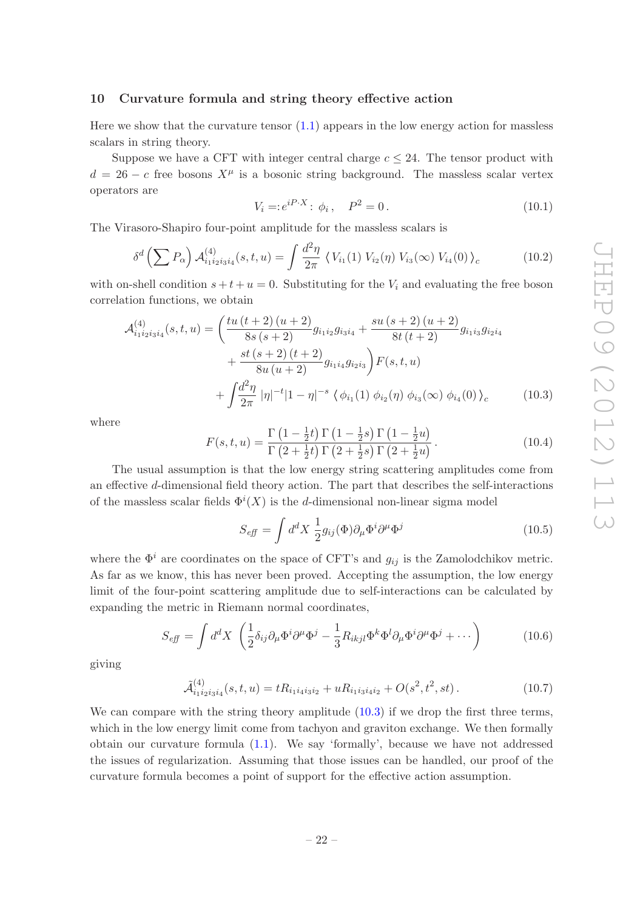## 10 Curvature formula and string theory effective action

Here we show that the curvature tensor (1.1) appears in the low energy action for massless scalars in string theory.

Suppose we have a CFT with integer central charge $c \leq 24$. The tensor product with $d = 26 - c$ free bosons $X^\mu$ is a bosonic string background. The massless scalar vertex operators are

$$V_i = :e^{iP\cdot X}: \; \phi_i \,, \quad P^2 = 0\,. \tag{10.1}$$

The Virasoro-Shapiro four-point amplitude for the massless scalars is

$$\delta^d\left(\sum P_\alpha\right) \mathcal{A}^{(4)}_{i_1 i_2 i_3 i_4}(s,t,u) = \int \frac{d^2\eta}{2\pi} \, \langle \, V_{i_1}(1)\, V_{i_2}(\eta)\, V_{i_3}(\infty)\, V_{i_4}(0)\, \rangle_c \tag{10.2}$$

with on-shell condition $s + t + u = 0$. Substituting for the $V_i$ and evaluating the free boson correlation functions, we obtain

$$\begin{aligned}
\mathcal{A}^{(4)}_{i_1 i_2 i_3 i_4}(s,t,u) = &\left( \frac{tu\,(t+2)\,(u+2)}{8s\,(s+2)} g_{i_1 i_2} g_{i_3 i_4} + \frac{su\,(s+2)\,(u+2)}{8t\,(t+2)} g_{i_1 i_3} g_{i_2 i_4} \right.\\
&\left. + \frac{st\,(s+2)\,(t+2)}{8u\,(u+2)} g_{i_1 i_4} g_{i_2 i_3} \right) F(s,t,u) \\
&+ \int \frac{d^2\eta}{2\pi} \, |\eta|^{-t} |1-\eta|^{-s} \, \langle \, \phi_{i_1}(1)\, \phi_{i_2}(\eta)\, \phi_{i_3}(\infty)\, \phi_{i_4}(0)\, \rangle_c
\end{aligned} \tag{10.3}$$

where

$$F(s,t,u) = \frac{\Gamma\left(1 - \frac{1}{2}t\right)\Gamma\left(1 - \frac{1}{2}s\right)\Gamma\left(1 - \frac{1}{2}u\right)}{\Gamma\left(2 + \frac{1}{2}t\right)\Gamma\left(2 + \frac{1}{2}s\right)\Gamma\left(2 + \frac{1}{2}u\right)}\,. \tag{10.4}$$

The usual assumption is that the low energy string scattering amplitudes come from an effective $d$-dimensional field theory action. The part that describes the self-interactions of the massless scalar fields $\Phi^i(X)$ is the $d$-dimensional non-linear sigma model

$$S_{\mathit{eff}} = \int d^d X \; \frac{1}{2} g_{ij}(\Phi) \partial_\mu \Phi^i \partial^\mu \Phi^j \tag{10.5}$$

where the $\Phi^i$ are coordinates on the space of CFT's and $g_{ij}$ is the Zamolodchikov metric. As far as we know, this has never been proved. Accepting the assumption, the low energy limit of the four-point scattering amplitude due to self-interactions can be calculated by expanding the metric in Riemann normal coordinates,

$$S_{\mathit{eff}} = \int d^d X \; \left( \frac{1}{2} \delta_{ij} \partial_\mu \Phi^i \partial^\mu \Phi^j - \frac{1}{3} R_{ikjl} \Phi^k \Phi^l \partial_\mu \Phi^i \partial^\mu \Phi^j + \cdots \right) \tag{10.6}$$

giving

$$\tilde{\mathcal{A}}^{(4)}_{i_1 i_2 i_3 i_4}(s,t,u) = t R_{i_1 i_4 i_3 i_2} + u R_{i_1 i_3 i_4 i_2} + O(s^2, t^2, st)\,. \tag{10.7}$$

We can compare with the string theory amplitude (10.3) if we drop the first three terms, which in the low energy limit come from tachyon and graviton exchange. We then formally obtain our curvature formula (1.1). We say 'formally', because we have not addressed the issues of regularization. Assuming that those issues can be handled, our proof of the curvature formula becomes a point of support for the effective action assumption.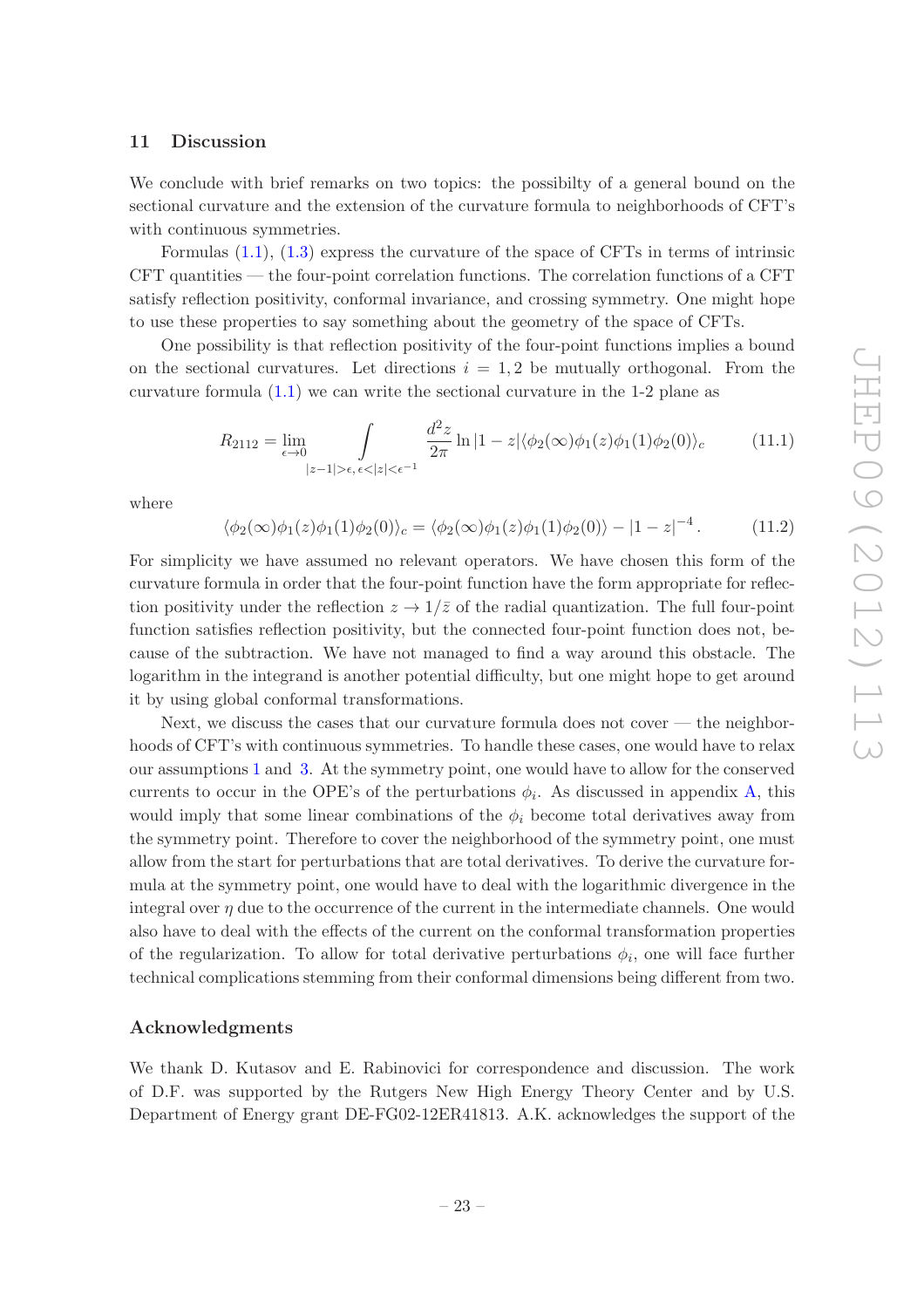## 11 Discussion

We conclude with brief remarks on two topics: the possibilty of a general bound on the sectional curvature and the extension of the curvature formula to neighborhoods of CFT's with continuous symmetries.

Formulas (1.1), (1.3) express the curvature of the space of CFTs in terms of intrinsic CFT quantities — the four-point correlation functions. The correlation functions of a CFT satisfy reflection positivity, conformal invariance, and crossing symmetry. One might hope to use these properties to say something about the geometry of the space of CFTs.

One possibility is that reflection positivity of the four-point functions implies a bound on the sectional curvatures. Let directions $i = 1, 2$ be mutually orthogonal. From the curvature formula (1.1) we can write the sectional curvature in the 1-2 plane as

$$R_{2112} = \lim_{\epsilon \to 0} \int_{|z-1|>\epsilon,\, \epsilon<|z|<\epsilon^{-1}} \frac{d^2 z}{2\pi} \ln|1-z| \langle \phi_2(\infty)\phi_1(z)\phi_1(1)\phi_2(0)\rangle_c \tag{11.1}$$

where

$$\langle \phi_2(\infty)\phi_1(z)\phi_1(1)\phi_2(0)\rangle_c = \langle \phi_2(\infty)\phi_1(z)\phi_1(1)\phi_2(0)\rangle - |1-z|^{-4}\,. \tag{11.2}$$

For simplicity we have assumed no relevant operators. We have chosen this form of the curvature formula in order that the four-point function have the form appropriate for reflection positivity under the reflection $z \to 1/\bar{z}$ of the radial quantization. The full four-point function satisfies reflection positivity, but the connected four-point function does not, because of the subtraction. We have not managed to find a way around this obstacle. The logarithm in the integrand is another potential difficulty, but one might hope to get around it by using global conformal transformations.

Next, we discuss the cases that our curvature formula does not cover — the neighborhoods of CFT's with continuous symmetries. To handle these cases, one would have to relax our assumptions 1 and 3. At the symmetry point, one would have to allow for the conserved currents to occur in the OPE's of the perturbations $\phi_i$. As discussed in appendix A, this would imply that some linear combinations of the $\phi_i$ become total derivatives away from the symmetry point. Therefore to cover the neighborhood of the symmetry point, one must allow from the start for perturbations that are total derivatives. To derive the curvature formula at the symmetry point, one would have to deal with the logarithmic divergence in the integral over $\eta$ due to the occurrence of the current in the intermediate channels. One would also have to deal with the effects of the current on the conformal transformation properties of the regularization. To allow for total derivative perturbations $\phi_i$, one will face further technical complications stemming from their conformal dimensions being different from two.

## Acknowledgments

We thank D. Kutasov and E. Rabinovici for correspondence and discussion. The work of D.F. was supported by the Rutgers New High Energy Theory Center and by U.S. Department of Energy grant DE-FG02-12ER41813. A.K. acknowledges the support of the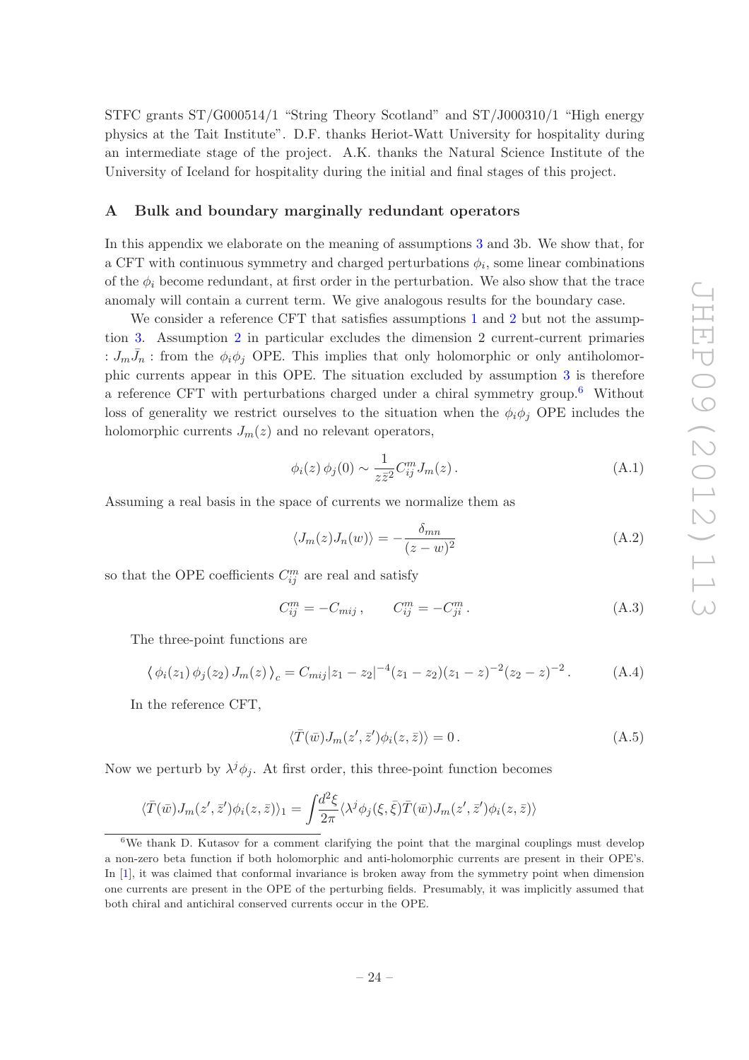STFC grants ST/G000514/1 "String Theory Scotland" and ST/J000310/1 "High energy physics at the Tait Institute". D.F. thanks Heriot-Watt University for hospitality during an intermediate stage of the project. A.K. thanks the Natural Science Institute of the University of Iceland for hospitality during the initial and final stages of this project.

## A Bulk and boundary marginally redundant operators

In this appendix we elaborate on the meaning of assumptions 3 and 3b. We show that, for a CFT with continuous symmetry and charged perturbations $\phi_i$, some linear combinations of the $\phi_i$ become redundant, at first order in the perturbation. We also show that the trace anomaly will contain a current term. We give analogous results for the boundary case.

We consider a reference CFT that satisfies assumptions 1 and 2 but not the assumption 3. Assumption 2 in particular excludes the dimension 2 current-current primaries $:J_m \bar{J}_n:$ from the $\phi_i \phi_j$ OPE. This implies that only holomorphic or only antiholomorphic currents appear in this OPE. The situation excluded by assumption 3 is therefore a reference CFT with perturbations charged under a chiral symmetry group.[6] Without loss of generality we restrict ourselves to the situation when the $\phi_i \phi_j$ OPE includes the holomorphic currents $J_m(z)$ and no relevant operators,

$$\phi_i(z)\,\phi_j(0) \sim \frac{1}{z\bar{z}^2} C_{ij}^m J_m(z)\,. \tag{A.1}$$

Assuming a real basis in the space of currents we normalize them as

$$\langle J_m(z) J_n(w) \rangle = -\frac{\delta_{mn}}{(z-w)^2} \tag{A.2}$$

so that the OPE coefficients $C_{ij}^m$ are real and satisfy

$$C_{ij}^m = -C_{mij}\,, \qquad C_{ij}^m = -C_{ji}^m\,. \tag{A.3}$$

The three-point functions are

$$\langle\, \phi_i(z_1)\,\phi_j(z_2)\,J_m(z)\,\rangle_c = C_{mij}|z_1-z_2|^{-4}(z_1-z_2)(z_1-z)^{-2}(z_2-z)^{-2}\,. \tag{A.4}$$

In the reference CFT,

$$\langle \bar{T}(\bar{w}) J_m(z', \bar{z}')\phi_i(z,\bar{z})\rangle = 0\,. \tag{A.5}$$

Now we perturb by $\lambda^j \phi_j$. At first order, this three-point function becomes

$$\langle \bar{T}(\bar{w}) J_m(z', \bar{z}')\phi_i(z,\bar{z})\rangle_1 = \int \frac{d^2\xi}{2\pi} \langle \lambda^j \phi_j(\xi,\bar{\xi}) \bar{T}(\bar{w}) J_m(z', \bar{z}')\phi_i(z,\bar{z})\rangle$$

---

[6] We thank D. Kutasov for a comment clarifying the point that the marginal couplings must develop a non-zero beta function if both holomorphic and anti-holomorphic currents are present in their OPE's. In [1], it was claimed that conformal invariance is broken away from the symmetry point when dimension one currents are present in the OPE of the perturbing fields. Presumably, it was implicitly assumed that both chiral and antichiral conserved currents occur in the OPE.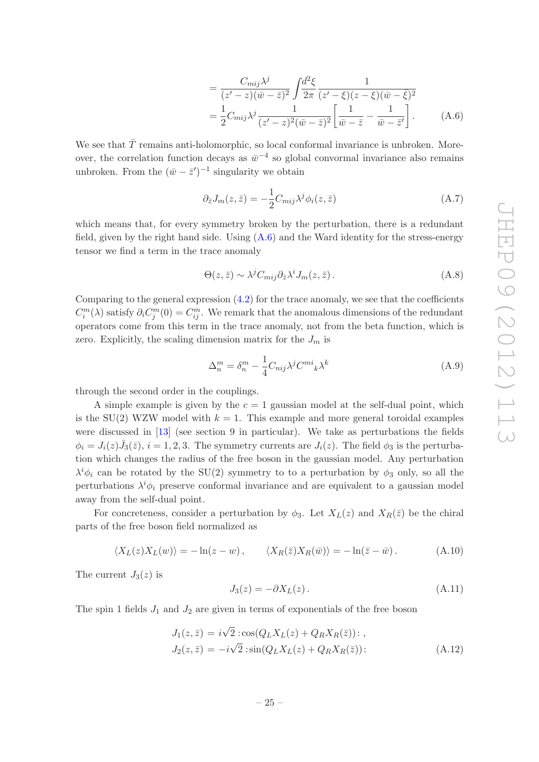$$
\begin{aligned}
&= \frac{C_{mij}\lambda^j}{(z'-z)(\bar{w}-\bar{z})^2} \int \frac{d^2\xi}{2\pi} \frac{1}{(z'-\xi)(z-\xi)(\bar{w}-\bar{\xi})^2} \\
&= \frac{1}{2} C_{mij}\lambda^j \frac{1}{(z'-z)^2(\bar{w}-\bar{z})^2} \left[ \frac{1}{\bar{w}-\bar{z}} - \frac{1}{\bar{w}-\bar{z}'} \right]. \qquad \text{(A.6)}
\end{aligned}
$$

We see that $\bar{T}$ remains anti-holomorphic, so local conformal invariance is unbroken. Moreover, the correlation function decays as $\bar{w}^{-4}$ so global convormal invariance also remains unbroken. From the $(\bar{w}-\bar{z}')^{-1}$ singularity we obtain

$$
\partial_{\bar{z}} J_m(z,\bar{z}) = -\frac{1}{2} C_{mij}\lambda^j \phi_i(z,\bar{z}) \qquad \text{(A.7)}
$$

which means that, for every symmetry broken by the perturbation, there is a redundant field, given by the right hand side. Using (A.6) and the Ward identity for the stress-energy tensor we find a term in the trace anomaly

$$
\Theta(z,\bar{z}) \sim \lambda^j C_{mij} \partial_{\bar{z}} \lambda^i J_m(z,\bar{z}) \,. \qquad \text{(A.8)}
$$

Comparing to the general expression (4.2) for the trace anomaly, we see that the coefficients $C_i^m(\lambda)$ satisfy $\partial_i C_j^m(0) = C_{ij}^m$. We remark that the anomalous dimensions of the redundant operators come from this term in the trace anomaly, not from the beta function, which is zero. Explicitly, the scaling dimension matrix for the $J_m$ is

$$
\Delta_n^m = \delta_n^m - \frac{1}{4} C_{nij}\lambda^j C^{mi}{}_k \lambda^k \qquad \text{(A.9)}
$$

through the second order in the couplings.

A simple example is given by the $c = 1$ gaussian model at the self-dual point, which is the SU(2) WZW model with $k = 1$. This example and more general toroidal examples were discussed in [13] (see section 9 in particular). We take as perturbations the fields $\phi_i = J_i(z)\bar{J}_3(\bar{z})$, $i = 1, 2, 3$. The symmetry currents are $J_i(z)$. The field $\phi_3$ is the perturbation which changes the radius of the free boson in the gaussian model. Any perturbation $\lambda^i \phi_i$ can be rotated by the SU(2) symmetry to to a perturbation by $\phi_3$ only, so all the perturbations $\lambda^i \phi_i$ preserve conformal invariance and are equivalent to a gaussian model away from the self-dual point.

For concreteness, consider a perturbation by $\phi_3$. Let $X_L(z)$ and $X_R(\bar{z})$ be the chiral parts of the free boson field normalized as

$$
\langle X_L(z) X_L(w) \rangle = -\ln(z-w) \,, \qquad \langle X_R(\bar{z}) X_R(\bar{w}) \rangle = -\ln(\bar{z}-\bar{w}) \,. \qquad \text{(A.10)}
$$

The current $J_3(z)$ is

$$
J_3(z) = -\partial X_L(z) \,. \qquad \text{(A.11)}
$$

The spin 1 fields $J_1$ and $J_2$ are given in terms of exponentials of the free boson

$$
\begin{aligned}
J_1(z,\bar{z}) &= i\sqrt{2} :\cos(Q_L X_L(z) + Q_R X_R(\bar{z})): \,, \\
J_2(z,\bar{z}) &= -i\sqrt{2} :\sin(Q_L X_L(z) + Q_R X_R(\bar{z})): \qquad \text{(A.12)}
\end{aligned}
$$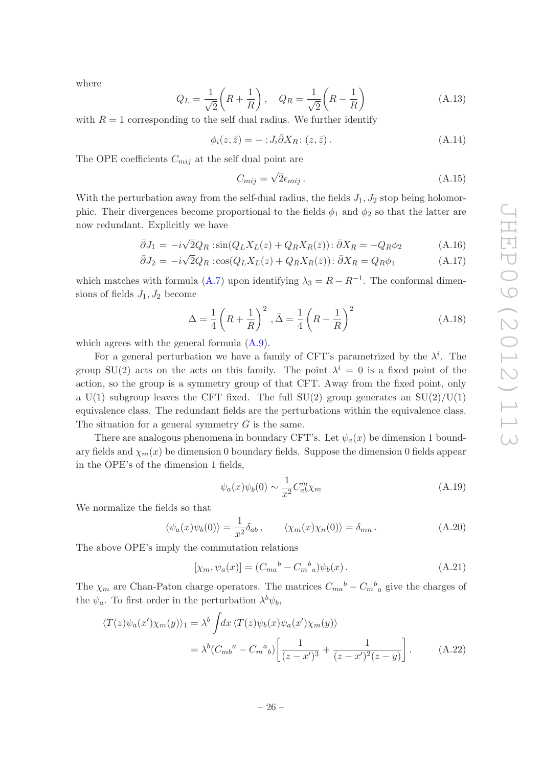where

$$Q_L = \frac{1}{\sqrt{2}}\left(R + \frac{1}{R}\right), \quad Q_R = \frac{1}{\sqrt{2}}\left(R - \frac{1}{R}\right) \tag{A.13}$$

with $R = 1$ corresponding to the self dual radius. We further identify

$$\phi_i(z,\bar{z}) = -:J_i \bar{\partial} X_R:(z,\bar{z})\,. \tag{A.14}$$

The OPE coefficients $C_{mij}$ at the self dual point are

$$C_{mij} = \sqrt{2}\epsilon_{mij}\,. \tag{A.15}$$

With the perturbation away from the self-dual radius, the fields $J_1, J_2$ stop being holomorphic. Their divergences become proportional to the fields $\phi_1$ and $\phi_2$ so that the latter are now redundant. Explicitly we have

$$\bar{\partial} J_1 = -i\sqrt{2} Q_R :\sin(Q_L X_L(z) + Q_R X_R(\bar{z})): \bar{\partial} X_R = -Q_R \phi_2 \tag{A.16}$$

$$\bar{\partial} J_2 = -i\sqrt{2} Q_R :\cos(Q_L X_L(z) + Q_R X_R(\bar{z})): \bar{\partial} X_R = Q_R \phi_1 \tag{A.17}$$

which matches with formula (A.7) upon identifying $\lambda_3 = R - R^{-1}$. The conformal dimensions of fields $J_1, J_2$ become

$$\Delta = \frac{1}{4}\left(R + \frac{1}{R}\right)^2, \bar{\Delta} = \frac{1}{4}\left(R - \frac{1}{R}\right)^2 \tag{A.18}$$

which agrees with the general formula (A.9).

For a general perturbation we have a family of CFT's parametrized by the $\lambda^i$. The group SU(2) acts on the acts on this family. The point $\lambda^i = 0$ is a fixed point of the action, so the group is a symmetry group of that CFT. Away from the fixed point, only a U(1) subgroup leaves the CFT fixed. The full SU(2) group generates an SU(2)/U(1) equivalence class. The redundant fields are the perturbations within the equivalence class. The situation for a general symmetry $G$ is the same.

There are analogous phenomena in boundary CFT's. Let $\psi_a(x)$ be dimension 1 boundary fields and $\chi_m(x)$ be dimension 0 boundary fields. Suppose the dimension 0 fields appear in the OPE's of the dimension 1 fields,

$$\psi_a(x)\psi_b(0) \sim \frac{1}{x^2} C^m_{ab} \chi_m \tag{A.19}$$

We normalize the fields so that

$$\langle \psi_a(x)\psi_b(0)\rangle = \frac{1}{x^2}\delta_{ab}\,, \qquad \langle \chi_m(x)\chi_n(0)\rangle = \delta_{mn}\,. \tag{A.20}$$

The above OPE's imply the commutation relations

$$[\chi_m, \psi_a(x)] = ({C_{ma}}^b - {C_m}^b{}_a)\psi_b(x)\,. \tag{A.21}$$

The $\chi_m$ are Chan-Paton charge operators. The matrices ${C_{ma}}^b - {C_m}^b{}_a$ give the charges of the $\psi_a$. To first order in the perturbation $\lambda^b \psi_b$,

$$\begin{aligned}
\langle T(z)\psi_a(x')\chi_m(y)\rangle_1 &= \lambda^b \int dx\, \langle T(z)\psi_b(x)\psi_a(x')\chi_m(y)\rangle \\
&= \lambda^b ({C_{mb}}^a - {C_m}^a{}_b)\left[\frac{1}{(z-x')^3} + \frac{1}{(z-x')^2(z-y)}\right]\,.
\end{aligned} \tag{A.22}$$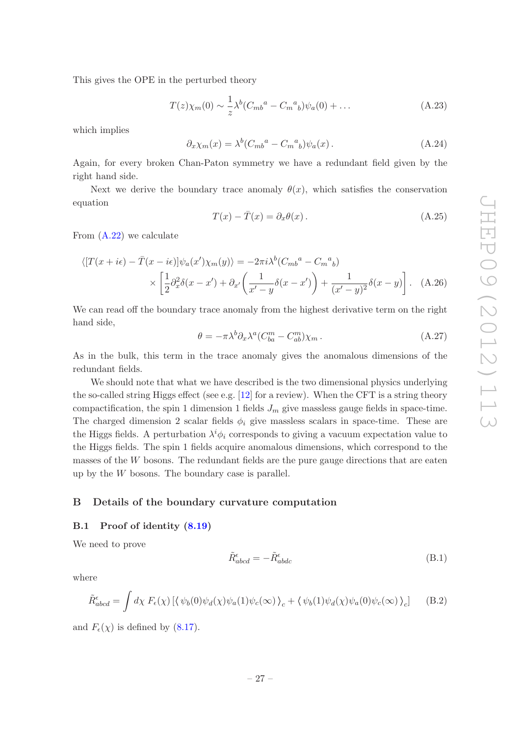This gives the OPE in the perturbed theory

$$T(z)\chi_m(0) \sim \frac{1}{z}\lambda^b(C_{mb}{}^a - C_m{}^a{}_b)\psi_a(0) + \dots \tag{A.23}$$

which implies

$$\partial_x \chi_m(x) = \lambda^b(C_{mb}{}^a - C_m{}^a{}_b)\psi_a(x)\,. \tag{A.24}$$

Again, for every broken Chan-Paton symmetry we have a redundant field given by the right hand side.

Next we derive the boundary trace anomaly $\theta(x)$, which satisfies the conservation equation

$$T(x) - \bar{T}(x) = \partial_x \theta(x)\,. \tag{A.25}$$

From (A.22) we calculate

$$\begin{aligned}\langle [T(x+i\epsilon) - \bar{T}(x-i\epsilon)]\psi_a(x')\chi_m(y)\rangle &= -2\pi i\lambda^b(C_{mb}{}^a - C_m{}^a{}_b) \\ &\times \left[\frac{1}{2}\partial_x^2\delta(x-x') + \partial_{x'}\left(\frac{1}{x'-y}\delta(x-x')\right) + \frac{1}{(x'-y)^2}\delta(x-y)\right].\end{aligned} \tag{A.26}$$

We can read off the boundary trace anomaly from the highest derivative term on the right hand side,

$$\theta = -\pi\lambda^b\partial_x\lambda^a(C_{ba}^m - C_{ab}^m)\chi_m\,. \tag{A.27}$$

As in the bulk, this term in the trace anomaly gives the anomalous dimensions of the redundant fields.

We should note that what we have described is the two dimensional physics underlying the so-called string Higgs effect (see e.g. [12] for a review). When the CFT is a string theory compactification, the spin 1 dimension 1 fields $J_m$ give massless gauge fields in space-time. The charged dimension 2 scalar fields $\phi_i$ give massless scalars in space-time. These are the Higgs fields. A perturbation $\lambda^i\phi_i$ corresponds to giving a vacuum expectation value to the Higgs fields. The spin 1 fields acquire anomalous dimensions, which correspond to the masses of the $W$ bosons. The redundant fields are the pure gauge directions that are eaten up by the $W$ bosons. The boundary case is parallel.

# B Details of the boundary curvature computation

## B.1 Proof of identity (8.19)

We need to prove

$$\tilde{R}^{\epsilon}_{abcd} = -\tilde{R}^{\epsilon}_{abdc} \tag{B.1}$$

where

$$\tilde{R}^{\epsilon}_{abcd} = \int d\chi\, F_\epsilon(\chi)\left[\langle\, \psi_b(0)\psi_d(\chi)\psi_a(1)\psi_c(\infty)\,\rangle_c + \langle\, \psi_b(1)\psi_d(\chi)\psi_a(0)\psi_c(\infty)\,\rangle_c\right] \tag{B.2}$$

and $F_\epsilon(\chi)$ is defined by (8.17).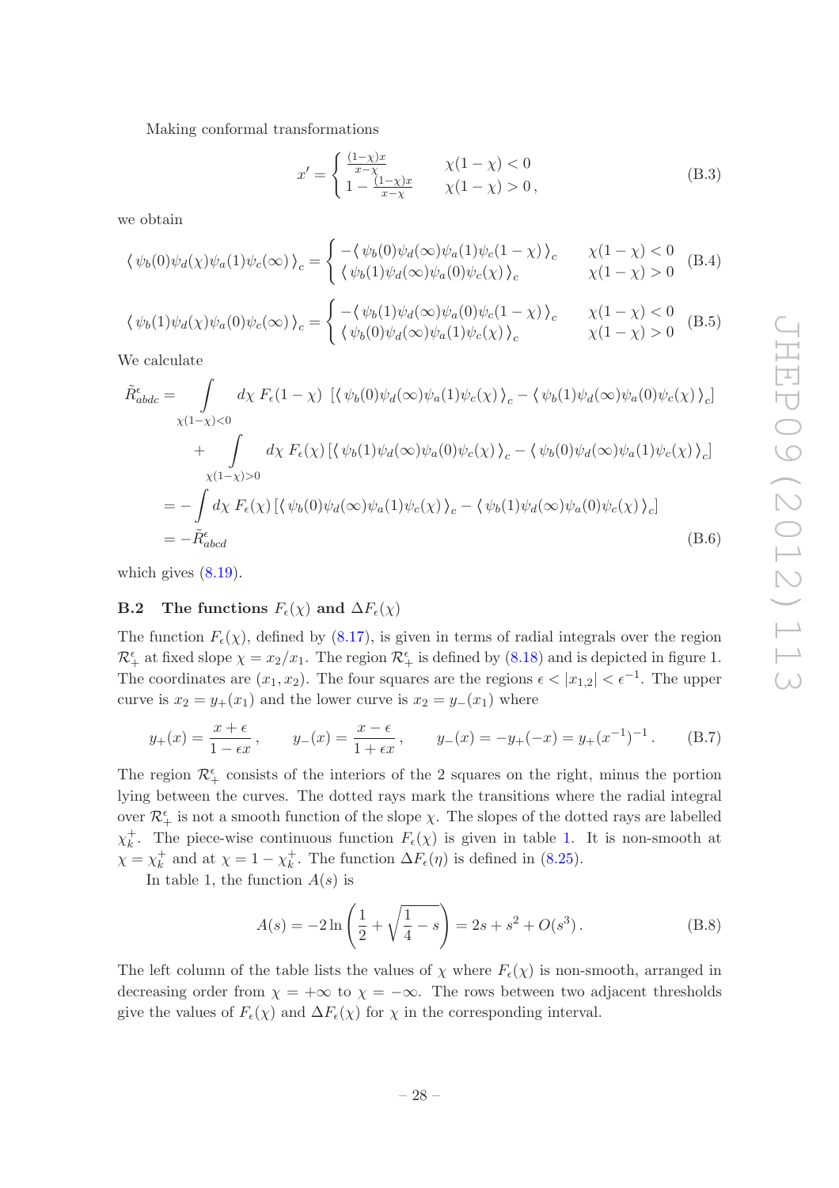Making conformal transformations

$$
x' = \begin{cases} \frac{(1-\chi)x}{x-\chi} & \chi(1-\chi) < 0 \\ 1 - \frac{(1-\chi)x}{x-\chi} & \chi(1-\chi) > 0\,, \end{cases} \tag{B.3}
$$

we obtain

$$
\langle\, \psi_b(0)\psi_d(\chi)\psi_a(1)\psi_c(\infty)\,\rangle_c = \begin{cases} -\langle\, \psi_b(0)\psi_d(\infty)\psi_a(1)\psi_c(1-\chi)\,\rangle_c & \chi(1-\chi) < 0 \\ \langle\, \psi_b(1)\psi_d(\infty)\psi_a(0)\psi_c(\chi)\,\rangle_c & \chi(1-\chi) > 0 \end{cases} \tag{B.4}
$$

$$
\langle\, \psi_b(1)\psi_d(\chi)\psi_a(0)\psi_c(\infty)\,\rangle_c = \begin{cases} -\langle\, \psi_b(1)\psi_d(\infty)\psi_a(0)\psi_c(1-\chi)\,\rangle_c & \chi(1-\chi) < 0 \\ \langle\, \psi_b(0)\psi_d(\infty)\psi_a(1)\psi_c(\chi)\,\rangle_c & \chi(1-\chi) > 0 \end{cases} \tag{B.5}
$$

We calculate

$$
\begin{aligned}
\tilde{R}^\epsilon_{abdc} &= \int\limits_{\chi(1-\chi)<0} d\chi\; F_\epsilon(1-\chi)\;\left[\langle\, \psi_b(0)\psi_d(\infty)\psi_a(1)\psi_c(\chi)\,\rangle_c - \langle\, \psi_b(1)\psi_d(\infty)\psi_a(0)\psi_c(\chi)\,\rangle_c\right] \\
&\quad + \int\limits_{\chi(1-\chi)>0} d\chi\; F_\epsilon(\chi)\left[\langle\, \psi_b(1)\psi_d(\infty)\psi_a(0)\psi_c(\chi)\,\rangle_c - \langle\, \psi_b(0)\psi_d(\infty)\psi_a(1)\psi_c(\chi)\,\rangle_c\right] \\
&= -\int d\chi\; F_\epsilon(\chi)\left[\langle\, \psi_b(0)\psi_d(\infty)\psi_a(1)\psi_c(\chi)\,\rangle_c - \langle\, \psi_b(1)\psi_d(\infty)\psi_a(0)\psi_c(\chi)\,\rangle_c\right] \\
&= -\tilde{R}^\epsilon_{abcd}
\end{aligned} \tag{B.6}
$$

which gives (8.19).

### B.2 The functions $F_\epsilon(\chi)$ and $\Delta F_\epsilon(\chi)$

The function $F_\epsilon(\chi)$, defined by (8.17), is given in terms of radial integrals over the region $\mathcal{R}^\epsilon_+$ at fixed slope $\chi = x_2/x_1$. The region $\mathcal{R}^\epsilon_+$ is defined by (8.18) and is depicted in figure 1. The coordinates are $(x_1, x_2)$. The four squares are the regions $\epsilon < |x_{1,2}| < \epsilon^{-1}$. The upper curve is $x_2 = y_+(x_1)$ and the lower curve is $x_2 = y_-(x_1)$ where

$$
y_+(x) = \frac{x+\epsilon}{1-\epsilon x}\,, \qquad y_-(x) = \frac{x-\epsilon}{1+\epsilon x}\,, \qquad y_-(x) = -y_+(-x) = y_+(x^{-1})^{-1}\,. \tag{B.7}
$$

The region $\mathcal{R}^\epsilon_+$ consists of the interiors of the 2 squares on the right, minus the portion lying between the curves. The dotted rays mark the transitions where the radial integral over $\mathcal{R}^\epsilon_+$ is not a smooth function of the slope $\chi$. The slopes of the dotted rays are labelled $\chi^+_k$. The piece-wise continuous function $F_\epsilon(\chi)$ is given in table 1. It is non-smooth at $\chi = \chi^+_k$ and at $\chi = 1 - \chi^+_k$. The function $\Delta F_\epsilon(\eta)$ is defined in (8.25).

In table 1, the function $A(s)$ is

$$
A(s) = -2\ln\left(\frac{1}{2} + \sqrt{\frac{1}{4} - s}\right) = 2s + s^2 + O(s^3)\,. \tag{B.8}
$$

The left column of the table lists the values of $\chi$ where $F_\epsilon(\chi)$ is non-smooth, arranged in decreasing order from $\chi = +\infty$ to $\chi = -\infty$. The rows between two adjacent thresholds give the values of $F_\epsilon(\chi)$ and $\Delta F_\epsilon(\chi)$ for $\chi$ in the corresponding interval.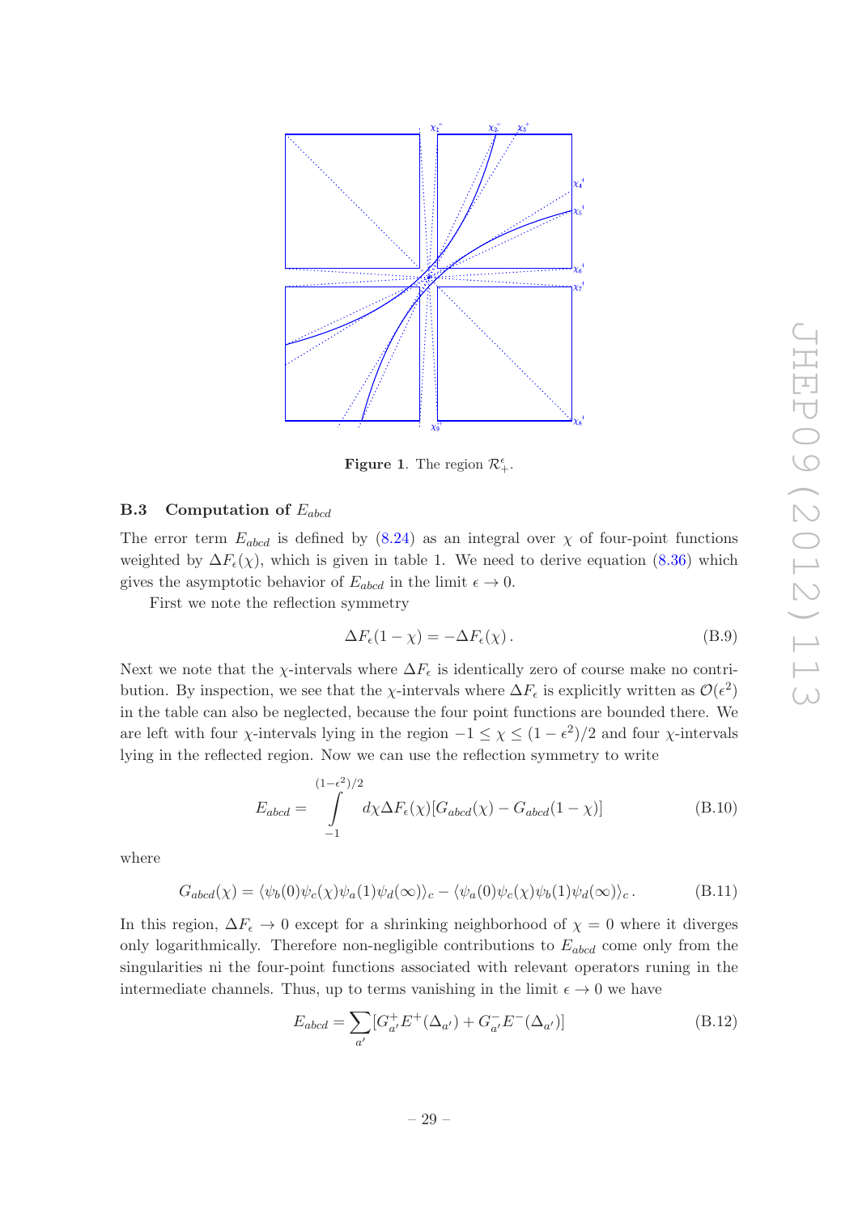**Figure 1**. The region $\mathcal{R}^{\epsilon}_{+}$.

### B.3 Computation of $E_{abcd}$

The error term $E_{abcd}$ is defined by (8.24) as an integral over $\chi$ of four-point functions weighted by $\Delta F_\epsilon(\chi)$, which is given in table 1. We need to derive equation (8.36) which gives the asymptotic behavior of $E_{abcd}$ in the limit $\epsilon \to 0$.

First we note the reflection symmetry

$$\Delta F_\epsilon(1-\chi) = -\Delta F_\epsilon(\chi)\,. \tag{B.9}$$

Next we note that the $\chi$-intervals where $\Delta F_\epsilon$ is identically zero of course make no contribution. By inspection, we see that the $\chi$-intervals where $\Delta F_\epsilon$ is explicitly written as $\mathcal{O}(\epsilon^2)$ in the table can also be neglected, because the four point functions are bounded there. We are left with four $\chi$-intervals lying in the region $-1 \leq \chi \leq (1-\epsilon^2)/2$ and four $\chi$-intervals lying in the reflected region. Now we can use the reflection symmetry to write

$$E_{abcd} = \int_{-1}^{(1-\epsilon^2)/2} d\chi \Delta F_\epsilon(\chi)[G_{abcd}(\chi) - G_{abcd}(1-\chi)] \tag{B.10}$$

where

$$G_{abcd}(\chi) = \langle \psi_b(0)\psi_c(\chi)\psi_a(1)\psi_d(\infty)\rangle_c - \langle \psi_a(0)\psi_c(\chi)\psi_b(1)\psi_d(\infty)\rangle_c\,. \tag{B.11}$$

In this region, $\Delta F_\epsilon \to 0$ except for a shrinking neighborhood of $\chi = 0$ where it diverges only logarithmically. Therefore non-negligible contributions to $E_{abcd}$ come only from the singularities ni the four-point functions associated with relevant operators runing in the intermediate channels. Thus, up to terms vanishing in the limit $\epsilon \to 0$ we have

$$E_{abcd} = \sum_{a'} [G^+_{a'} E^+(\Delta_{a'}) + G^-_{a'} E^-(\Delta_{a'})] \tag{B.12}$$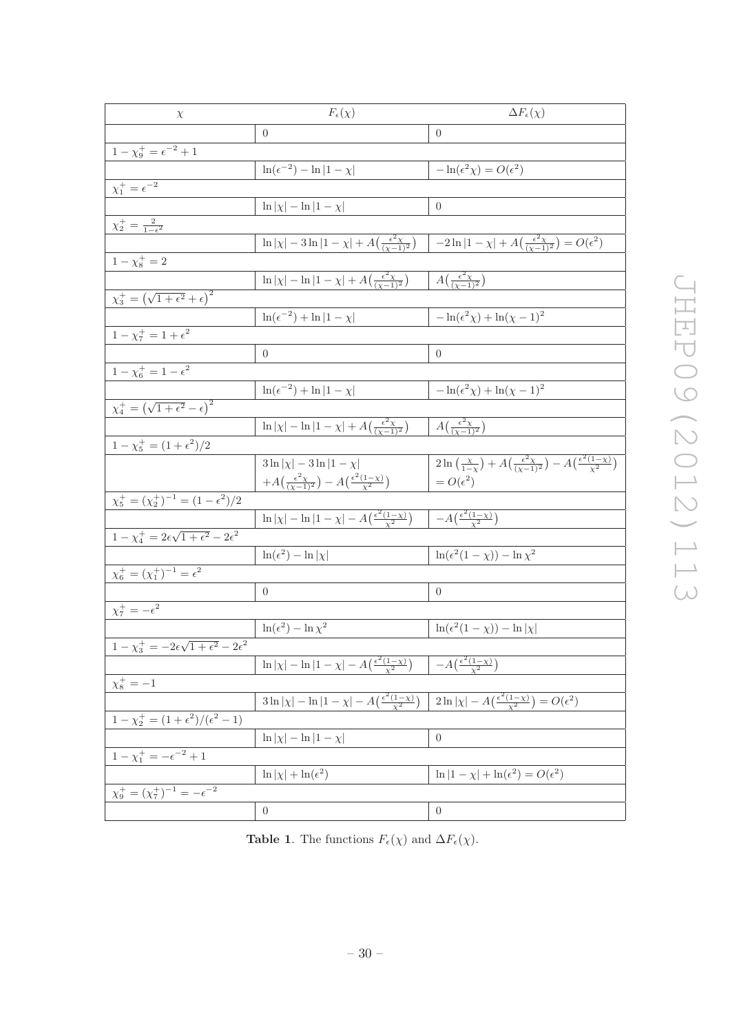| $\chi$ | $F_\epsilon(\chi)$ | $\Delta F_\epsilon(\chi)$ |
|---|---|---|
| | $0$ | $0$ |
| $1-\chi_9^+ = \epsilon^{-2}+1$ | | |
| | $\ln(\epsilon^{-2}) - \ln\|1-\chi\|$ | $-\ln(\epsilon^2\chi) = O(\epsilon^2)$ |
| $\chi_1^+ = \epsilon^{-2}$ | | |
| | $\ln\|\chi\| - \ln\|1-\chi\|$ | $0$ |
| $\chi_2^+ = \frac{2}{1-\epsilon^2}$ | | |
| | $\ln\|\chi\| - 3\ln\|1-\chi\| + A\big(\frac{\epsilon^2\chi}{(\chi-1)^2}\big)$ | $-2\ln\|1-\chi\| + A\big(\frac{\epsilon^2\chi}{(\chi-1)^2}\big) = O(\epsilon^2)$ |
| $1-\chi_8^+ = 2$ | | |
| | $\ln\|\chi\| - \ln\|1-\chi\| + A\big(\frac{\epsilon^2\chi}{(\chi-1)^2}\big)$ | $A\big(\frac{\epsilon^2\chi}{(\chi-1)^2}\big)$ |
| $\chi_3^+ = \big(\sqrt{1+\epsilon^2}+\epsilon\big)^2$ | | |
| | $\ln(\epsilon^{-2}) + \ln\|1-\chi\|$ | $-\ln(\epsilon^2\chi) + \ln(\chi-1)^2$ |
| $1-\chi_7^+ = 1+\epsilon^2$ | | |
| | $0$ | $0$ |
| $1-\chi_6^+ = 1-\epsilon^2$ | | |
| | $\ln(\epsilon^{-2}) + \ln\|1-\chi\|$ | $-\ln(\epsilon^2\chi) + \ln(\chi-1)^2$ |
| $\chi_4^+ = \big(\sqrt{1+\epsilon^2}-\epsilon\big)^2$ | | |
| | $\ln\|\chi\| - \ln\|1-\chi\| + A\big(\frac{\epsilon^2\chi}{(\chi-1)^2}\big)$ | $A\big(\frac{\epsilon^2\chi}{(\chi-1)^2}\big)$ |
| $1-\chi_5^+ = (1+\epsilon^2)/2$ | | |
| | $3\ln\|\chi\| - 3\ln\|1-\chi\|$ $+A\big(\frac{\epsilon^2\chi}{(\chi-1)^2}\big) - A\big(\frac{\epsilon^2(1-\chi)}{\chi^2}\big)$ | $2\ln\big(\frac{\chi}{1-\chi}\big) + A\big(\frac{\epsilon^2\chi}{(\chi-1)^2}\big) - A\big(\frac{\epsilon^2(1-\chi)}{\chi^2}\big)$ $= O(\epsilon^2)$ |
| $\chi_5^+ = (\chi_2^+)^{-1} = (1-\epsilon^2)/2$ | | |
| | $\ln\|\chi\| - \ln\|1-\chi\| - A\big(\frac{\epsilon^2(1-\chi)}{\chi^2}\big)$ | $-A\big(\frac{\epsilon^2(1-\chi)}{\chi^2}\big)$ |
| $1-\chi_4^+ = 2\epsilon\sqrt{1+\epsilon^2}-2\epsilon^2$ | | |
| | $\ln(\epsilon^2) - \ln\|\chi\|$ | $\ln(\epsilon^2(1-\chi)) - \ln\chi^2$ |
| $\chi_6^+ = (\chi_1^+)^{-1} = \epsilon^2$ | | |
| | $0$ | $0$ |
| $\chi_7^+ = -\epsilon^2$ | | |
| | $\ln(\epsilon^2) - \ln\chi^2$ | $\ln(\epsilon^2(1-\chi)) - \ln\|\chi\|$ |
| $1-\chi_3^+ = -2\epsilon\sqrt{1+\epsilon^2}-2\epsilon^2$ | | |
| | $\ln\|\chi\| - \ln\|1-\chi\| - A\big(\frac{\epsilon^2(1-\chi)}{\chi^2}\big)$ | $-A\big(\frac{\epsilon^2(1-\chi)}{\chi^2}\big)$ |
| $\chi_8^+ = -1$ | | |
| | $3\ln\|\chi\| - \ln\|1-\chi\| - A\big(\frac{\epsilon^2(1-\chi)}{\chi^2}\big)$ | $2\ln\|\chi\| - A\big(\frac{\epsilon^2(1-\chi)}{\chi^2}\big) = O(\epsilon^2)$ |
| $1-\chi_2^+ = (1+\epsilon^2)/(\epsilon^2-1)$ | | |
| | $\ln\|\chi\| - \ln\|1-\chi\|$ | $0$ |
| $1-\chi_1^+ = -\epsilon^{-2}+1$ | | |
| | $\ln\|\chi\| + \ln(\epsilon^2)$ | $\ln\|1-\chi\| + \ln(\epsilon^2) = O(\epsilon^2)$ |
| $\chi_9^+ = (\chi_7^+)^{-1} = -\epsilon^{-2}$ | | |
| | $0$ | $0$ |

**Table 1**. The functions $F_\epsilon(\chi)$ and $\Delta F_\epsilon(\chi)$.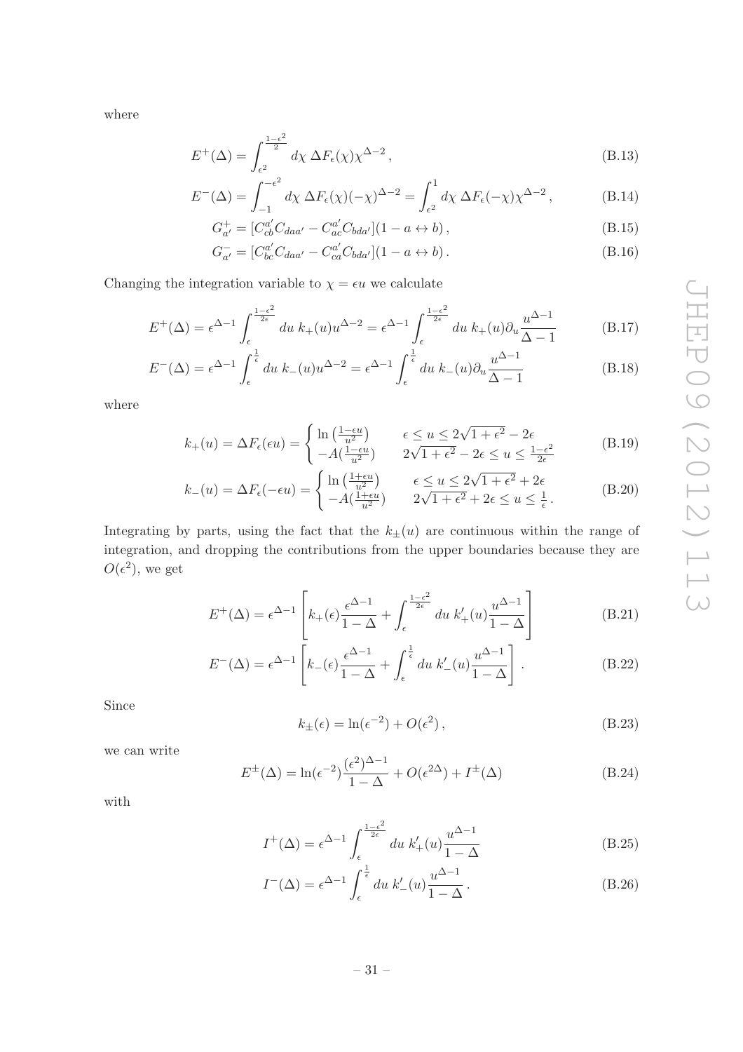where

$$E^{+}(\Delta) = \int_{\epsilon^2}^{\frac{1-\epsilon^2}{2}} d\chi \; \Delta F_\epsilon(\chi)\chi^{\Delta-2}\,, \tag{B.13}$$

$$E^{-}(\Delta) = \int_{-1}^{-\epsilon^2} d\chi \; \Delta F_\epsilon(\chi)(-\chi)^{\Delta-2} = \int_{\epsilon^2}^{1} d\chi \; \Delta F_\epsilon(-\chi)\chi^{\Delta-2}\,, \tag{B.14}$$

$$G^{+}_{a'} = [C^{a'}_{cb}C_{daa'} - C^{a'}_{ac}C_{bda'}](1 - a \leftrightarrow b)\,, \tag{B.15}$$

$$G^{-}_{a'} = [C^{a'}_{bc}C_{daa'} - C^{a'}_{ca}C_{bda'}](1 - a \leftrightarrow b)\,. \tag{B.16}$$

Changing the integration variable to $\chi = \epsilon u$ we calculate

$$E^{+}(\Delta) = \epsilon^{\Delta-1}\int_{\epsilon}^{\frac{1-\epsilon^2}{2\epsilon}} du \; k_{+}(u)u^{\Delta-2} = \epsilon^{\Delta-1}\int_{\epsilon}^{\frac{1-\epsilon^2}{2\epsilon}} du \; k_{+}(u)\partial_u \frac{u^{\Delta-1}}{\Delta-1} \tag{B.17}$$

$$E^{-}(\Delta) = \epsilon^{\Delta-1}\int_{\epsilon}^{\frac{1}{\epsilon}} du \; k_{-}(u)u^{\Delta-2} = \epsilon^{\Delta-1}\int_{\epsilon}^{\frac{1}{\epsilon}} du \; k_{-}(u)\partial_u \frac{u^{\Delta-1}}{\Delta-1} \tag{B.18}$$

where

$$k_{+}(u) = \Delta F_\epsilon(\epsilon u) = \begin{cases} \ln\left(\frac{1-\epsilon u}{u^2}\right) & \epsilon \leq u \leq 2\sqrt{1+\epsilon^2} - 2\epsilon \\ -A(\frac{1-\epsilon u}{u^2}) & 2\sqrt{1+\epsilon^2} - 2\epsilon \leq u \leq \frac{1-\epsilon^2}{2\epsilon} \end{cases} \tag{B.19}$$

$$k_{-}(u) = \Delta F_\epsilon(-\epsilon u) = \begin{cases} \ln\left(\frac{1+\epsilon u}{u^2}\right) & \epsilon \leq u \leq 2\sqrt{1+\epsilon^2} + 2\epsilon \\ -A(\frac{1+\epsilon u}{u^2}) & 2\sqrt{1+\epsilon^2} + 2\epsilon \leq u \leq \frac{1}{\epsilon}\,. \end{cases} \tag{B.20}$$

Integrating by parts, using the fact that the $k_{\pm}(u)$ are continuous within the range of integration, and dropping the contributions from the upper boundaries because they are $O(\epsilon^2)$, we get

$$E^{+}(\Delta) = \epsilon^{\Delta-1}\left[k_{+}(\epsilon)\frac{\epsilon^{\Delta-1}}{1-\Delta} + \int_{\epsilon}^{\frac{1-\epsilon^2}{2\epsilon}} du \; k'_{+}(u)\frac{u^{\Delta-1}}{1-\Delta}\right] \tag{B.21}$$

$$E^{-}(\Delta) = \epsilon^{\Delta-1}\left[k_{-}(\epsilon)\frac{\epsilon^{\Delta-1}}{1-\Delta} + \int_{\epsilon}^{\frac{1}{\epsilon}} du \; k'_{-}(u)\frac{u^{\Delta-1}}{1-\Delta}\right]. \tag{B.22}$$

Since

$$k_{\pm}(\epsilon) = \ln(\epsilon^{-2}) + O(\epsilon^2)\,, \tag{B.23}$$

we can write

$$E^{\pm}(\Delta) = \ln(\epsilon^{-2})\frac{(\epsilon^2)^{\Delta-1}}{1-\Delta} + O(\epsilon^{2\Delta}) + I^{\pm}(\Delta) \tag{B.24}$$

with

$$I^{+}(\Delta) = \epsilon^{\Delta-1}\int_{\epsilon}^{\frac{1-\epsilon^2}{2\epsilon}} du \; k'_{+}(u)\frac{u^{\Delta-1}}{1-\Delta} \tag{B.25}$$

$$I^{-}(\Delta) = \epsilon^{\Delta-1}\int_{\epsilon}^{\frac{1}{\epsilon}} du \; k'_{-}(u)\frac{u^{\Delta-1}}{1-\Delta}\,. \tag{B.26}$$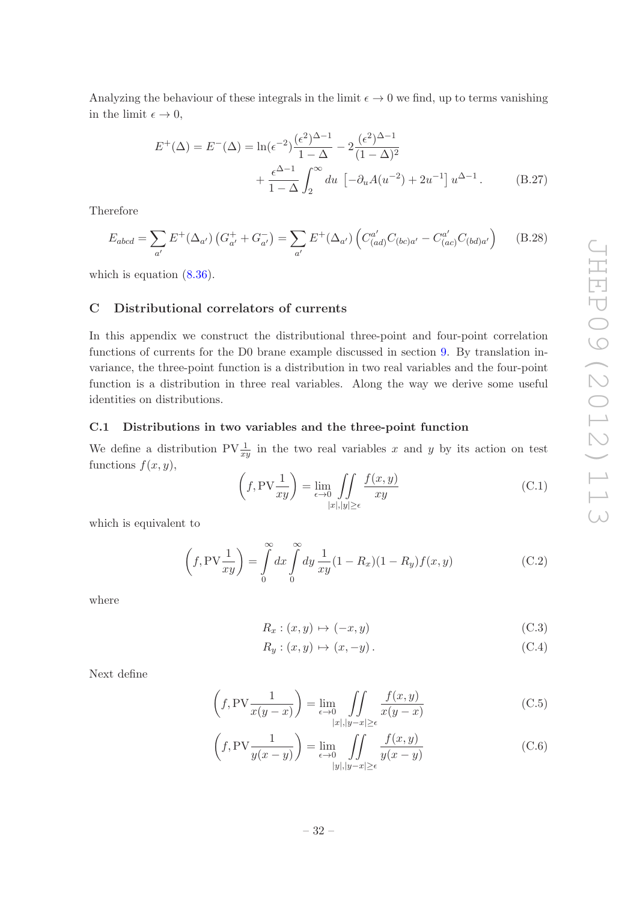Analyzing the behaviour of these integrals in the limit $\epsilon \to 0$ we find, up to terms vanishing in the limit $\epsilon \to 0$,

$$E^+(\Delta) = E^-(\Delta) = \ln(\epsilon^{-2})\frac{(\epsilon^2)^{\Delta-1}}{1-\Delta} - 2\frac{(\epsilon^2)^{\Delta-1}}{(1-\Delta)^2} + \frac{\epsilon^{\Delta-1}}{1-\Delta}\int_2^\infty du\ \left[-\partial_u A(u^{-2}) + 2u^{-1}\right] u^{\Delta-1}\,. \tag{B.27}$$

Therefore

$$E_{abcd} = \sum_{a'} E^+(\Delta_{a'})\left(G^+_{a'} + G^-_{a'}\right) = \sum_{a'} E^+(\Delta_{a'})\left(C^{a'}_{(ad)}C_{(bc)a'} - C^{a'}_{(ac)}C_{(bd)a'}\right) \tag{B.28}$$

which is equation (8.36).

## C Distributional correlators of currents

In this appendix we construct the distributional three-point and four-point correlation functions of currents for the D0 brane example discussed in section 9. By translation invariance, the three-point function is a distribution in two real variables and the four-point function is a distribution in three real variables. Along the way we derive some useful identities on distributions.

### C.1 Distributions in two variables and the three-point function

We define a distribution $\mathrm{PV}\frac{1}{xy}$ in the two real variables $x$ and $y$ by its action on test functions $f(x,y)$,

$$\left(f, \mathrm{PV}\frac{1}{xy}\right) = \lim_{\epsilon\to 0} \iint\limits_{|x|,|y|\geq\epsilon} \frac{f(x,y)}{xy} \tag{C.1}$$

which is equivalent to

$$\left(f, \mathrm{PV}\frac{1}{xy}\right) = \int_0^\infty dx \int_0^\infty dy\, \frac{1}{xy}(1-R_x)(1-R_y)f(x,y) \tag{C.2}$$

where

$$R_x : (x,y) \mapsto (-x,y) \tag{C.3}$$

$$R_y : (x,y) \mapsto (x,-y)\,. \tag{C.4}$$

Next define

$$\left(f, \mathrm{PV}\frac{1}{x(y-x)}\right) = \lim_{\epsilon\to 0} \iint\limits_{|x|,|y-x|\geq\epsilon} \frac{f(x,y)}{x(y-x)} \tag{C.5}$$

$$\left(f, \mathrm{PV}\frac{1}{y(x-y)}\right) = \lim_{\epsilon\to 0} \iint\limits_{|y|,|y-x|\geq\epsilon} \frac{f(x,y)}{y(x-y)} \tag{C.6}$$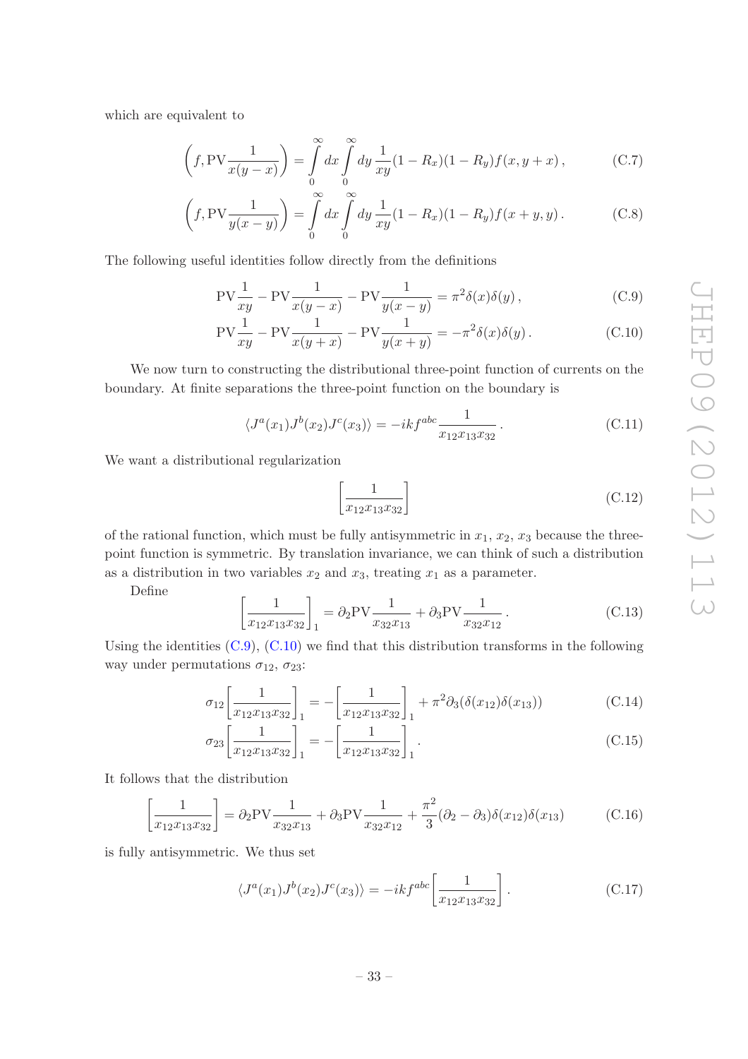which are equivalent to

$$\left(f, \mathrm{PV}\frac{1}{x(y-x)}\right) = \int_0^\infty dx \int_0^\infty dy \, \frac{1}{xy}(1-R_x)(1-R_y) f(x, y+x)\,, \tag{C.7}$$

$$\left(f, \mathrm{PV}\frac{1}{y(x-y)}\right) = \int_0^\infty dx \int_0^\infty dy \, \frac{1}{xy}(1-R_x)(1-R_y) f(x+y, y)\,. \tag{C.8}$$

The following useful identities follow directly from the definitions

$$\mathrm{PV}\frac{1}{xy} - \mathrm{PV}\frac{1}{x(y-x)} - \mathrm{PV}\frac{1}{y(x-y)} = \pi^2 \delta(x)\delta(y)\,, \tag{C.9}$$

$$\mathrm{PV}\frac{1}{xy} - \mathrm{PV}\frac{1}{x(y+x)} - \mathrm{PV}\frac{1}{y(x+y)} = -\pi^2 \delta(x)\delta(y)\,. \tag{C.10}$$

We now turn to constructing the distributional three-point function of currents on the boundary. At finite separations the three-point function on the boundary is

$$\langle J^a(x_1) J^b(x_2) J^c(x_3)\rangle = -ikf^{abc}\frac{1}{x_{12}x_{13}x_{32}}\,. \tag{C.11}$$

We want a distributional regularization

$$\left[\frac{1}{x_{12}x_{13}x_{32}}\right] \tag{C.12}$$

of the rational function, which must be fully antisymmetric in $x_1$, $x_2$, $x_3$ because the three-point function is symmetric. By translation invariance, we can think of such a distribution as a distribution in two variables $x_2$ and $x_3$, treating $x_1$ as a parameter.

Define

$$\left[\frac{1}{x_{12}x_{13}x_{32}}\right]_1 = \partial_2 \mathrm{PV}\frac{1}{x_{32}x_{13}} + \partial_3 \mathrm{PV}\frac{1}{x_{32}x_{12}}\,. \tag{C.13}$$

Using the identities (C.9), (C.10) we find that this distribution transforms in the following way under permutations $\sigma_{12}$, $\sigma_{23}$:

$$\sigma_{12}\left[\frac{1}{x_{12}x_{13}x_{32}}\right]_1 = -\left[\frac{1}{x_{12}x_{13}x_{32}}\right]_1 + \pi^2\partial_3(\delta(x_{12})\delta(x_{13})) \tag{C.14}$$

$$\sigma_{23}\left[\frac{1}{x_{12}x_{13}x_{32}}\right]_1 = -\left[\frac{1}{x_{12}x_{13}x_{32}}\right]_1\,. \tag{C.15}$$

It follows that the distribution

$$\left[\frac{1}{x_{12}x_{13}x_{32}}\right] = \partial_2 \mathrm{PV}\frac{1}{x_{32}x_{13}} + \partial_3 \mathrm{PV}\frac{1}{x_{32}x_{12}} + \frac{\pi^2}{3}(\partial_2 - \partial_3)\delta(x_{12})\delta(x_{13}) \tag{C.16}$$

is fully antisymmetric. We thus set

$$\langle J^a(x_1) J^b(x_2) J^c(x_3)\rangle = -ikf^{abc}\left[\frac{1}{x_{12}x_{13}x_{32}}\right]. \tag{C.17}$$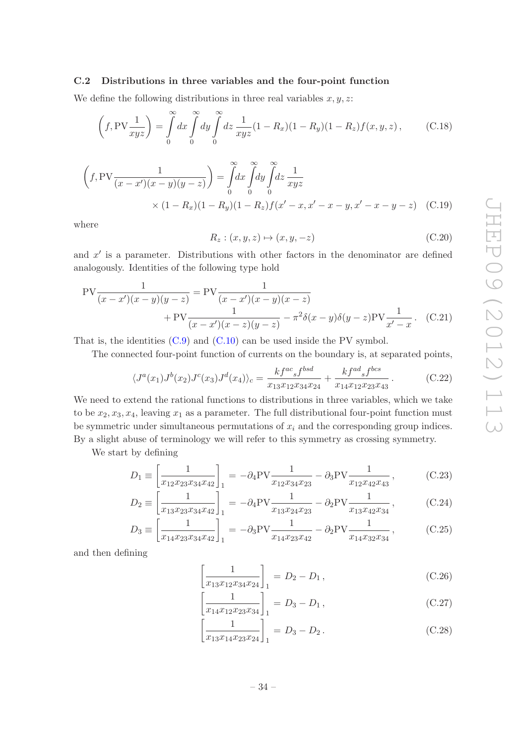### C.2 Distributions in three variables and the four-point function

We define the following distributions in three real variables $x, y, z$:

$$\left(f, \mathrm{PV}\frac{1}{xyz}\right) = \int_0^\infty dx \int_0^\infty dy \int_0^\infty dz\, \frac{1}{xyz}(1-R_x)(1-R_y)(1-R_z)f(x,y,z)\,, \tag{C.18}$$

$$\left(f, \mathrm{PV}\frac{1}{(x-x')(x-y)(y-z)}\right) = \int_0^\infty dx \int_0^\infty dy \int_0^\infty dz\, \frac{1}{xyz} \\ \times (1-R_x)(1-R_y)(1-R_z)f(x'-x, x'-x-y, x'-x-y-z) \tag{C.19}$$

where

$$R_z : (x,y,z) \mapsto (x,y,-z) \tag{C.20}$$

and $x'$ is a parameter. Distributions with other factors in the denominator are defined analogously. Identities of the following type hold

$$\mathrm{PV}\frac{1}{(x-x')(x-y)(y-z)} = \mathrm{PV}\frac{1}{(x-x')(x-y)(x-z)} \\ + \mathrm{PV}\frac{1}{(x-x')(x-z)(y-z)} - \pi^2\delta(x-y)\delta(y-z)\mathrm{PV}\frac{1}{x'-x}\,. \tag{C.21}$$

That is, the identities (C.9) and (C.10) can be used inside the PV symbol.

The connected four-point function of currents on the boundary is, at separated points,

$$\langle J^a(x_1)J^b(x_2)J^c(x_3)J^d(x_4)\rangle_c = \frac{kf^{ac}{}_s f^{bsd}}{x_{13}x_{12}x_{34}x_{24}} + \frac{kf^{ad}{}_s f^{bcs}}{x_{14}x_{12}x_{23}x_{43}}\,. \tag{C.22}$$

We need to extend the rational functions to distributions in three variables, which we take to be $x_2, x_3, x_4$, leaving $x_1$ as a parameter. The full distributional four-point function must be symmetric under simultaneous permutations of $x_i$ and the corresponding group indices. By a slight abuse of terminology we will refer to this symmetry as crossing symmetry.

We start by defining

$$D_1 \equiv \left[\frac{1}{x_{12}x_{23}x_{34}x_{42}}\right]_1 = -\partial_4\mathrm{PV}\frac{1}{x_{12}x_{34}x_{23}} - \partial_3\mathrm{PV}\frac{1}{x_{12}x_{42}x_{43}}\,, \tag{C.23}$$

$$D_2 \equiv \left[\frac{1}{x_{13}x_{23}x_{34}x_{42}}\right]_1 = -\partial_4\mathrm{PV}\frac{1}{x_{13}x_{24}x_{23}} - \partial_2\mathrm{PV}\frac{1}{x_{13}x_{42}x_{34}}\,, \tag{C.24}$$

$$D_3 \equiv \left[\frac{1}{x_{14}x_{23}x_{34}x_{42}}\right]_1 = -\partial_3\mathrm{PV}\frac{1}{x_{14}x_{23}x_{42}} - \partial_2\mathrm{PV}\frac{1}{x_{14}x_{32}x_{34}}\,, \tag{C.25}$$

and then defining

$$\left[\frac{1}{x_{13}x_{12}x_{34}x_{24}}\right]_1 = D_2 - D_1\,, \tag{C.26}$$

$$\left[\frac{1}{x_{14}x_{12}x_{23}x_{34}}\right]_1 = D_3 - D_1\,, \tag{C.27}$$

$$\left[\frac{1}{x_{13}x_{14}x_{23}x_{24}}\right]_1 = D_3 - D_2\,. \tag{C.28}$$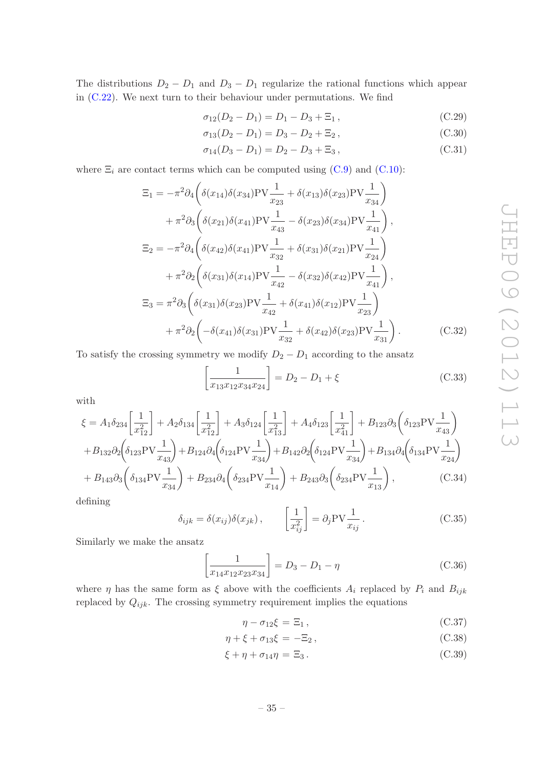The distributions $D_2 - D_1$ and $D_3 - D_1$ regularize the rational functions which appear in (C.22). We next turn to their behaviour under permutations. We find

$$\sigma_{12}(D_2 - D_1) = D_1 - D_3 + \Xi_1\,, \tag{C.29}$$

$$\sigma_{13}(D_2 - D_1) = D_3 - D_2 + \Xi_2\,, \tag{C.30}$$

$$\sigma_{14}(D_3 - D_1) = D_2 - D_3 + \Xi_3\,, \tag{C.31}$$

where $\Xi_i$ are contact terms which can be computed using (C.9) and (C.10):

$$\begin{aligned}
\Xi_1 &= -\pi^2\partial_4\Big(\delta(x_{14})\delta(x_{34})\mathrm{PV}\frac{1}{x_{23}} + \delta(x_{13})\delta(x_{23})\mathrm{PV}\frac{1}{x_{34}}\Big) \\
&\quad + \pi^2\partial_3\Big(\delta(x_{21})\delta(x_{41})\mathrm{PV}\frac{1}{x_{43}} - \delta(x_{23})\delta(x_{34})\mathrm{PV}\frac{1}{x_{41}}\Big)\,, \\
\Xi_2 &= -\pi^2\partial_4\Big(\delta(x_{42})\delta(x_{41})\mathrm{PV}\frac{1}{x_{32}} + \delta(x_{31})\delta(x_{21})\mathrm{PV}\frac{1}{x_{24}}\Big) \\
&\quad + \pi^2\partial_2\Big(\delta(x_{31})\delta(x_{14})\mathrm{PV}\frac{1}{x_{42}} - \delta(x_{32})\delta(x_{42})\mathrm{PV}\frac{1}{x_{41}}\Big)\,, \\
\Xi_3 &= \pi^2\partial_3\Big(\delta(x_{31})\delta(x_{23})\mathrm{PV}\frac{1}{x_{42}} + \delta(x_{41})\delta(x_{12})\mathrm{PV}\frac{1}{x_{23}}\Big) \\
&\quad + \pi^2\partial_2\Big(-\delta(x_{41})\delta(x_{31})\mathrm{PV}\frac{1}{x_{32}} + \delta(x_{42})\delta(x_{23})\mathrm{PV}\frac{1}{x_{31}}\Big)\,.
\end{aligned} \tag{C.32}$$

To satisfy the crossing symmetry we modify $D_2 - D_1$ according to the ansatz

$$\left[\frac{1}{x_{13}x_{12}x_{34}x_{24}}\right] = D_2 - D_1 + \xi \tag{C.33}$$

with

$$\begin{aligned}
\xi &= A_1\delta_{234}\left[\frac{1}{x_{12}^2}\right] + A_2\delta_{134}\left[\frac{1}{x_{12}^2}\right] + A_3\delta_{124}\left[\frac{1}{x_{13}^2}\right] + A_4\delta_{123}\left[\frac{1}{x_{41}^2}\right] + B_{123}\partial_3\Big(\delta_{123}\mathrm{PV}\frac{1}{x_{43}}\Big) \\
&\quad + B_{132}\partial_2\Big(\delta_{123}\mathrm{PV}\frac{1}{x_{43}}\Big) + B_{124}\partial_4\Big(\delta_{124}\mathrm{PV}\frac{1}{x_{34}}\Big) + B_{142}\partial_2\Big(\delta_{124}\mathrm{PV}\frac{1}{x_{34}}\Big) + B_{134}\partial_4\Big(\delta_{134}\mathrm{PV}\frac{1}{x_{24}}\Big) \\
&\quad + B_{143}\partial_3\Big(\delta_{134}\mathrm{PV}\frac{1}{x_{34}}\Big) + B_{234}\partial_4\Big(\delta_{234}\mathrm{PV}\frac{1}{x_{14}}\Big) + B_{243}\partial_3\Big(\delta_{234}\mathrm{PV}\frac{1}{x_{13}}\Big)\,,
\end{aligned} \tag{C.34}$$

defining

$$\delta_{ijk} = \delta(x_{ij})\delta(x_{jk})\,, \qquad \left[\frac{1}{x_{ij}^2}\right] = \partial_j\mathrm{PV}\frac{1}{x_{ij}}\,. \tag{C.35}$$

Similarly we make the ansatz

$$\left[\frac{1}{x_{14}x_{12}x_{23}x_{34}}\right] = D_3 - D_1 - \eta \tag{C.36}$$

where $\eta$ has the same form as $\xi$ above with the coefficients $A_i$ replaced by $P_i$ and $B_{ijk}$ replaced by $Q_{ijk}$. The crossing symmetry requirement implies the equations

$$\eta - \sigma_{12}\xi = \Xi_1\,, \tag{C.37}$$

$$\eta + \xi + \sigma_{13}\xi = -\Xi_2\,, \tag{C.38}$$

$$\xi + \eta + \sigma_{14}\eta = \Xi_3\,. \tag{C.39}$$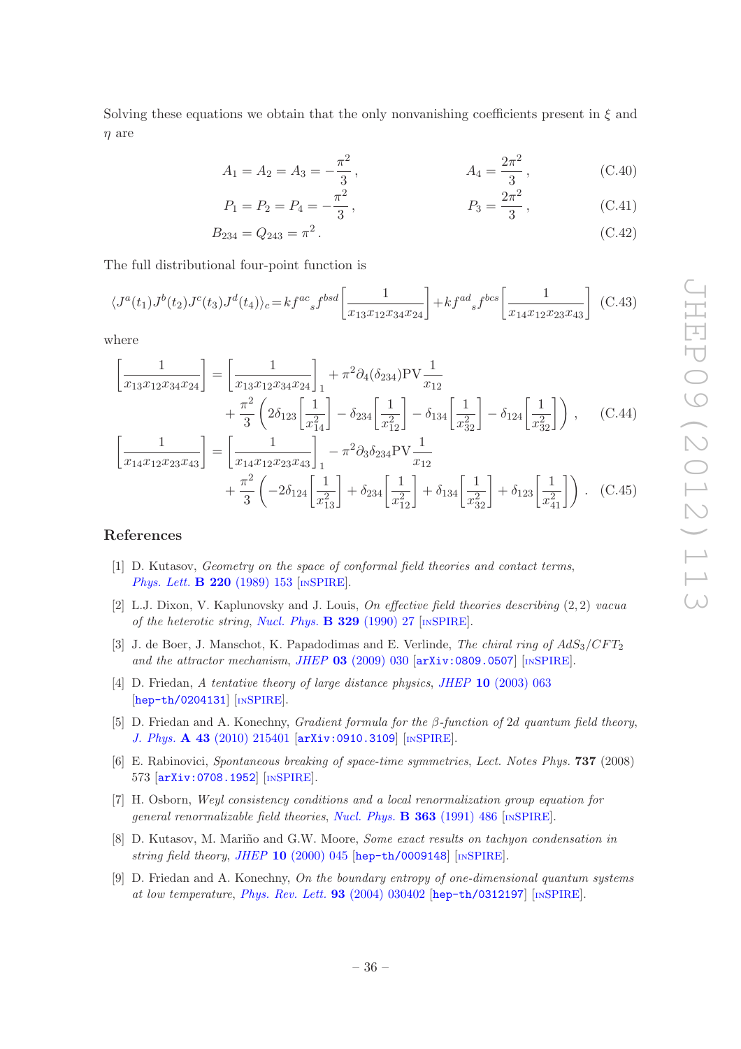Solving these equations we obtain that the only nonvanishing coefficients present in $\xi$ and $\eta$ are

$$A_1 = A_2 = A_3 = -\frac{\pi^2}{3}\,, \qquad\qquad A_4 = \frac{2\pi^2}{3}\,, \tag{C.40}$$

$$P_1 = P_2 = P_4 = -\frac{\pi^2}{3}\,, \qquad\qquad P_3 = \frac{2\pi^2}{3}\,, \tag{C.41}$$

$$B_{234} = Q_{243} = \pi^2\,. \tag{C.42}$$

The full distributional four-point function is

$$\langle J^a(t_1)J^b(t_2)J^c(t_3)J^d(t_4)\rangle_c = k f^{ac}{}_s f^{bsd}\left[\frac{1}{x_{13}x_{12}x_{34}x_{24}}\right] + k f^{ad}{}_s f^{bcs}\left[\frac{1}{x_{14}x_{12}x_{23}x_{43}}\right] \tag{C.43}$$

where

$$\begin{aligned}
\left[\frac{1}{x_{13}x_{12}x_{34}x_{24}}\right] &= \left[\frac{1}{x_{13}x_{12}x_{34}x_{24}}\right]_1 + \pi^2\partial_4(\delta_{234})\mathrm{PV}\frac{1}{x_{12}} \\
&\quad + \frac{\pi^2}{3}\left(2\delta_{123}\left[\frac{1}{x_{14}^2}\right] - \delta_{234}\left[\frac{1}{x_{12}^2}\right] - \delta_{134}\left[\frac{1}{x_{32}^2}\right] - \delta_{124}\left[\frac{1}{x_{32}^2}\right]\right)\,,
\end{aligned} \tag{C.44}$$

$$\begin{aligned}
\left[\frac{1}{x_{14}x_{12}x_{23}x_{43}}\right] &= \left[\frac{1}{x_{14}x_{12}x_{23}x_{43}}\right]_1 - \pi^2\partial_3\delta_{234}\mathrm{PV}\frac{1}{x_{12}} \\
&\quad + \frac{\pi^2}{3}\left(-2\delta_{124}\left[\frac{1}{x_{13}^2}\right] + \delta_{234}\left[\frac{1}{x_{12}^2}\right] + \delta_{134}\left[\frac{1}{x_{32}^2}\right] + \delta_{123}\left[\frac{1}{x_{41}^2}\right]\right)\,.
\end{aligned} \tag{C.45}$$

## References

[1] D. Kutasov, *Geometry on the space of conformal field theories and contact terms*, *Phys. Lett.* **B 220** (1989) 153 [INSPIRE].

[2] L.J. Dixon, V. Kaplunovsky and J. Louis, *On effective field theories describing* (2,2) *vacua of the heterotic string*, *Nucl. Phys.* **B 329** (1990) 27 [INSPIRE].

[3] J. de Boer, J. Manschot, K. Papadodimas and E. Verlinde, *The chiral ring of AdS*$_3$*/CFT*$_2$ *and the attractor mechanism*, *JHEP* **03** (2009) 030 [arXiv:0809.0507] [INSPIRE].

[4] D. Friedan, *A tentative theory of large distance physics*, *JHEP* **10** (2003) 063 [hep-th/0204131] [INSPIRE].

[5] D. Friedan and A. Konechny, *Gradient formula for the β-function of 2d quantum field theory*, *J. Phys.* **A 43** (2010) 215401 [arXiv:0910.3109] [INSPIRE].

[6] E. Rabinovici, *Spontaneous breaking of space-time symmetries*, *Lect. Notes Phys.* **737** (2008) 573 [arXiv:0708.1952] [INSPIRE].

[7] H. Osborn, *Weyl consistency conditions and a local renormalization group equation for general renormalizable field theories*, *Nucl. Phys.* **B 363** (1991) 486 [INSPIRE].

[8] D. Kutasov, M. Mariño and G.W. Moore, *Some exact results on tachyon condensation in string field theory*, *JHEP* **10** (2000) 045 [hep-th/0009148] [INSPIRE].

[9] D. Friedan and A. Konechny, *On the boundary entropy of one-dimensional quantum systems at low temperature*, *Phys. Rev. Lett.* **93** (2004) 030402 [hep-th/0312197] [INSPIRE].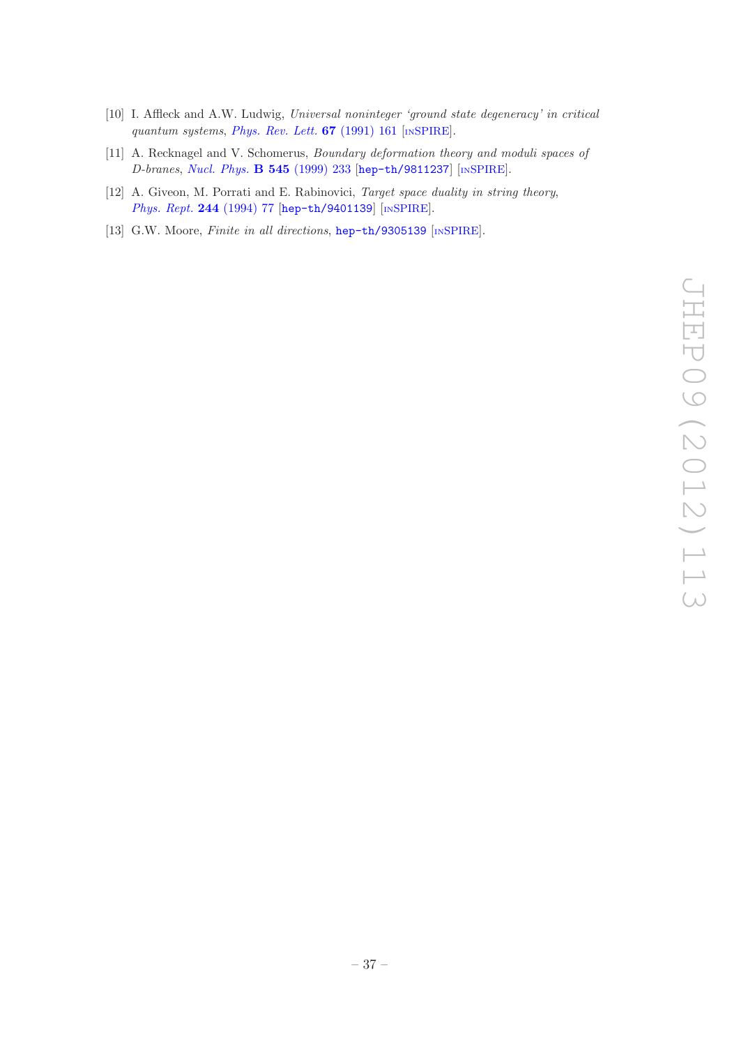[10] I. Affleck and A.W. Ludwig, *Universal noninteger 'ground state degeneracy' in critical quantum systems*, *Phys. Rev. Lett.* **67** (1991) 161 [INSPIRE].

[11] A. Recknagel and V. Schomerus, *Boundary deformation theory and moduli spaces of D-branes*, *Nucl. Phys.* **B 545** (1999) 233 [hep-th/9811237] [INSPIRE].

[12] A. Giveon, M. Porrati and E. Rabinovici, *Target space duality in string theory*, *Phys. Rept.* **244** (1994) 77 [hep-th/9401139] [INSPIRE].

[13] G.W. Moore, *Finite in all directions*, hep-th/9305139 [INSPIRE].